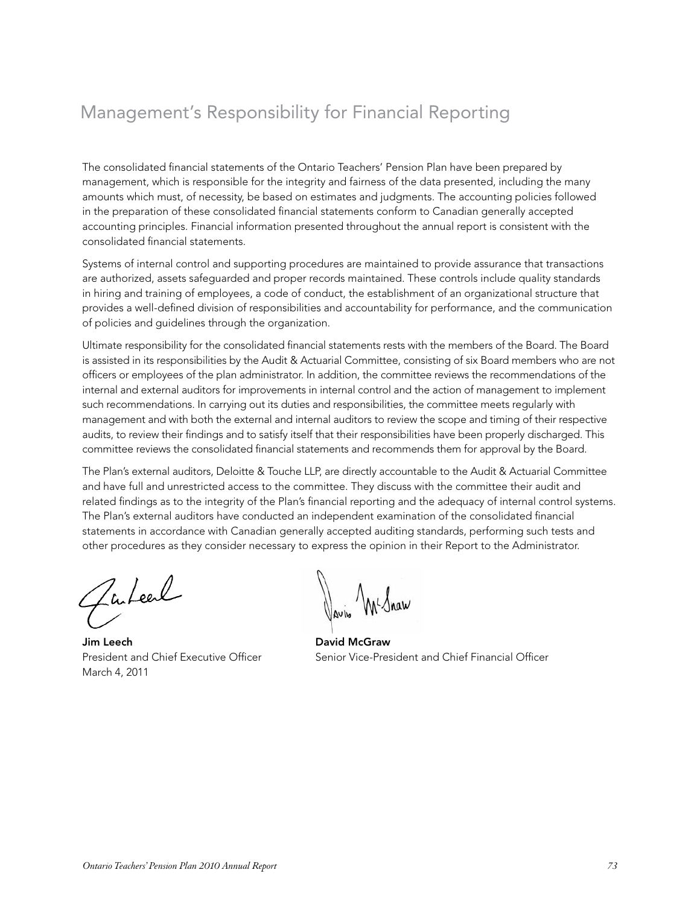# Management's Responsibility for Financial Reporting

The consolidated financial statements of the Ontario Teachers' Pension Plan have been prepared by management, which is responsible for the integrity and fairness of the data presented, including the many amounts which must, of necessity, be based on estimates and judgments. The accounting policies followed in the preparation of these consolidated financial statements conform to Canadian generally accepted accounting principles. Financial information presented throughout the annual report is consistent with the consolidated financial statements.

Systems of internal control and supporting procedures are maintained to provide assurance that transactions are authorized, assets safeguarded and proper records maintained. These controls include quality standards in hiring and training of employees, a code of conduct, the establishment of an organizational structure that provides a well-defined division of responsibilities and accountability for performance, and the communication of policies and guidelines through the organization.

Ultimate responsibility for the consolidated financial statements rests with the members of the Board. The Board is assisted in its responsibilities by the Audit & Actuarial Committee, consisting of six Board members who are not officers or employees of the plan administrator. In addition, the committee reviews the recommendations of the internal and external auditors for improvements in internal control and the action of management to implement such recommendations. In carrying out its duties and responsibilities, the committee meets regularly with management and with both the external and internal auditors to review the scope and timing of their respective audits, to review their findings and to satisfy itself that their responsibilities have been properly discharged. This committee reviews the consolidated financial statements and recommends them for approval by the Board.

The Plan's external auditors, Deloitte & Touche LLP, are directly accountable to the Audit & Actuarial Committee and have full and unrestricted access to the committee. They discuss with the committee their audit and related findings as to the integrity of the Plan's financial reporting and the adequacy of internal control systems. The Plan's external auditors have conducted an independent examination of the consolidated financial statements in accordance with Canadian generally accepted auditing standards, performing such tests and other procedures as they consider necessary to express the opinion in their Report to the Administrator.

**Jim Leech**
President and Chief Executive Officer
March 4, 2011

**David McGraw**
Senior Vice-President and Chief Financial Officer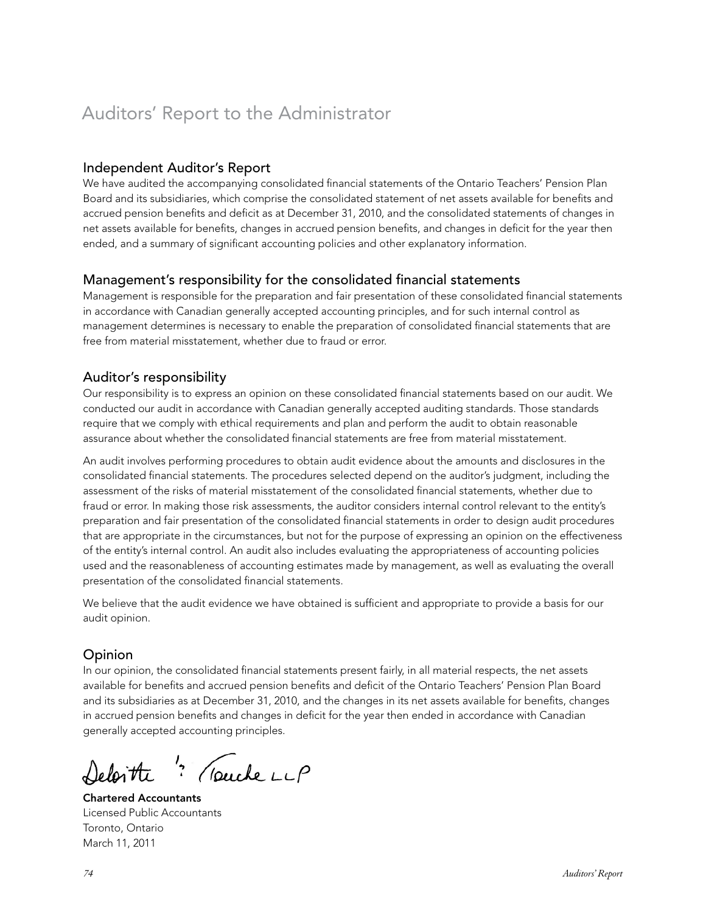# Auditors' Report to the Administrator

## Independent Auditor's Report

We have audited the accompanying consolidated financial statements of the Ontario Teachers' Pension Plan Board and its subsidiaries, which comprise the consolidated statement of net assets available for benefits and accrued pension benefits and deficit as at December 31, 2010, and the consolidated statements of changes in net assets available for benefits, changes in accrued pension benefits, and changes in deficit for the year then ended, and a summary of significant accounting policies and other explanatory information.

## Management's responsibility for the consolidated financial statements

Management is responsible for the preparation and fair presentation of these consolidated financial statements in accordance with Canadian generally accepted accounting principles, and for such internal control as management determines is necessary to enable the preparation of consolidated financial statements that are free from material misstatement, whether due to fraud or error.

## Auditor's responsibility

Our responsibility is to express an opinion on these consolidated financial statements based on our audit. We conducted our audit in accordance with Canadian generally accepted auditing standards. Those standards require that we comply with ethical requirements and plan and perform the audit to obtain reasonable assurance about whether the consolidated financial statements are free from material misstatement.

An audit involves performing procedures to obtain audit evidence about the amounts and disclosures in the consolidated financial statements. The procedures selected depend on the auditor's judgment, including the assessment of the risks of material misstatement of the consolidated financial statements, whether due to fraud or error. In making those risk assessments, the auditor considers internal control relevant to the entity's preparation and fair presentation of the consolidated financial statements in order to design audit procedures that are appropriate in the circumstances, but not for the purpose of expressing an opinion on the effectiveness of the entity's internal control. An audit also includes evaluating the appropriateness of accounting policies used and the reasonableness of accounting estimates made by management, as well as evaluating the overall presentation of the consolidated financial statements.

We believe that the audit evidence we have obtained is sufficient and appropriate to provide a basis for our audit opinion.

## Opinion

In our opinion, the consolidated financial statements present fairly, in all material respects, the net assets available for benefits and accrued pension benefits and deficit of the Ontario Teachers' Pension Plan Board and its subsidiaries as at December 31, 2010, and the changes in its net assets available for benefits, changes in accrued pension benefits and changes in deficit for the year then ended in accordance with Canadian generally accepted accounting principles.

Deloitte & Touche LLP

**Chartered Accountants**
Licensed Public Accountants
Toronto, Ontario
March 11, 2011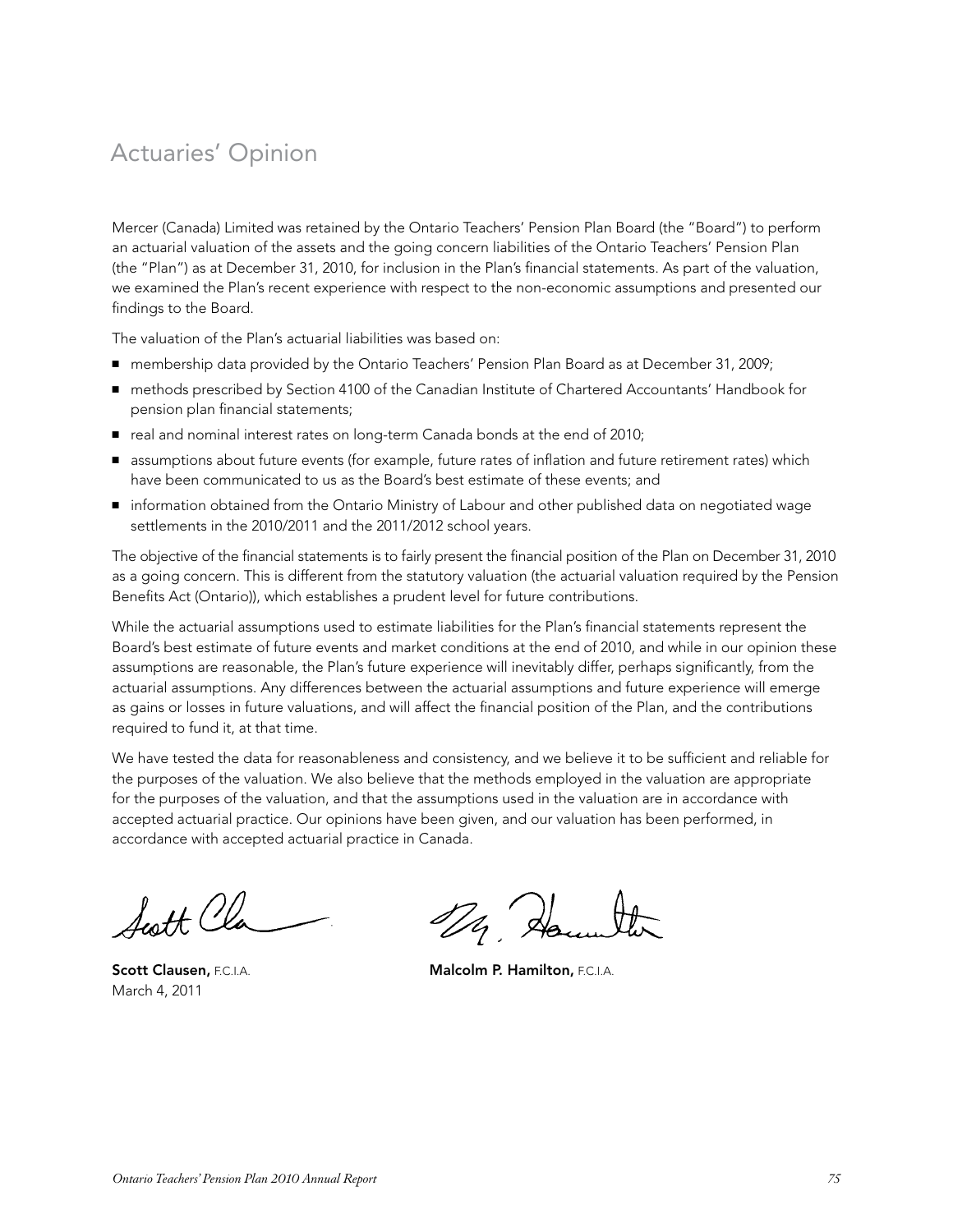# Actuaries' Opinion

Mercer (Canada) Limited was retained by the Ontario Teachers' Pension Plan Board (the "Board") to perform an actuarial valuation of the assets and the going concern liabilities of the Ontario Teachers' Pension Plan (the "Plan") as at December 31, 2010, for inclusion in the Plan's financial statements. As part of the valuation, we examined the Plan's recent experience with respect to the non-economic assumptions and presented our findings to the Board.

The valuation of the Plan's actuarial liabilities was based on:

- membership data provided by the Ontario Teachers' Pension Plan Board as at December 31, 2009;
- methods prescribed by Section 4100 of the Canadian Institute of Chartered Accountants' Handbook for pension plan financial statements;
- real and nominal interest rates on long-term Canada bonds at the end of 2010;
- assumptions about future events (for example, future rates of inflation and future retirement rates) which have been communicated to us as the Board's best estimate of these events; and
- information obtained from the Ontario Ministry of Labour and other published data on negotiated wage settlements in the 2010/2011 and the 2011/2012 school years.

The objective of the financial statements is to fairly present the financial position of the Plan on December 31, 2010 as a going concern. This is different from the statutory valuation (the actuarial valuation required by the Pension Benefits Act (Ontario)), which establishes a prudent level for future contributions.

While the actuarial assumptions used to estimate liabilities for the Plan's financial statements represent the Board's best estimate of future events and market conditions at the end of 2010, and while in our opinion these assumptions are reasonable, the Plan's future experience will inevitably differ, perhaps significantly, from the actuarial assumptions. Any differences between the actuarial assumptions and future experience will emerge as gains or losses in future valuations, and will affect the financial position of the Plan, and the contributions required to fund it, at that time.

We have tested the data for reasonableness and consistency, and we believe it to be sufficient and reliable for the purposes of the valuation. We also believe that the methods employed in the valuation are appropriate for the purposes of the valuation, and that the assumptions used in the valuation are in accordance with accepted actuarial practice. Our opinions have been given, and our valuation has been performed, in accordance with accepted actuarial practice in Canada.

**Scott Clausen,** F.C.I.A.
March 4, 2011

**Malcolm P. Hamilton,** F.C.I.A.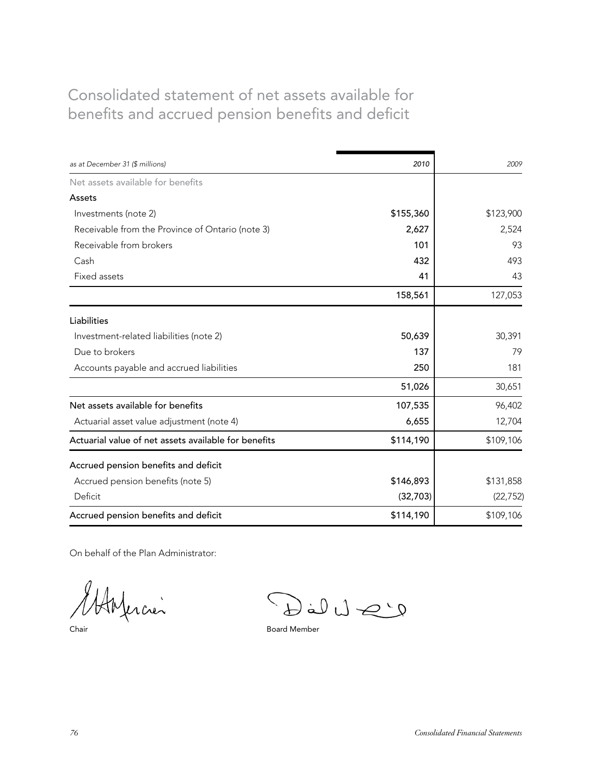# Consolidated statement of net assets available for benefits and accrued pension benefits and deficit

| *as at December 31 ($ millions)* | *2010* | *2009* |
|---|---|---|
| Net assets available for benefits | | |
| **Assets** | | |
| Investments (note 2) | **$155,360** | $123,900 |
| Receivable from the Province of Ontario (note 3) | **2,627** | 2,524 |
| Receivable from brokers | **101** | 93 |
| Cash | **432** | 493 |
| Fixed assets | **41** | 43 |
| | **158,561** | 127,053 |
| **Liabilities** | | |
| Investment-related liabilities (note 2) | **50,639** | 30,391 |
| Due to brokers | **137** | 79 |
| Accounts payable and accrued liabilities | **250** | 181 |
| | **51,026** | 30,651 |
| **Net assets available for benefits** | **107,535** | 96,402 |
| Actuarial asset value adjustment (note 4) | **6,655** | 12,704 |
| **Actuarial value of net assets available for benefits** | **$114,190** | $109,106 |
| **Accrued pension benefits and deficit** | | |
| Accrued pension benefits (note 5) | **$146,893** | $131,858 |
| Deficit | **(32,703)** | (22,752) |
| **Accrued pension benefits and deficit** | **$114,190** | $109,106 |

On behalf of the Plan Administrator:

Chair

Board Member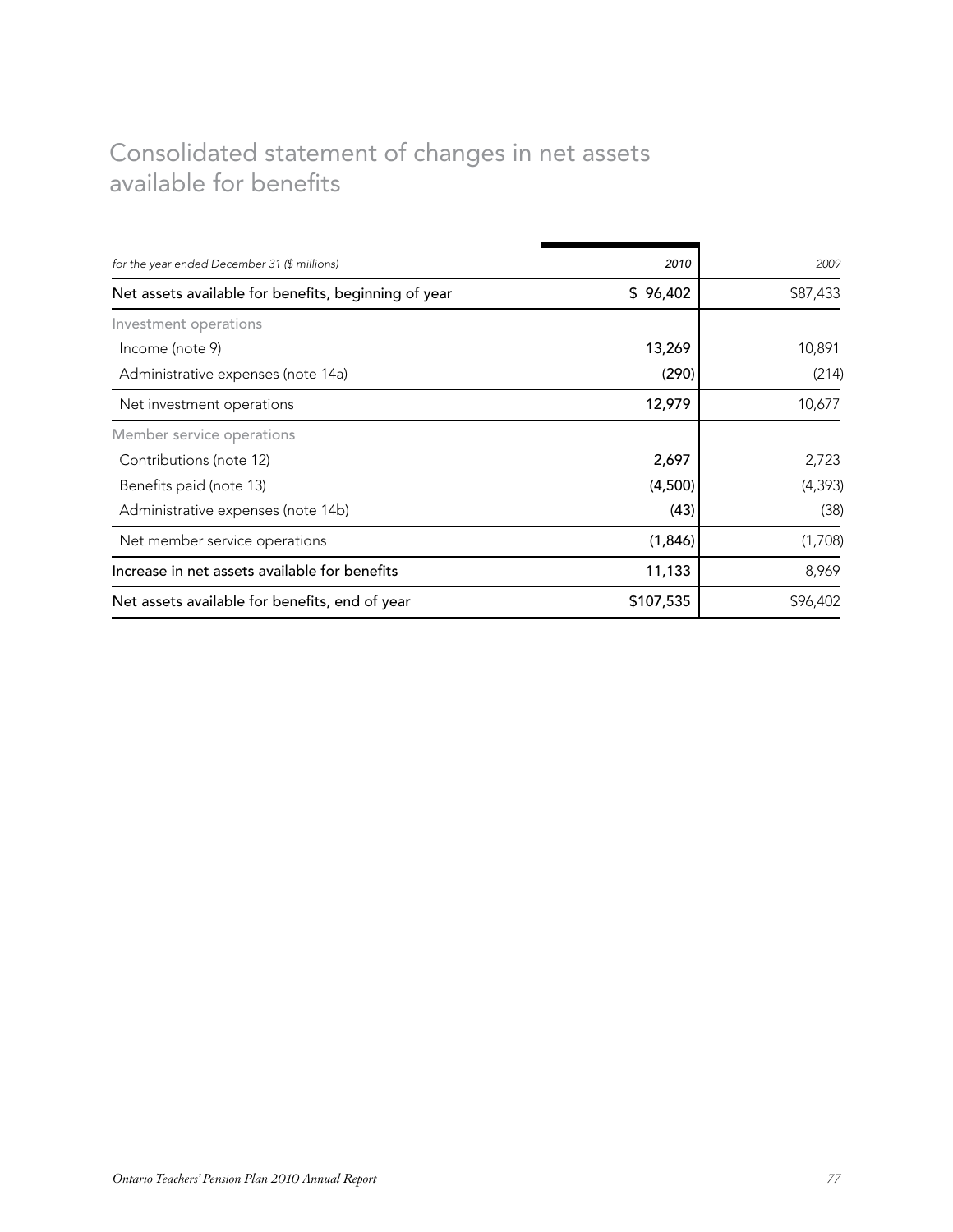# Consolidated statement of changes in net assets available for benefits

| *for the year ended December 31 ($ millions)* | *2010* | *2009* |
|---|---|---|
| Net assets available for benefits, beginning of year | $ 96,402 | $87,433 |
| Investment operations | | |
| Income (note 9) | 13,269 | 10,891 |
| Administrative expenses (note 14a) | (290) | (214) |
| Net investment operations | 12,979 | 10,677 |
| Member service operations | | |
| Contributions (note 12) | 2,697 | 2,723 |
| Benefits paid (note 13) | (4,500) | (4,393) |
| Administrative expenses (note 14b) | (43) | (38) |
| Net member service operations | (1,846) | (1,708) |
| Increase in net assets available for benefits | 11,133 | 8,969 |
| Net assets available for benefits, end of year | $107,535 | $96,402 |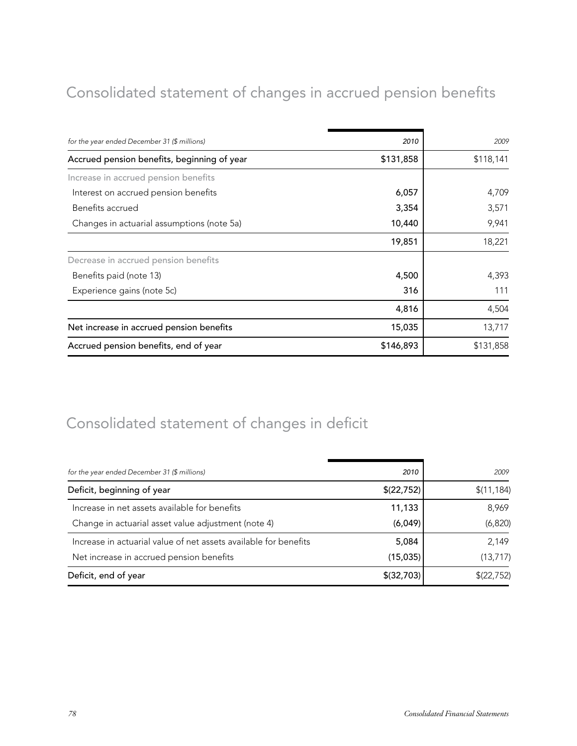# Consolidated statement of changes in accrued pension benefits

| *for the year ended December 31 ($ millions)* | *2010* | *2009* |
|---|---|---|
| Accrued pension benefits, beginning of year | $131,858 | $118,141 |
| Increase in accrued pension benefits | | |
| Interest on accrued pension benefits | 6,057 | 4,709 |
| Benefits accrued | 3,354 | 3,571 |
| Changes in actuarial assumptions (note 5a) | 10,440 | 9,941 |
| | 19,851 | 18,221 |
| Decrease in accrued pension benefits | | |
| Benefits paid (note 13) | 4,500 | 4,393 |
| Experience gains (note 5c) | 316 | 111 |
| | 4,816 | 4,504 |
| Net increase in accrued pension benefits | 15,035 | 13,717 |
| Accrued pension benefits, end of year | $146,893 | $131,858 |

# Consolidated statement of changes in deficit

| *for the year ended December 31 ($ millions)* | *2010* | *2009* |
|---|---|---|
| Deficit, beginning of year | $(22,752) | $(11,184) |
| Increase in net assets available for benefits | 11,133 | 8,969 |
| Change in actuarial asset value adjustment (note 4) | (6,049) | (6,820) |
| Increase in actuarial value of net assets available for benefits | 5,084 | 2,149 |
| Net increase in accrued pension benefits | (15,035) | (13,717) |
| Deficit, end of year | $(32,703) | $(22,752) |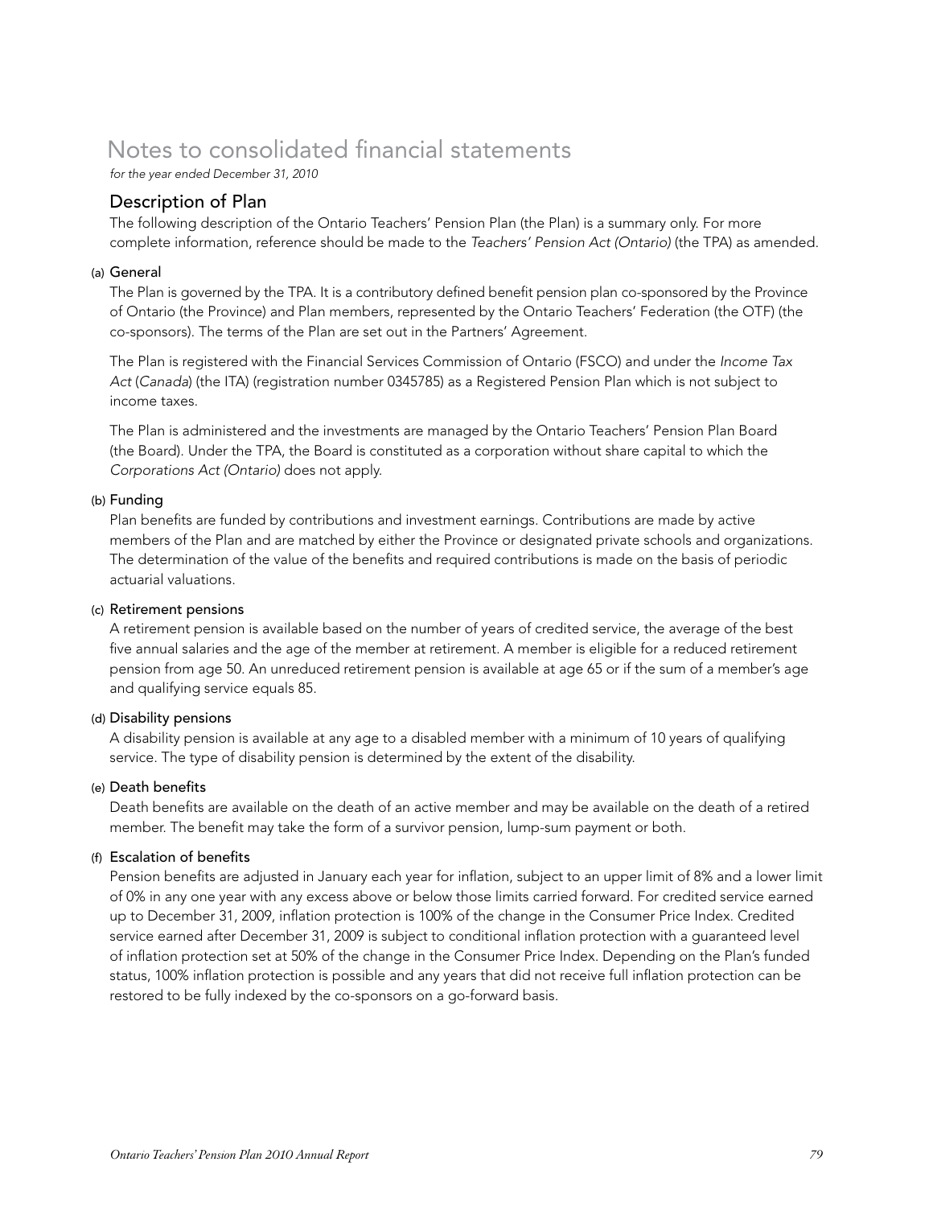# Notes to consolidated financial statements

*for the year ended December 31, 2010*

## Description of Plan

The following description of the Ontario Teachers' Pension Plan (the Plan) is a summary only. For more complete information, reference should be made to the *Teachers' Pension Act (Ontario)* (the TPA) as amended.

### (a) General

The Plan is governed by the TPA. It is a contributory defined benefit pension plan co-sponsored by the Province of Ontario (the Province) and Plan members, represented by the Ontario Teachers' Federation (the OTF) (the co-sponsors). The terms of the Plan are set out in the Partners' Agreement.

The Plan is registered with the Financial Services Commission of Ontario (FSCO) and under the *Income Tax Act* (*Canada*) (the ITA) (registration number 0345785) as a Registered Pension Plan which is not subject to income taxes.

The Plan is administered and the investments are managed by the Ontario Teachers' Pension Plan Board (the Board). Under the TPA, the Board is constituted as a corporation without share capital to which the *Corporations Act (Ontario)* does not apply.

### (b) Funding

Plan benefits are funded by contributions and investment earnings. Contributions are made by active members of the Plan and are matched by either the Province or designated private schools and organizations. The determination of the value of the benefits and required contributions is made on the basis of periodic actuarial valuations.

### (c) Retirement pensions

A retirement pension is available based on the number of years of credited service, the average of the best five annual salaries and the age of the member at retirement. A member is eligible for a reduced retirement pension from age 50. An unreduced retirement pension is available at age 65 or if the sum of a member's age and qualifying service equals 85.

### (d) Disability pensions

A disability pension is available at any age to a disabled member with a minimum of 10 years of qualifying service. The type of disability pension is determined by the extent of the disability.

### (e) Death benefits

Death benefits are available on the death of an active member and may be available on the death of a retired member. The benefit may take the form of a survivor pension, lump-sum payment or both.

### (f) Escalation of benefits

Pension benefits are adjusted in January each year for inflation, subject to an upper limit of 8% and a lower limit of 0% in any one year with any excess above or below those limits carried forward. For credited service earned up to December 31, 2009, inflation protection is 100% of the change in the Consumer Price Index. Credited service earned after December 31, 2009 is subject to conditional inflation protection with a guaranteed level of inflation protection set at 50% of the change in the Consumer Price Index. Depending on the Plan's funded status, 100% inflation protection is possible and any years that did not receive full inflation protection can be restored to be fully indexed by the co-sponsors on a go-forward basis.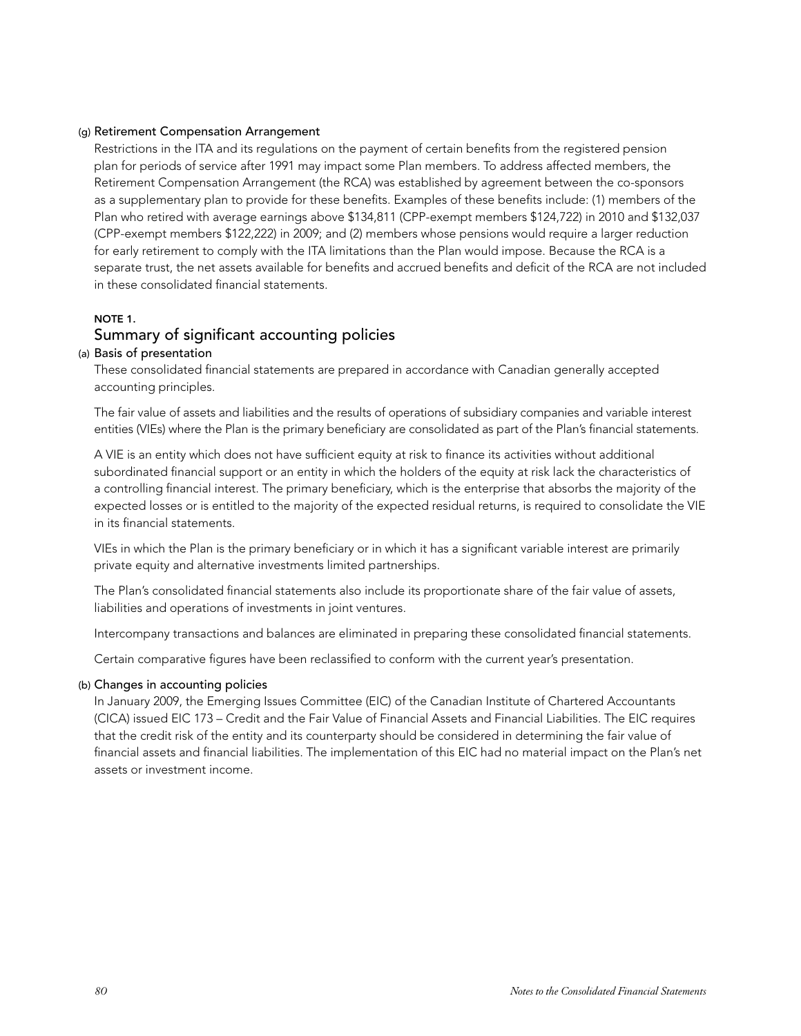(g) Retirement Compensation Arrangement

Restrictions in the ITA and its regulations on the payment of certain benefits from the registered pension plan for periods of service after 1991 may impact some Plan members. To address affected members, the Retirement Compensation Arrangement (the RCA) was established by agreement between the co-sponsors as a supplementary plan to provide for these benefits. Examples of these benefits include: (1) members of the Plan who retired with average earnings above $134,811 (CPP-exempt members $124,722) in 2010 and $132,037 (CPP-exempt members $122,222) in 2009; and (2) members whose pensions would require a larger reduction for early retirement to comply with the ITA limitations than the Plan would impose. Because the RCA is a separate trust, the net assets available for benefits and accrued benefits and deficit of the RCA are not included in these consolidated financial statements.

## NOTE 1.
## Summary of significant accounting policies

(a) Basis of presentation

These consolidated financial statements are prepared in accordance with Canadian generally accepted accounting principles.

The fair value of assets and liabilities and the results of operations of subsidiary companies and variable interest entities (VIEs) where the Plan is the primary beneficiary are consolidated as part of the Plan's financial statements.

A VIE is an entity which does not have sufficient equity at risk to finance its activities without additional subordinated financial support or an entity in which the holders of the equity at risk lack the characteristics of a controlling financial interest. The primary beneficiary, which is the enterprise that absorbs the majority of the expected losses or is entitled to the majority of the expected residual returns, is required to consolidate the VIE in its financial statements.

VIEs in which the Plan is the primary beneficiary or in which it has a significant variable interest are primarily private equity and alternative investments limited partnerships.

The Plan's consolidated financial statements also include its proportionate share of the fair value of assets, liabilities and operations of investments in joint ventures.

Intercompany transactions and balances are eliminated in preparing these consolidated financial statements.

Certain comparative figures have been reclassified to conform with the current year's presentation.

(b) Changes in accounting policies

In January 2009, the Emerging Issues Committee (EIC) of the Canadian Institute of Chartered Accountants (CICA) issued EIC 173 – Credit and the Fair Value of Financial Assets and Financial Liabilities. The EIC requires that the credit risk of the entity and its counterparty should be considered in determining the fair value of financial assets and financial liabilities. The implementation of this EIC had no material impact on the Plan's net assets or investment income.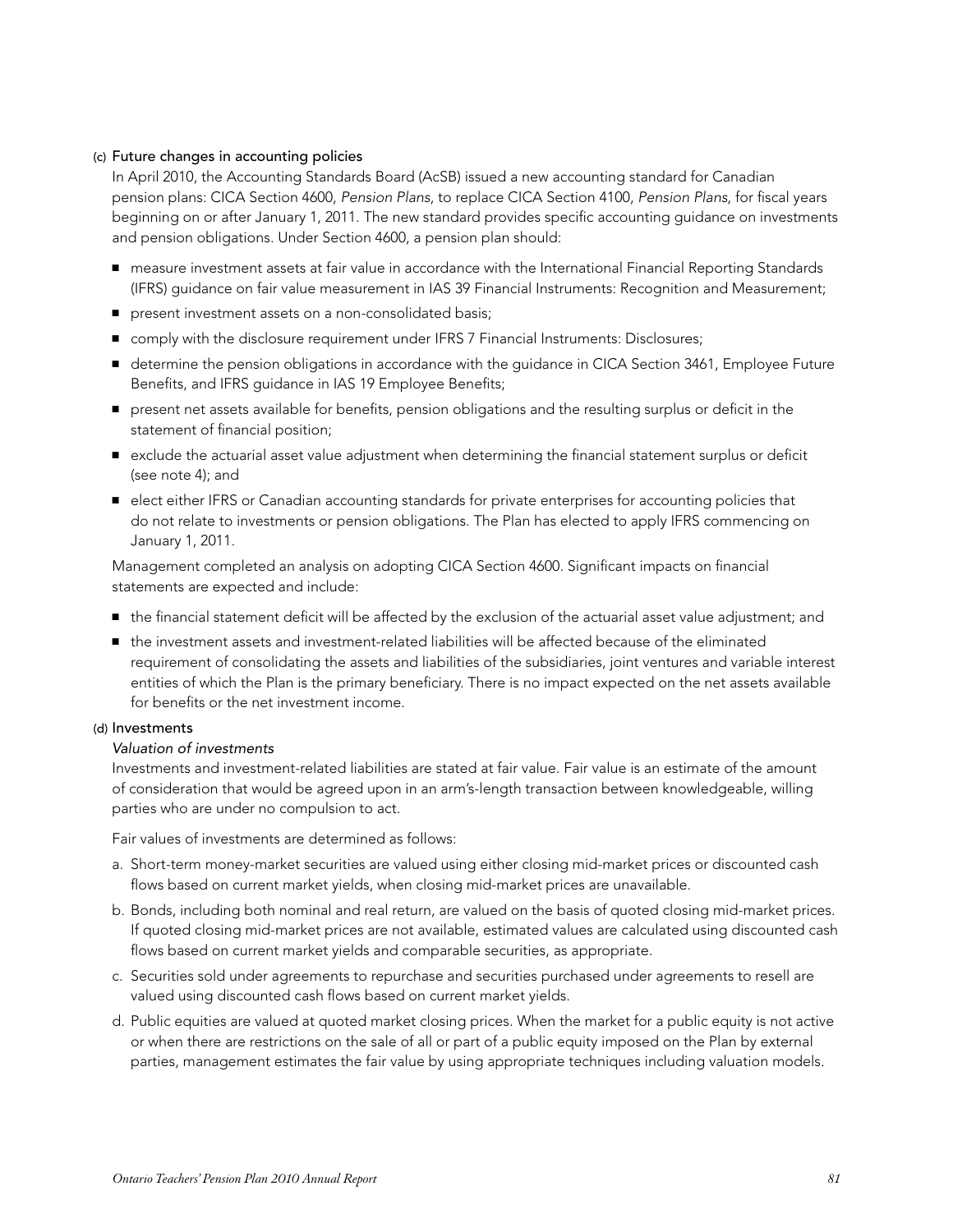### (c) Future changes in accounting policies

In April 2010, the Accounting Standards Board (AcSB) issued a new accounting standard for Canadian pension plans: CICA Section 4600, *Pension Plans*, to replace CICA Section 4100, *Pension Plans*, for fiscal years beginning on or after January 1, 2011. The new standard provides specific accounting guidance on investments and pension obligations. Under Section 4600, a pension plan should:

- measure investment assets at fair value in accordance with the International Financial Reporting Standards (IFRS) guidance on fair value measurement in IAS 39 Financial Instruments: Recognition and Measurement;
- present investment assets on a non-consolidated basis;
- comply with the disclosure requirement under IFRS 7 Financial Instruments: Disclosures;
- determine the pension obligations in accordance with the guidance in CICA Section 3461, Employee Future Benefits, and IFRS guidance in IAS 19 Employee Benefits;
- present net assets available for benefits, pension obligations and the resulting surplus or deficit in the statement of financial position;
- exclude the actuarial asset value adjustment when determining the financial statement surplus or deficit (see note 4); and
- elect either IFRS or Canadian accounting standards for private enterprises for accounting policies that do not relate to investments or pension obligations. The Plan has elected to apply IFRS commencing on January 1, 2011.

Management completed an analysis on adopting CICA Section 4600. Significant impacts on financial statements are expected and include:

- the financial statement deficit will be affected by the exclusion of the actuarial asset value adjustment; and
- the investment assets and investment-related liabilities will be affected because of the eliminated requirement of consolidating the assets and liabilities of the subsidiaries, joint ventures and variable interest entities of which the Plan is the primary beneficiary. There is no impact expected on the net assets available for benefits or the net investment income.

### (d) Investments

*Valuation of investments*

Investments and investment-related liabilities are stated at fair value. Fair value is an estimate of the amount of consideration that would be agreed upon in an arm's-length transaction between knowledgeable, willing parties who are under no compulsion to act.

Fair values of investments are determined as follows:

a. Short-term money-market securities are valued using either closing mid-market prices or discounted cash flows based on current market yields, when closing mid-market prices are unavailable.

b. Bonds, including both nominal and real return, are valued on the basis of quoted closing mid-market prices. If quoted closing mid-market prices are not available, estimated values are calculated using discounted cash flows based on current market yields and comparable securities, as appropriate.

c. Securities sold under agreements to repurchase and securities purchased under agreements to resell are valued using discounted cash flows based on current market yields.

d. Public equities are valued at quoted market closing prices. When the market for a public equity is not active or when there are restrictions on the sale of all or part of a public equity imposed on the Plan by external parties, management estimates the fair value by using appropriate techniques including valuation models.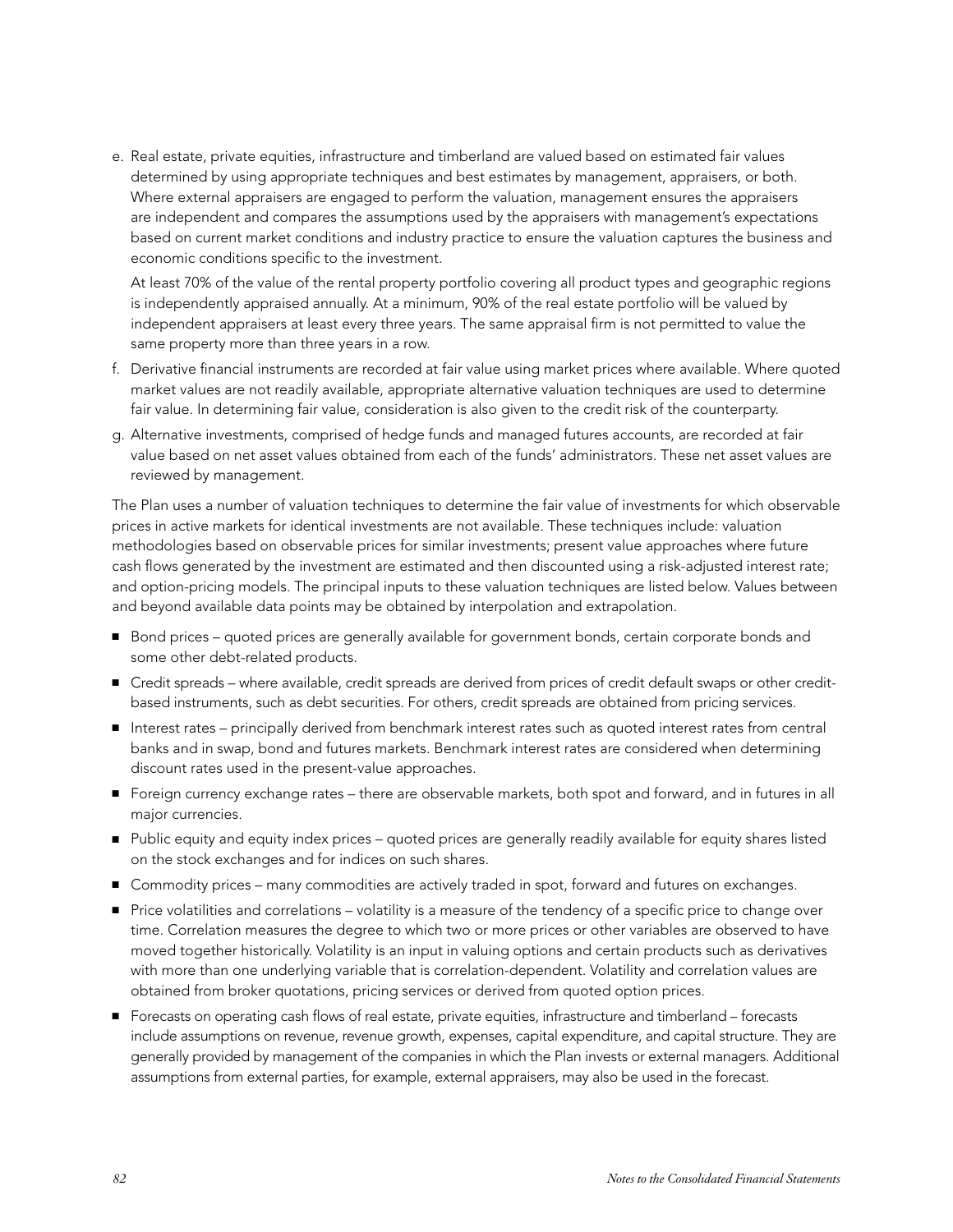e. Real estate, private equities, infrastructure and timberland are valued based on estimated fair values determined by using appropriate techniques and best estimates by management, appraisers, or both. Where external appraisers are engaged to perform the valuation, management ensures the appraisers are independent and compares the assumptions used by the appraisers with management's expectations based on current market conditions and industry practice to ensure the valuation captures the business and economic conditions specific to the investment.

   At least 70% of the value of the rental property portfolio covering all product types and geographic regions is independently appraised annually. At a minimum, 90% of the real estate portfolio will be valued by independent appraisers at least every three years. The same appraisal firm is not permitted to value the same property more than three years in a row.

f. Derivative financial instruments are recorded at fair value using market prices where available. Where quoted market values are not readily available, appropriate alternative valuation techniques are used to determine fair value. In determining fair value, consideration is also given to the credit risk of the counterparty.

g. Alternative investments, comprised of hedge funds and managed futures accounts, are recorded at fair value based on net asset values obtained from each of the funds' administrators. These net asset values are reviewed by management.

The Plan uses a number of valuation techniques to determine the fair value of investments for which observable prices in active markets for identical investments are not available. These techniques include: valuation methodologies based on observable prices for similar investments; present value approaches where future cash flows generated by the investment are estimated and then discounted using a risk-adjusted interest rate; and option-pricing models. The principal inputs to these valuation techniques are listed below. Values between and beyond available data points may be obtained by interpolation and extrapolation.

- Bond prices – quoted prices are generally available for government bonds, certain corporate bonds and some other debt-related products.
- Credit spreads – where available, credit spreads are derived from prices of credit default swaps or other credit-based instruments, such as debt securities. For others, credit spreads are obtained from pricing services.
- Interest rates – principally derived from benchmark interest rates such as quoted interest rates from central banks and in swap, bond and futures markets. Benchmark interest rates are considered when determining discount rates used in the present-value approaches.
- Foreign currency exchange rates – there are observable markets, both spot and forward, and in futures in all major currencies.
- Public equity and equity index prices – quoted prices are generally readily available for equity shares listed on the stock exchanges and for indices on such shares.
- Commodity prices – many commodities are actively traded in spot, forward and futures on exchanges.
- Price volatilities and correlations – volatility is a measure of the tendency of a specific price to change over time. Correlation measures the degree to which two or more prices or other variables are observed to have moved together historically. Volatility is an input in valuing options and certain products such as derivatives with more than one underlying variable that is correlation-dependent. Volatility and correlation values are obtained from broker quotations, pricing services or derived from quoted option prices.
- Forecasts on operating cash flows of real estate, private equities, infrastructure and timberland – forecasts include assumptions on revenue, revenue growth, expenses, capital expenditure, and capital structure. They are generally provided by management of the companies in which the Plan invests or external managers. Additional assumptions from external parties, for example, external appraisers, may also be used in the forecast.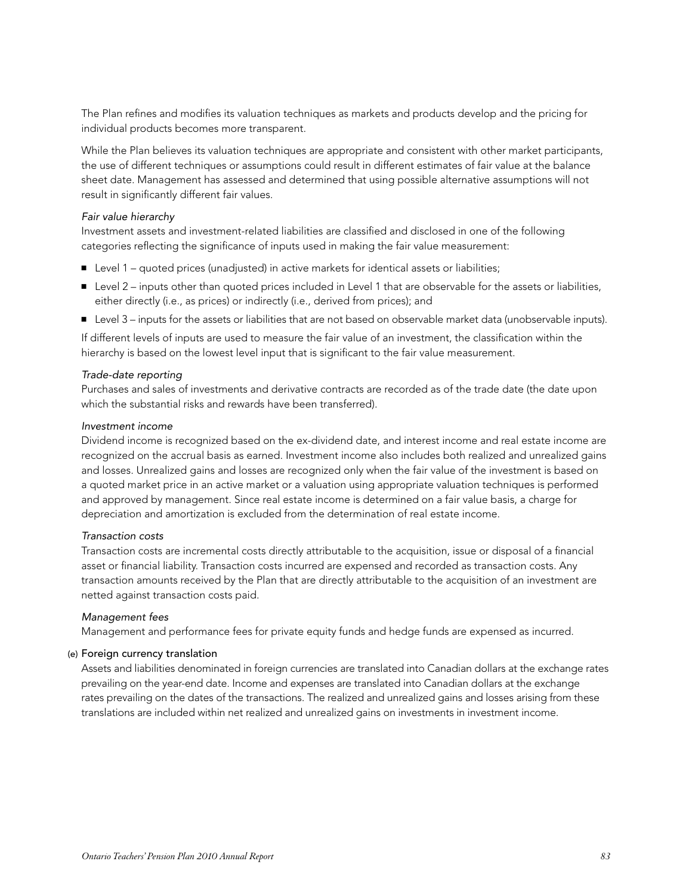The Plan refines and modifies its valuation techniques as markets and products develop and the pricing for individual products becomes more transparent.

While the Plan believes its valuation techniques are appropriate and consistent with other market participants, the use of different techniques or assumptions could result in different estimates of fair value at the balance sheet date. Management has assessed and determined that using possible alternative assumptions will not result in significantly different fair values.

*Fair value hierarchy*

Investment assets and investment-related liabilities are classified and disclosed in one of the following categories reflecting the significance of inputs used in making the fair value measurement:

- Level 1 – quoted prices (unadjusted) in active markets for identical assets or liabilities;
- Level 2 – inputs other than quoted prices included in Level 1 that are observable for the assets or liabilities, either directly (i.e., as prices) or indirectly (i.e., derived from prices); and
- Level 3 – inputs for the assets or liabilities that are not based on observable market data (unobservable inputs).

If different levels of inputs are used to measure the fair value of an investment, the classification within the hierarchy is based on the lowest level input that is significant to the fair value measurement.

*Trade-date reporting*

Purchases and sales of investments and derivative contracts are recorded as of the trade date (the date upon which the substantial risks and rewards have been transferred).

*Investment income*

Dividend income is recognized based on the ex-dividend date, and interest income and real estate income are recognized on the accrual basis as earned. Investment income also includes both realized and unrealized gains and losses. Unrealized gains and losses are recognized only when the fair value of the investment is based on a quoted market price in an active market or a valuation using appropriate valuation techniques is performed and approved by management. Since real estate income is determined on a fair value basis, a charge for depreciation and amortization is excluded from the determination of real estate income.

*Transaction costs*

Transaction costs are incremental costs directly attributable to the acquisition, issue or disposal of a financial asset or financial liability. Transaction costs incurred are expensed and recorded as transaction costs. Any transaction amounts received by the Plan that are directly attributable to the acquisition of an investment are netted against transaction costs paid.

*Management fees*

Management and performance fees for private equity funds and hedge funds are expensed as incurred.

(e) Foreign currency translation

Assets and liabilities denominated in foreign currencies are translated into Canadian dollars at the exchange rates prevailing on the year-end date. Income and expenses are translated into Canadian dollars at the exchange rates prevailing on the dates of the transactions. The realized and unrealized gains and losses arising from these translations are included within net realized and unrealized gains on investments in investment income.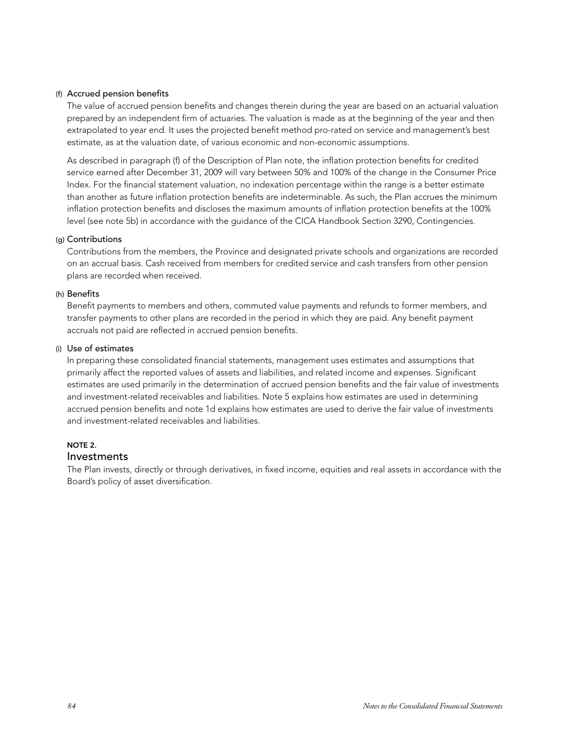(f) **Accrued pension benefits**

The value of accrued pension benefits and changes therein during the year are based on an actuarial valuation prepared by an independent firm of actuaries. The valuation is made as at the beginning of the year and then extrapolated to year end. It uses the projected benefit method pro-rated on service and management's best estimate, as at the valuation date, of various economic and non-economic assumptions.

As described in paragraph (f) of the Description of Plan note, the inflation protection benefits for credited service earned after December 31, 2009 will vary between 50% and 100% of the change in the Consumer Price Index. For the financial statement valuation, no indexation percentage within the range is a better estimate than another as future inflation protection benefits are indeterminable. As such, the Plan accrues the minimum inflation protection benefits and discloses the maximum amounts of inflation protection benefits at the 100% level (see note 5b) in accordance with the guidance of the CICA Handbook Section 3290, Contingencies.

(g) **Contributions**

Contributions from the members, the Province and designated private schools and organizations are recorded on an accrual basis. Cash received from members for credited service and cash transfers from other pension plans are recorded when received.

(h) **Benefits**

Benefit payments to members and others, commuted value payments and refunds to former members, and transfer payments to other plans are recorded in the period in which they are paid. Any benefit payment accruals not paid are reflected in accrued pension benefits.

(i) **Use of estimates**

In preparing these consolidated financial statements, management uses estimates and assumptions that primarily affect the reported values of assets and liabilities, and related income and expenses. Significant estimates are used primarily in the determination of accrued pension benefits and the fair value of investments and investment-related receivables and liabilities. Note 5 explains how estimates are used in determining accrued pension benefits and note 1d explains how estimates are used to derive the fair value of investments and investment-related receivables and liabilities.

**NOTE 2.**

## Investments

The Plan invests, directly or through derivatives, in fixed income, equities and real assets in accordance with the Board's policy of asset diversification.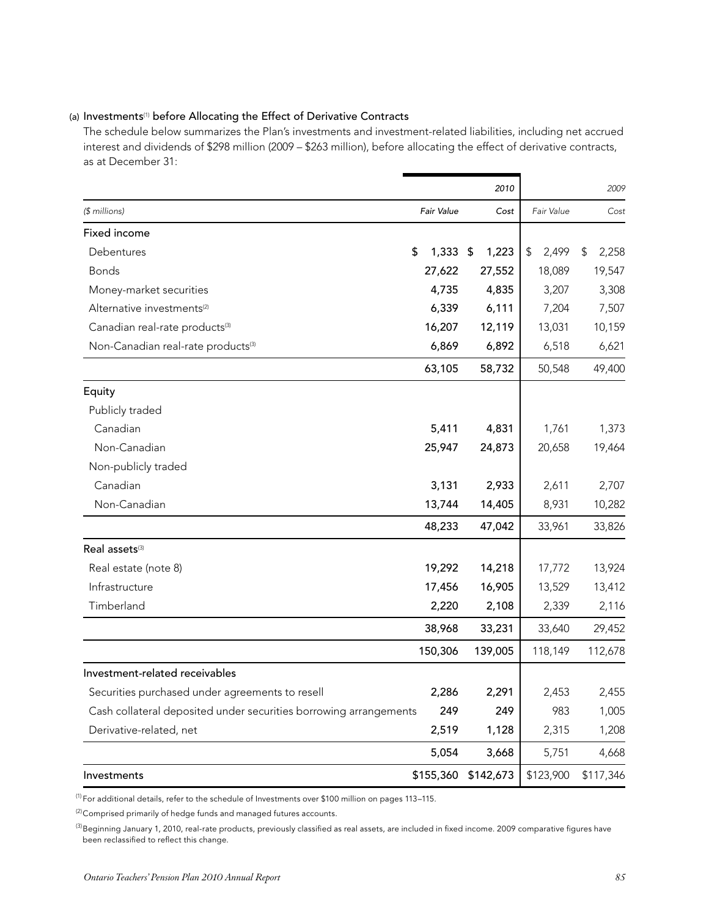(a) Investments[1] before Allocating the Effect of Derivative Contracts

The schedule below summarizes the Plan's investments and investment-related liabilities, including net accrued interest and dividends of $298 million (2009 – $263 million), before allocating the effect of derivative contracts, as at December 31:

| | 2010 | | 2009 | |
|---|---|---|---|---|
| *($ millions)* | *Fair Value* | *Cost* | *Fair Value* | *Cost* |
| **Fixed income** | | | | |
| Debentures | $ 1,333 | $ 1,223 | $ 2,499 | $ 2,258 |
| Bonds | 27,622 | 27,552 | 18,089 | 19,547 |
| Money-market securities | 4,735 | 4,835 | 3,207 | 3,308 |
| Alternative investments[2] | 6,339 | 6,111 | 7,204 | 7,507 |
| Canadian real-rate products[3] | 16,207 | 12,119 | 13,031 | 10,159 |
| Non-Canadian real-rate products[3] | 6,869 | 6,892 | 6,518 | 6,621 |
| | 63,105 | 58,732 | 50,548 | 49,400 |
| **Equity** | | | | |
| Publicly traded | | | | |
| Canadian | 5,411 | 4,831 | 1,761 | 1,373 |
| Non-Canadian | 25,947 | 24,873 | 20,658 | 19,464 |
| Non-publicly traded | | | | |
| Canadian | 3,131 | 2,933 | 2,611 | 2,707 |
| Non-Canadian | 13,744 | 14,405 | 8,931 | 10,282 |
| | 48,233 | 47,042 | 33,961 | 33,826 |
| **Real assets**[3] | | | | |
| Real estate (note 8) | 19,292 | 14,218 | 17,772 | 13,924 |
| Infrastructure | 17,456 | 16,905 | 13,529 | 13,412 |
| Timberland | 2,220 | 2,108 | 2,339 | 2,116 |
| | 38,968 | 33,231 | 33,640 | 29,452 |
| | 150,306 | 139,005 | 118,149 | 112,678 |
| **Investment-related receivables** | | | | |
| Securities purchased under agreements to resell | 2,286 | 2,291 | 2,453 | 2,455 |
| Cash collateral deposited under securities borrowing arrangements | 249 | 249 | 983 | 1,005 |
| Derivative-related, net | 2,519 | 1,128 | 2,315 | 1,208 |
| | 5,054 | 3,668 | 5,751 | 4,668 |
| **Investments** | $155,360 | $142,673 | $123,900 | $117,346 |

[1] For additional details, refer to the schedule of Investments over $100 million on pages 113–115.

[2] Comprised primarily of hedge funds and managed futures accounts.

[3] Beginning January 1, 2010, real-rate products, previously classified as real assets, are included in fixed income. 2009 comparative figures have been reclassified to reflect this change.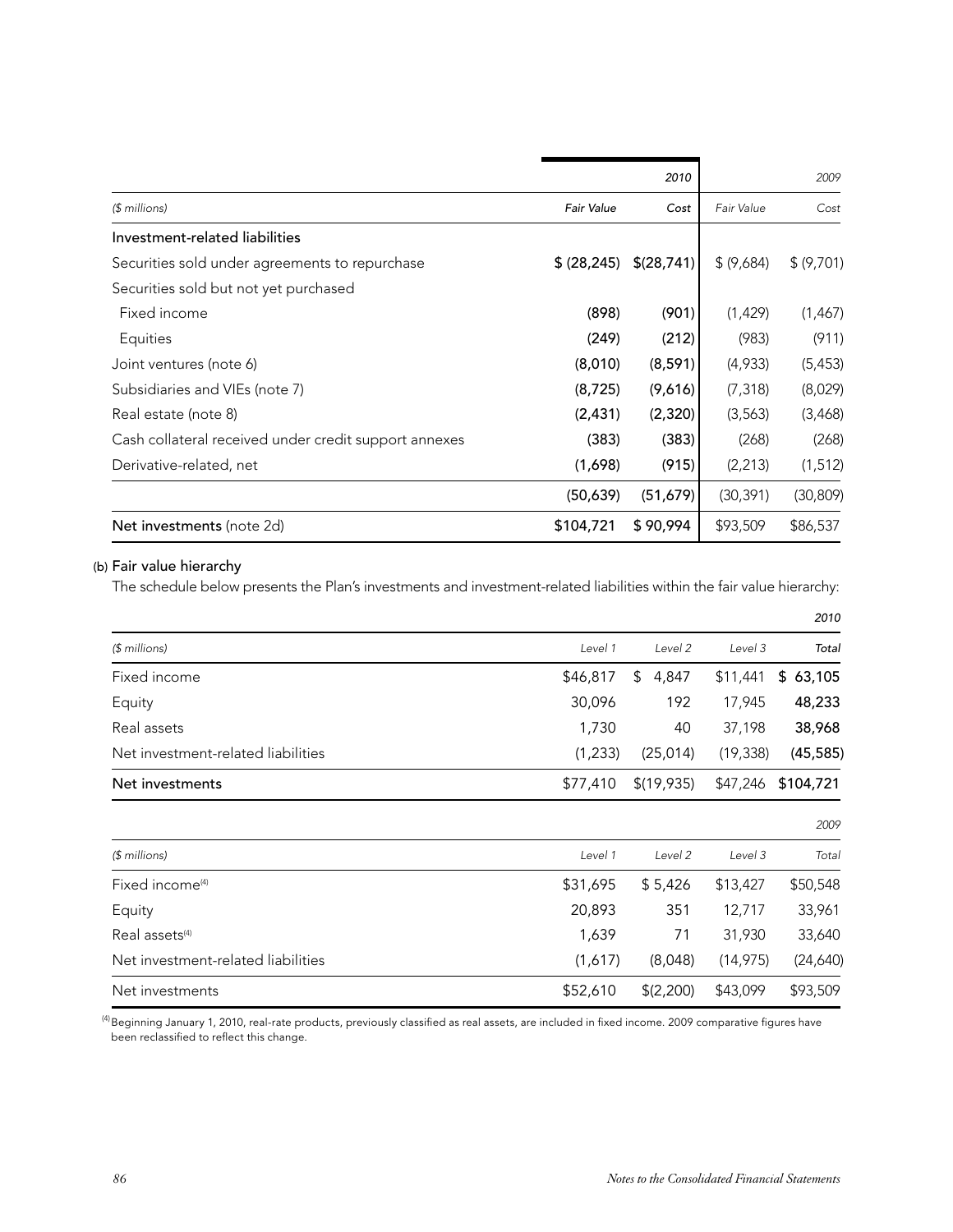| ($ millions) | 2010 Fair Value | 2010 Cost | 2009 Fair Value | 2009 Cost |
|---|---|---|---|---|
| **Investment-related liabilities** | | | | |
| Securities sold under agreements to repurchase | **$ (28,245)** | **$(28,741)** | $ (9,684) | $ (9,701) |
| Securities sold but not yet purchased | | | | |
| Fixed income | **(898)** | **(901)** | (1,429) | (1,467) |
| Equities | **(249)** | **(212)** | (983) | (911) |
| Joint ventures (note 6) | **(8,010)** | **(8,591)** | (4,933) | (5,453) |
| Subsidiaries and VIEs (note 7) | **(8,725)** | **(9,616)** | (7,318) | (8,029) |
| Real estate (note 8) | **(2,431)** | **(2,320)** | (3,563) | (3,468) |
| Cash collateral received under credit support annexes | **(383)** | **(383)** | (268) | (268) |
| Derivative-related, net | **(1,698)** | **(915)** | (2,213) | (1,512) |
| | **(50,639)** | **(51,679)** | (30,391) | (30,809) |
| **Net investments** (note 2d) | **$104,721** | **$ 90,994** | $93,509 | $86,537 |

(b) Fair value hierarchy

The schedule below presents the Plan's investments and investment-related liabilities within the fair value hierarchy:

| ($ millions) | Level 1 | Level 2 | Level 3 | 2010 Total |
|---|---|---|---|---|
| Fixed income | $46,817 | $ 4,847 | $11,441 | **$ 63,105** |
| Equity | 30,096 | 192 | 17,945 | **48,233** |
| Real assets | 1,730 | 40 | 37,198 | **38,968** |
| Net investment-related liabilities | (1,233) | (25,014) | (19,338) | **(45,585)** |
| **Net investments** | $77,410 | $(19,935) | $47,246 | **$104,721** |

| ($ millions) | Level 1 | Level 2 | Level 3 | 2009 Total |
|---|---|---|---|---|
| Fixed income[(4)] | $31,695 | $ 5,426 | $13,427 | $50,548 |
| Equity | 20,893 | 351 | 12,717 | 33,961 |
| Real assets[(4)] | 1,639 | 71 | 31,930 | 33,640 |
| Net investment-related liabilities | (1,617) | (8,048) | (14,975) | (24,640) |
| Net investments | $52,610 | $(2,200) | $43,099 | $93,509 |

[(4)] Beginning January 1, 2010, real-rate products, previously classified as real assets, are included in fixed income. 2009 comparative figures have been reclassified to reflect this change.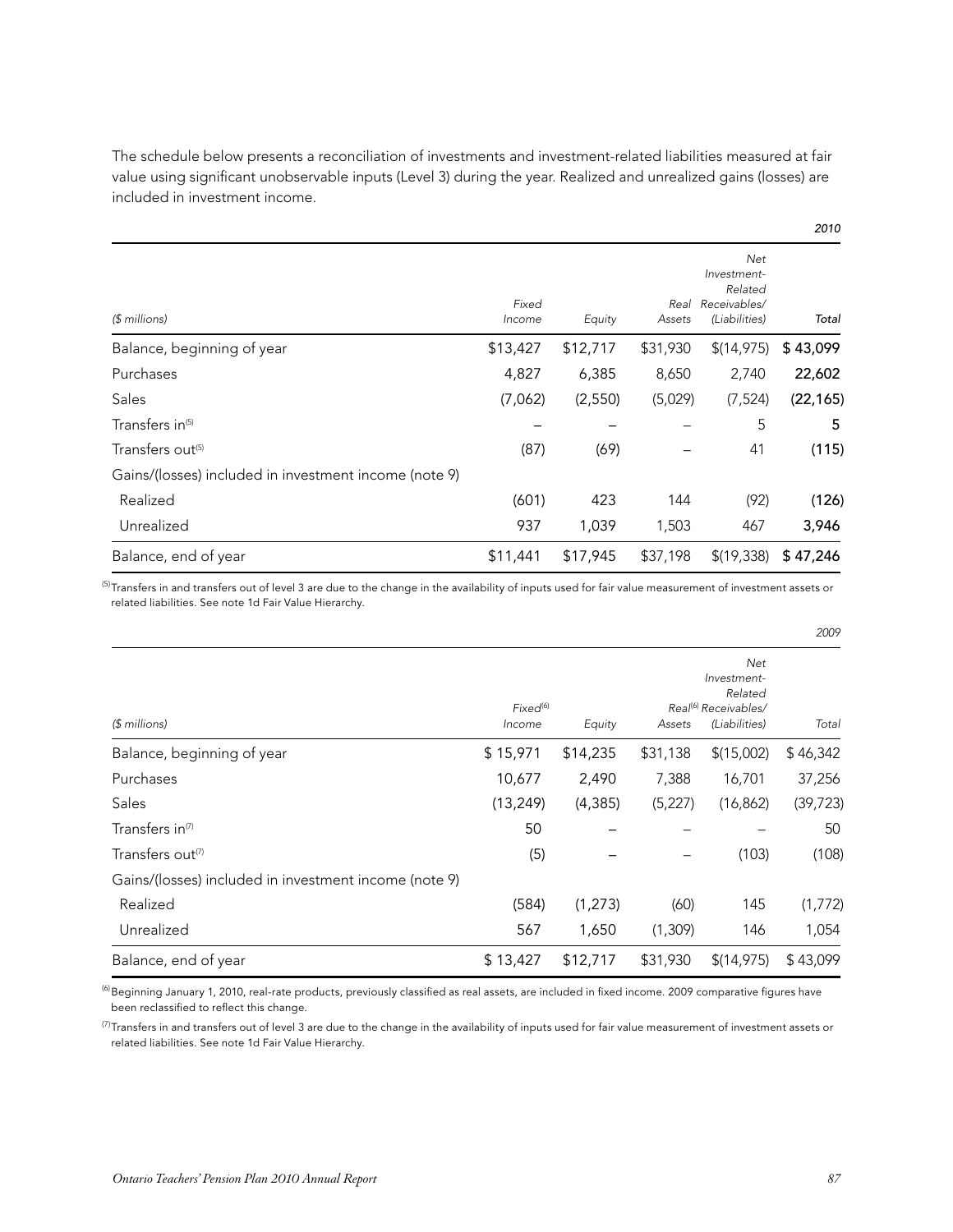The schedule below presents a reconciliation of investments and investment-related liabilities measured at fair value using significant unobservable inputs (Level 3) during the year. Realized and unrealized gains (losses) are included in investment income.

*2010*

| *($ millions)* | *Fixed Income* | *Equity* | *Real Assets* | *Net Investment-Related Receivables/ (Liabilities)* | *Total* |
|---|---|---|---|---|---|
| Balance, beginning of year | $13,427 | $12,717 | $31,930 | $(14,975) | **$ 43,099** |
| Purchases | 4,827 | 6,385 | 8,650 | 2,740 | **22,602** |
| Sales | (7,062) | (2,550) | (5,029) | (7,524) | **(22,165)** |
| Transfers in[5] | – | – | – | 5 | **5** |
| Transfers out[5] | (87) | (69) | – | 41 | **(115)** |
| Gains/(losses) included in investment income (note 9) | | | | | |
| Realized | (601) | 423 | 144 | (92) | **(126)** |
| Unrealized | 937 | 1,039 | 1,503 | 467 | **3,946** |
| Balance, end of year | $11,441 | $17,945 | $37,198 | $(19,338) | **$ 47,246** |

[5] Transfers in and transfers out of level 3 are due to the change in the availability of inputs used for fair value measurement of investment assets or related liabilities. See note 1d Fair Value Hierarchy.

*2009*

| *($ millions)* | *Fixed[6] Income* | *Equity* | *Real[6] Assets* | *Net Investment-Related Receivables/ (Liabilities)* | *Total* |
|---|---|---|---|---|---|
| Balance, beginning of year | $ 15,971 | $14,235 | $31,138 | $(15,002) | $ 46,342 |
| Purchases | 10,677 | 2,490 | 7,388 | 16,701 | 37,256 |
| Sales | (13,249) | (4,385) | (5,227) | (16,862) | (39,723) |
| Transfers in[7] | 50 | – | – | – | 50 |
| Transfers out[7] | (5) | – | – | (103) | (108) |
| Gains/(losses) included in investment income (note 9) | | | | | |
| Realized | (584) | (1,273) | (60) | 145 | (1,772) |
| Unrealized | 567 | 1,650 | (1,309) | 146 | 1,054 |
| Balance, end of year | $ 13,427 | $12,717 | $31,930 | $(14,975) | $ 43,099 |

[6] Beginning January 1, 2010, real-rate products, previously classified as real assets, are included in fixed income. 2009 comparative figures have been reclassified to reflect this change.

[7] Transfers in and transfers out of level 3 are due to the change in the availability of inputs used for fair value measurement of investment assets or related liabilities. See note 1d Fair Value Hierarchy.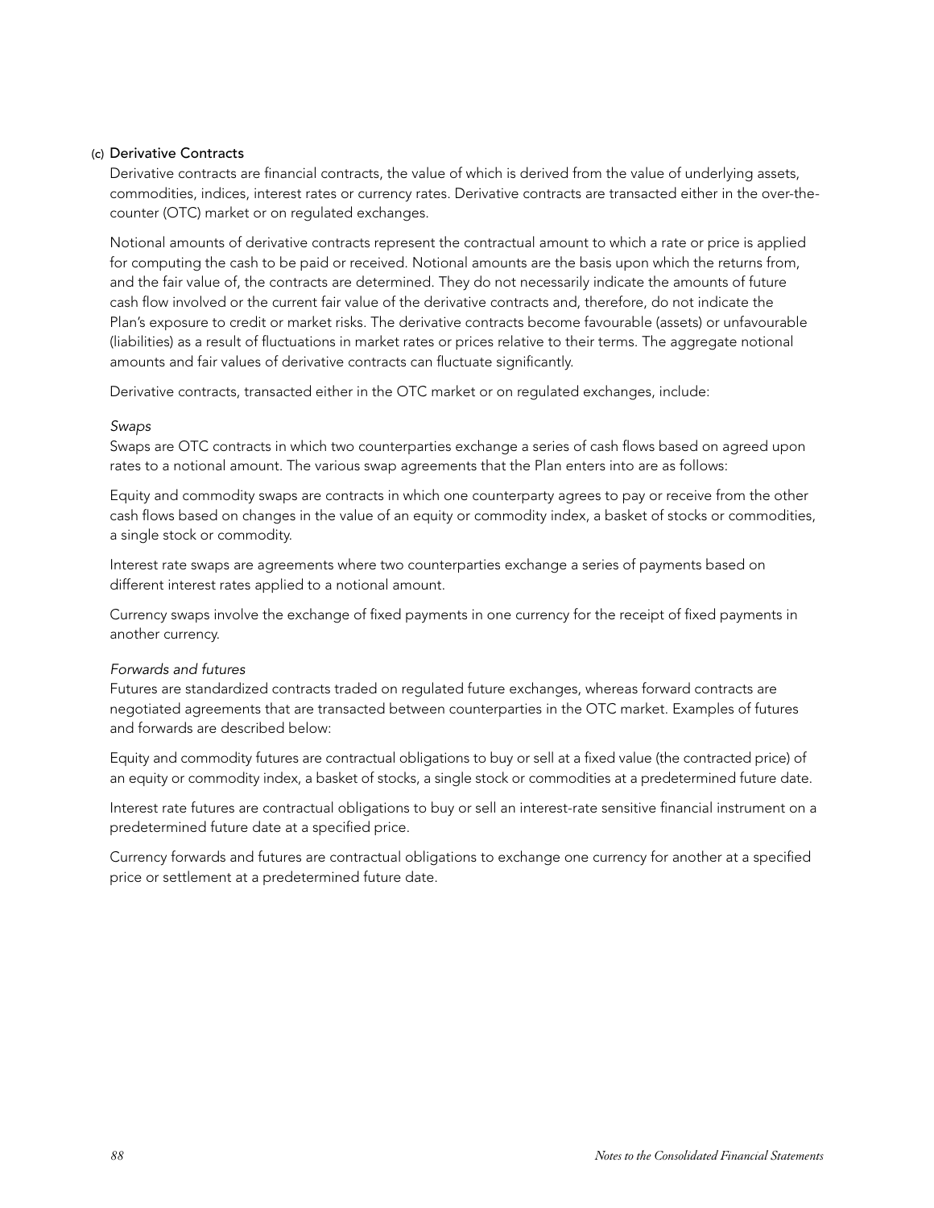### (c) Derivative Contracts

Derivative contracts are financial contracts, the value of which is derived from the value of underlying assets, commodities, indices, interest rates or currency rates. Derivative contracts are transacted either in the over-the-counter (OTC) market or on regulated exchanges.

Notional amounts of derivative contracts represent the contractual amount to which a rate or price is applied for computing the cash to be paid or received. Notional amounts are the basis upon which the returns from, and the fair value of, the contracts are determined. They do not necessarily indicate the amounts of future cash flow involved or the current fair value of the derivative contracts and, therefore, do not indicate the Plan's exposure to credit or market risks. The derivative contracts become favourable (assets) or unfavourable (liabilities) as a result of fluctuations in market rates or prices relative to their terms. The aggregate notional amounts and fair values of derivative contracts can fluctuate significantly.

Derivative contracts, transacted either in the OTC market or on regulated exchanges, include:

*Swaps*

Swaps are OTC contracts in which two counterparties exchange a series of cash flows based on agreed upon rates to a notional amount. The various swap agreements that the Plan enters into are as follows:

Equity and commodity swaps are contracts in which one counterparty agrees to pay or receive from the other cash flows based on changes in the value of an equity or commodity index, a basket of stocks or commodities, a single stock or commodity.

Interest rate swaps are agreements where two counterparties exchange a series of payments based on different interest rates applied to a notional amount.

Currency swaps involve the exchange of fixed payments in one currency for the receipt of fixed payments in another currency.

*Forwards and futures*

Futures are standardized contracts traded on regulated future exchanges, whereas forward contracts are negotiated agreements that are transacted between counterparties in the OTC market. Examples of futures and forwards are described below:

Equity and commodity futures are contractual obligations to buy or sell at a fixed value (the contracted price) of an equity or commodity index, a basket of stocks, a single stock or commodities at a predetermined future date.

Interest rate futures are contractual obligations to buy or sell an interest-rate sensitive financial instrument on a predetermined future date at a specified price.

Currency forwards and futures are contractual obligations to exchange one currency for another at a specified price or settlement at a predetermined future date.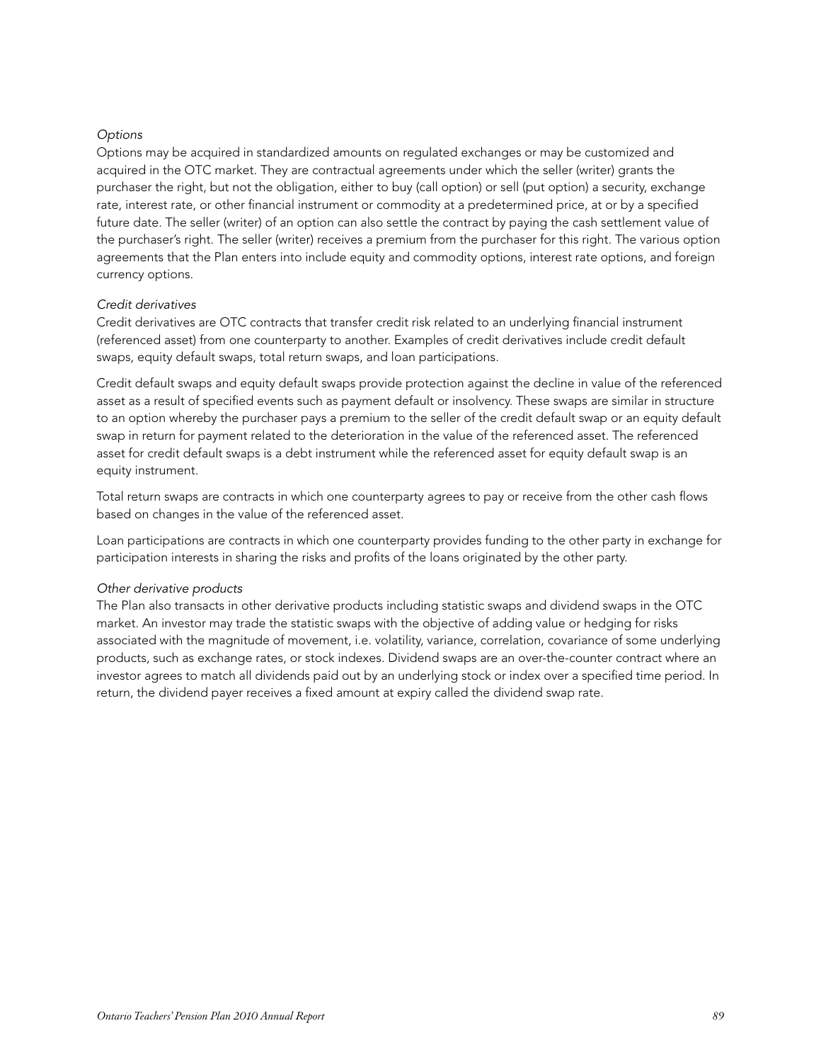*Options*

Options may be acquired in standardized amounts on regulated exchanges or may be customized and acquired in the OTC market. They are contractual agreements under which the seller (writer) grants the purchaser the right, but not the obligation, either to buy (call option) or sell (put option) a security, exchange rate, interest rate, or other financial instrument or commodity at a predetermined price, at or by a specified future date. The seller (writer) of an option can also settle the contract by paying the cash settlement value of the purchaser's right. The seller (writer) receives a premium from the purchaser for this right. The various option agreements that the Plan enters into include equity and commodity options, interest rate options, and foreign currency options.

*Credit derivatives*

Credit derivatives are OTC contracts that transfer credit risk related to an underlying financial instrument (referenced asset) from one counterparty to another. Examples of credit derivatives include credit default swaps, equity default swaps, total return swaps, and loan participations.

Credit default swaps and equity default swaps provide protection against the decline in value of the referenced asset as a result of specified events such as payment default or insolvency. These swaps are similar in structure to an option whereby the purchaser pays a premium to the seller of the credit default swap or an equity default swap in return for payment related to the deterioration in the value of the referenced asset. The referenced asset for credit default swaps is a debt instrument while the referenced asset for equity default swap is an equity instrument.

Total return swaps are contracts in which one counterparty agrees to pay or receive from the other cash flows based on changes in the value of the referenced asset.

Loan participations are contracts in which one counterparty provides funding to the other party in exchange for participation interests in sharing the risks and profits of the loans originated by the other party.

*Other derivative products*

The Plan also transacts in other derivative products including statistic swaps and dividend swaps in the OTC market. An investor may trade the statistic swaps with the objective of adding value or hedging for risks associated with the magnitude of movement, i.e. volatility, variance, correlation, covariance of some underlying products, such as exchange rates, or stock indexes. Dividend swaps are an over-the-counter contract where an investor agrees to match all dividends paid out by an underlying stock or index over a specified time period. In return, the dividend payer receives a fixed amount at expiry called the dividend swap rate.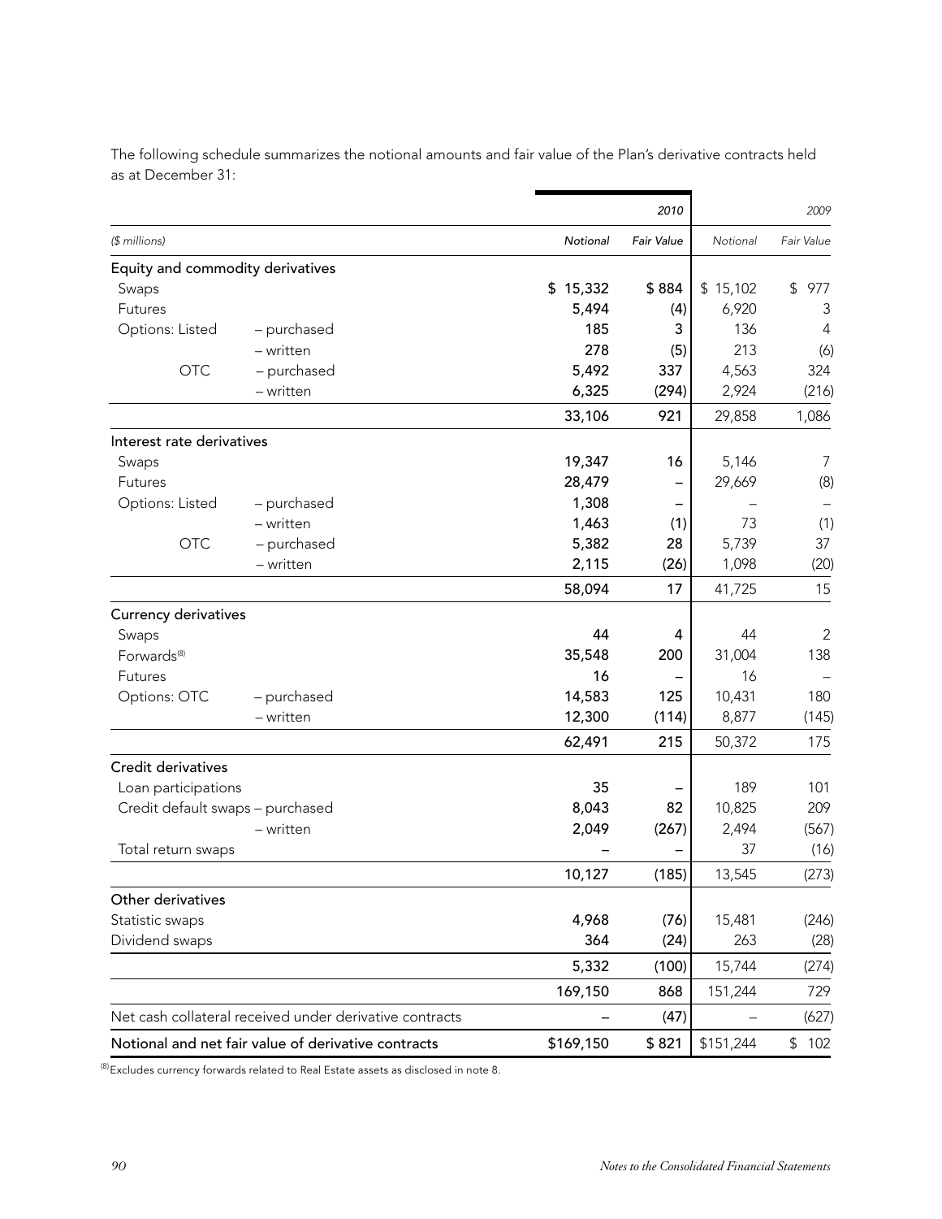The following schedule summarizes the notional amounts and fair value of the Plan's derivative contracts held as at December 31:

| | | 2010 | | 2009 | |
|---|---|---|---|---|---|
| *($ millions)* | | *Notional* | *Fair Value* | *Notional* | *Fair Value* |
| **Equity and commodity derivatives** | | | | | |
| Swaps | | **$ 15,332** | **$ 884** | $ 15,102 | $ 977 |
| Futures | | **5,494** | **(4)** | 6,920 | 3 |
| Options: Listed | – purchased | **185** | **3** | 136 | 4 |
| | – written | **278** | **(5)** | 213 | (6) |
| OTC | – purchased | **5,492** | **337** | 4,563 | 324 |
| | – written | **6,325** | **(294)** | 2,924 | (216) |
| | | **33,106** | **921** | 29,858 | 1,086 |
| **Interest rate derivatives** | | | | | |
| Swaps | | **19,347** | **16** | 5,146 | 7 |
| Futures | | **28,479** | **–** | 29,669 | (8) |
| Options: Listed | – purchased | **1,308** | **–** | – | – |
| | – written | **1,463** | **(1)** | 73 | (1) |
| OTC | – purchased | **5,382** | **28** | 5,739 | 37 |
| | – written | **2,115** | **(26)** | 1,098 | (20) |
| | | **58,094** | **17** | 41,725 | 15 |
| **Currency derivatives** | | | | | |
| Swaps | | **44** | **4** | 44 | 2 |
| Forwards[8] | | **35,548** | **200** | 31,004 | 138 |
| Futures | | **16** | **–** | 16 | – |
| Options: OTC | – purchased | **14,583** | **125** | 10,431 | 180 |
| | – written | **12,300** | **(114)** | 8,877 | (145) |
| | | **62,491** | **215** | 50,372 | 175 |
| **Credit derivatives** | | | | | |
| Loan participations | | **35** | **–** | 189 | 101 |
| Credit default swaps – purchased | | **8,043** | **82** | 10,825 | 209 |
| | – written | **2,049** | **(267)** | 2,494 | (567) |
| Total return swaps | | **–** | **–** | 37 | (16) |
| | | **10,127** | **(185)** | 13,545 | (273) |
| **Other derivatives** | | | | | |
| Statistic swaps | | **4,968** | **(76)** | 15,481 | (246) |
| Dividend swaps | | **364** | **(24)** | 263 | (28) |
| | | **5,332** | **(100)** | 15,744 | (274) |
| | | **169,150** | **868** | 151,244 | 729 |
| Net cash collateral received under derivative contracts | | **–** | **(47)** | – | (627) |
| **Notional and net fair value of derivative contracts** | | **$169,150** | **$ 821** | $151,244 | $ 102 |

[8] Excludes currency forwards related to Real Estate assets as disclosed in note 8.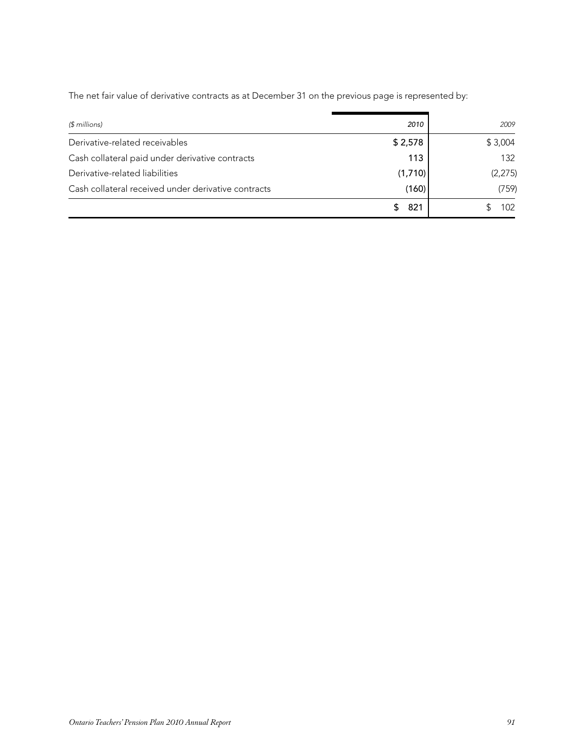The net fair value of derivative contracts as at December 31 on the previous page is represented by:

| *($ millions)* | *2010* | *2009* |
|---|---|---|
| Derivative-related receivables | $ 2,578 | $ 3,004 |
| Cash collateral paid under derivative contracts | 113 | 132 |
| Derivative-related liabilities | (1,710) | (2,275) |
| Cash collateral received under derivative contracts | (160) | (759) |
| | $ 821 | $ 102 |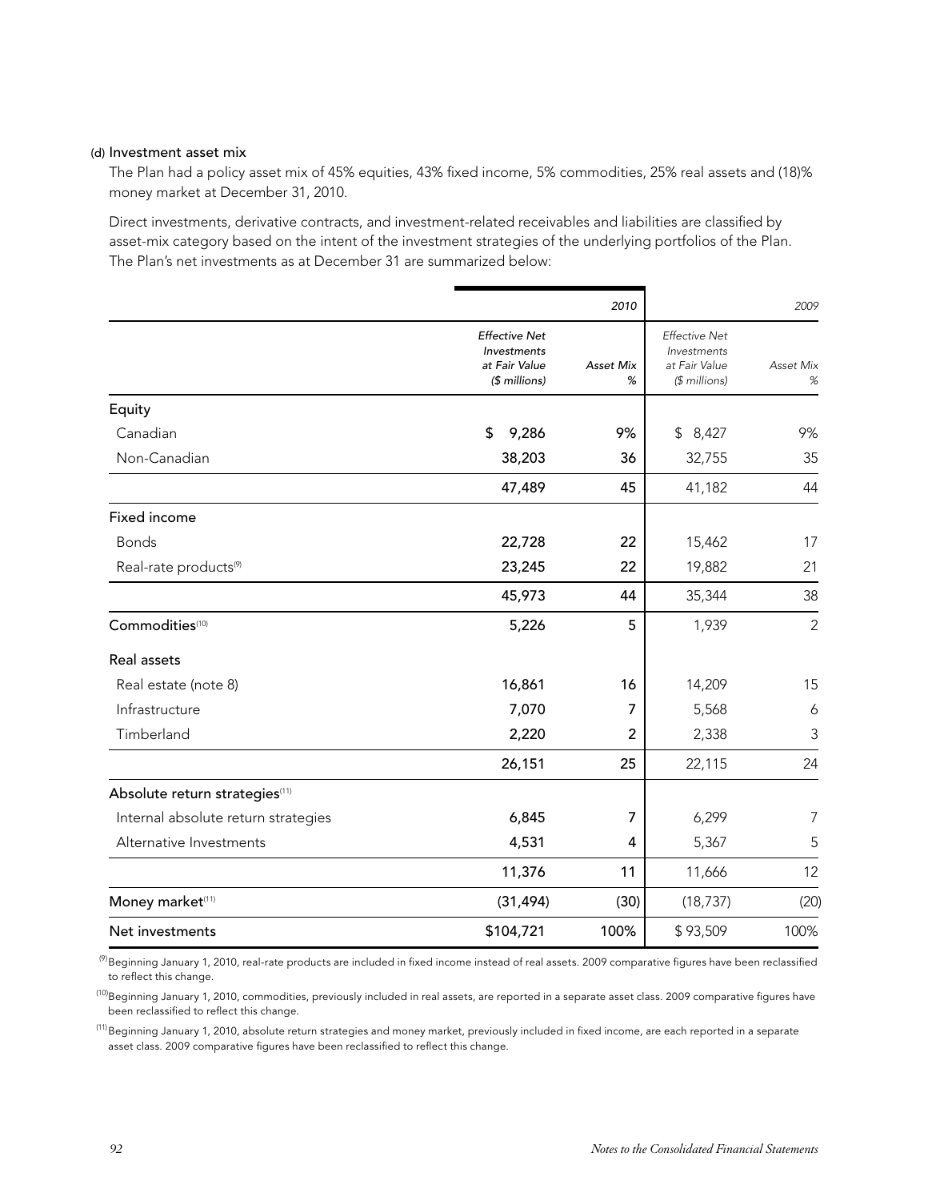(d) Investment asset mix

The Plan had a policy asset mix of 45% equities, 43% fixed income, 5% commodities, 25% real assets and (18)% money market at December 31, 2010.

Direct investments, derivative contracts, and investment-related receivables and liabilities are classified by asset-mix category based on the intent of the investment strategies of the underlying portfolios of the Plan. The Plan's net investments as at December 31 are summarized below:

| | 2010 | | 2009 | |
|---|---|---|---|---|
| | *Effective Net Investments at Fair Value ($ millions)* | *Asset Mix %* | *Effective Net Investments at Fair Value ($ millions)* | *Asset Mix %* |
| Equity | | | | |
| Canadian | $ 9,286 | 9% | $ 8,427 | 9% |
| Non-Canadian | 38,203 | 36 | 32,755 | 35 |
| | 47,489 | 45 | 41,182 | 44 |
| Fixed income | | | | |
| Bonds | 22,728 | 22 | 15,462 | 17 |
| Real-rate products[9] | 23,245 | 22 | 19,882 | 21 |
| | 45,973 | 44 | 35,344 | 38 |
| Commodities[10] | 5,226 | 5 | 1,939 | 2 |
| Real assets | | | | |
| Real estate (note 8) | 16,861 | 16 | 14,209 | 15 |
| Infrastructure | 7,070 | 7 | 5,568 | 6 |
| Timberland | 2,220 | 2 | 2,338 | 3 |
| | 26,151 | 25 | 22,115 | 24 |
| Absolute return strategies[11] | | | | |
| Internal absolute return strategies | 6,845 | 7 | 6,299 | 7 |
| Alternative Investments | 4,531 | 4 | 5,367 | 5 |
| | 11,376 | 11 | 11,666 | 12 |
| Money market[11] | (31,494) | (30) | (18,737) | (20) |
| Net investments | $104,721 | 100% | $ 93,509 | 100% |

[9] Beginning January 1, 2010, real-rate products are included in fixed income instead of real assets. 2009 comparative figures have been reclassified to reflect this change.

[10] Beginning January 1, 2010, commodities, previously included in real assets, are reported in a separate asset class. 2009 comparative figures have been reclassified to reflect this change.

[11] Beginning January 1, 2010, absolute return strategies and money market, previously included in fixed income, are each reported in a separate asset class. 2009 comparative figures have been reclassified to reflect this change.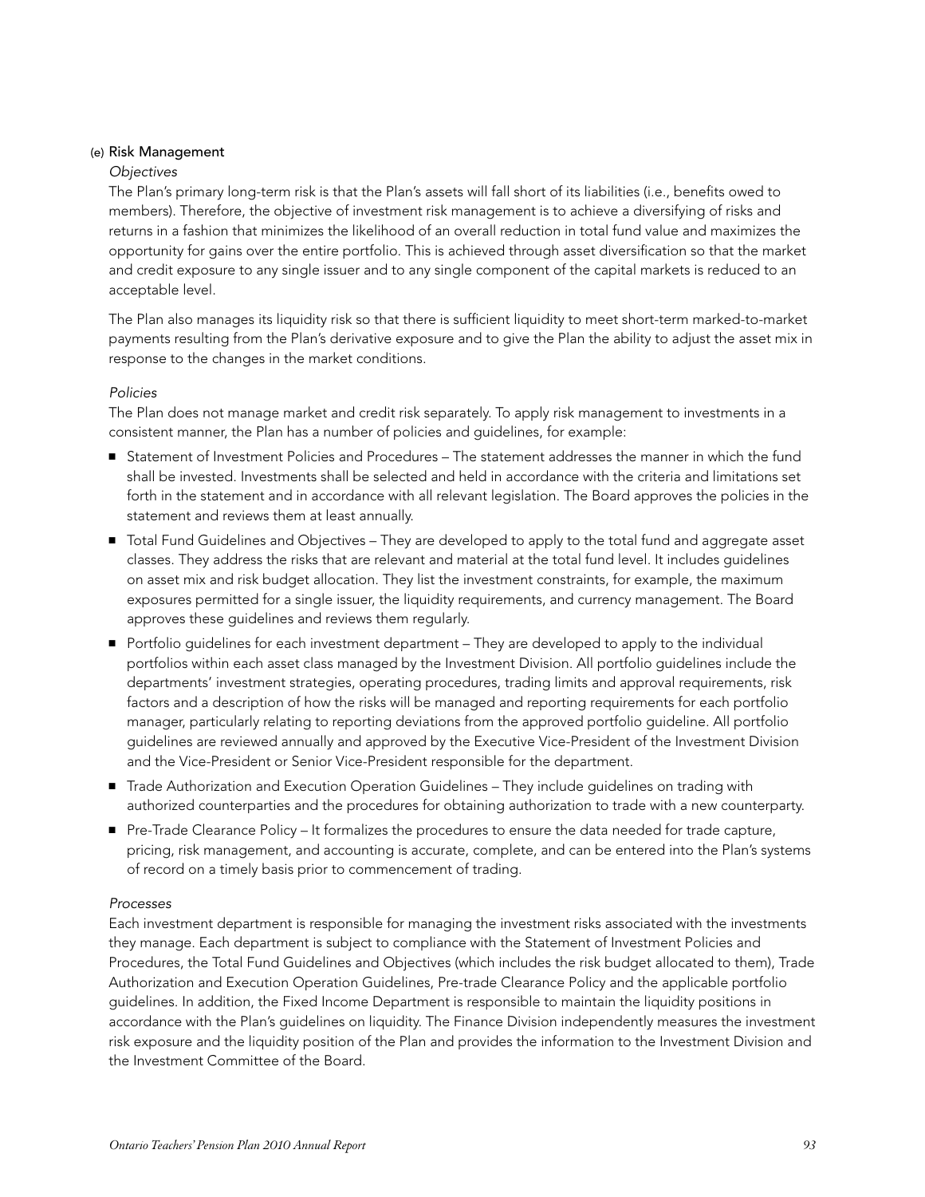### (e) Risk Management

*Objectives*

The Plan's primary long-term risk is that the Plan's assets will fall short of its liabilities (i.e., benefits owed to members). Therefore, the objective of investment risk management is to achieve a diversifying of risks and returns in a fashion that minimizes the likelihood of an overall reduction in total fund value and maximizes the opportunity for gains over the entire portfolio. This is achieved through asset diversification so that the market and credit exposure to any single issuer and to any single component of the capital markets is reduced to an acceptable level.

The Plan also manages its liquidity risk so that there is sufficient liquidity to meet short-term marked-to-market payments resulting from the Plan's derivative exposure and to give the Plan the ability to adjust the asset mix in response to the changes in the market conditions.

*Policies*

The Plan does not manage market and credit risk separately. To apply risk management to investments in a consistent manner, the Plan has a number of policies and guidelines, for example:

- Statement of Investment Policies and Procedures – The statement addresses the manner in which the fund shall be invested. Investments shall be selected and held in accordance with the criteria and limitations set forth in the statement and in accordance with all relevant legislation. The Board approves the policies in the statement and reviews them at least annually.
- Total Fund Guidelines and Objectives – They are developed to apply to the total fund and aggregate asset classes. They address the risks that are relevant and material at the total fund level. It includes guidelines on asset mix and risk budget allocation. They list the investment constraints, for example, the maximum exposures permitted for a single issuer, the liquidity requirements, and currency management. The Board approves these guidelines and reviews them regularly.
- Portfolio guidelines for each investment department – They are developed to apply to the individual portfolios within each asset class managed by the Investment Division. All portfolio guidelines include the departments' investment strategies, operating procedures, trading limits and approval requirements, risk factors and a description of how the risks will be managed and reporting requirements for each portfolio manager, particularly relating to reporting deviations from the approved portfolio guideline. All portfolio guidelines are reviewed annually and approved by the Executive Vice-President of the Investment Division and the Vice-President or Senior Vice-President responsible for the department.
- Trade Authorization and Execution Operation Guidelines – They include guidelines on trading with authorized counterparties and the procedures for obtaining authorization to trade with a new counterparty.
- Pre-Trade Clearance Policy – It formalizes the procedures to ensure the data needed for trade capture, pricing, risk management, and accounting is accurate, complete, and can be entered into the Plan's systems of record on a timely basis prior to commencement of trading.

*Processes*

Each investment department is responsible for managing the investment risks associated with the investments they manage. Each department is subject to compliance with the Statement of Investment Policies and Procedures, the Total Fund Guidelines and Objectives (which includes the risk budget allocated to them), Trade Authorization and Execution Operation Guidelines, Pre-trade Clearance Policy and the applicable portfolio guidelines. In addition, the Fixed Income Department is responsible to maintain the liquidity positions in accordance with the Plan's guidelines on liquidity. The Finance Division independently measures the investment risk exposure and the liquidity position of the Plan and provides the information to the Investment Division and the Investment Committee of the Board.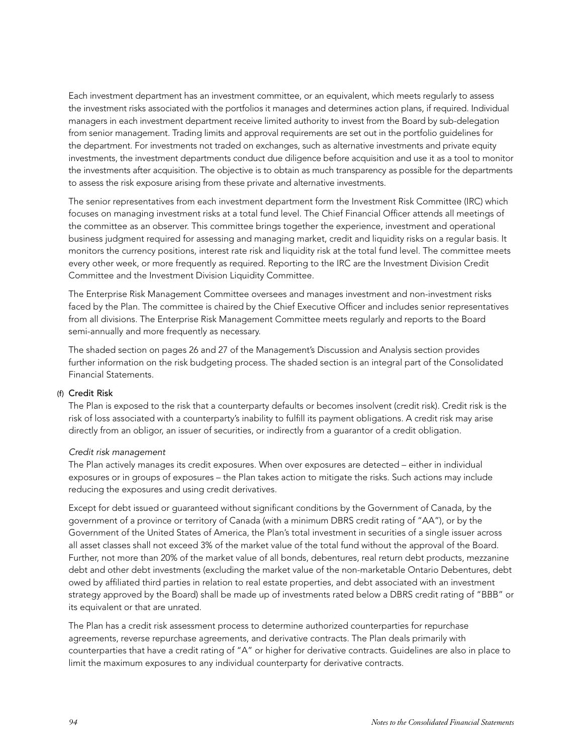Each investment department has an investment committee, or an equivalent, which meets regularly to assess the investment risks associated with the portfolios it manages and determines action plans, if required. Individual managers in each investment department receive limited authority to invest from the Board by sub-delegation from senior management. Trading limits and approval requirements are set out in the portfolio guidelines for the department. For investments not traded on exchanges, such as alternative investments and private equity investments, the investment departments conduct due diligence before acquisition and use it as a tool to monitor the investments after acquisition. The objective is to obtain as much transparency as possible for the departments to assess the risk exposure arising from these private and alternative investments.

The senior representatives from each investment department form the Investment Risk Committee (IRC) which focuses on managing investment risks at a total fund level. The Chief Financial Officer attends all meetings of the committee as an observer. This committee brings together the experience, investment and operational business judgment required for assessing and managing market, credit and liquidity risks on a regular basis. It monitors the currency positions, interest rate risk and liquidity risk at the total fund level. The committee meets every other week, or more frequently as required. Reporting to the IRC are the Investment Division Credit Committee and the Investment Division Liquidity Committee.

The Enterprise Risk Management Committee oversees and manages investment and non-investment risks faced by the Plan. The committee is chaired by the Chief Executive Officer and includes senior representatives from all divisions. The Enterprise Risk Management Committee meets regularly and reports to the Board semi-annually and more frequently as necessary.

The shaded section on pages 26 and 27 of the Management's Discussion and Analysis section provides further information on the risk budgeting process. The shaded section is an integral part of the Consolidated Financial Statements.

### (f) Credit Risk

The Plan is exposed to the risk that a counterparty defaults or becomes insolvent (credit risk). Credit risk is the risk of loss associated with a counterparty's inability to fulfill its payment obligations. A credit risk may arise directly from an obligor, an issuer of securities, or indirectly from a guarantor of a credit obligation.

*Credit risk management*

The Plan actively manages its credit exposures. When over exposures are detected – either in individual exposures or in groups of exposures – the Plan takes action to mitigate the risks. Such actions may include reducing the exposures and using credit derivatives.

Except for debt issued or guaranteed without significant conditions by the Government of Canada, by the government of a province or territory of Canada (with a minimum DBRS credit rating of "AA"), or by the Government of the United States of America, the Plan's total investment in securities of a single issuer across all asset classes shall not exceed 3% of the market value of the total fund without the approval of the Board. Further, not more than 20% of the market value of all bonds, debentures, real return debt products, mezzanine debt and other debt investments (excluding the market value of the non-marketable Ontario Debentures, debt owed by affiliated third parties in relation to real estate properties, and debt associated with an investment strategy approved by the Board) shall be made up of investments rated below a DBRS credit rating of "BBB" or its equivalent or that are unrated.

The Plan has a credit risk assessment process to determine authorized counterparties for repurchase agreements, reverse repurchase agreements, and derivative contracts. The Plan deals primarily with counterparties that have a credit rating of "A" or higher for derivative contracts. Guidelines are also in place to limit the maximum exposures to any individual counterparty for derivative contracts.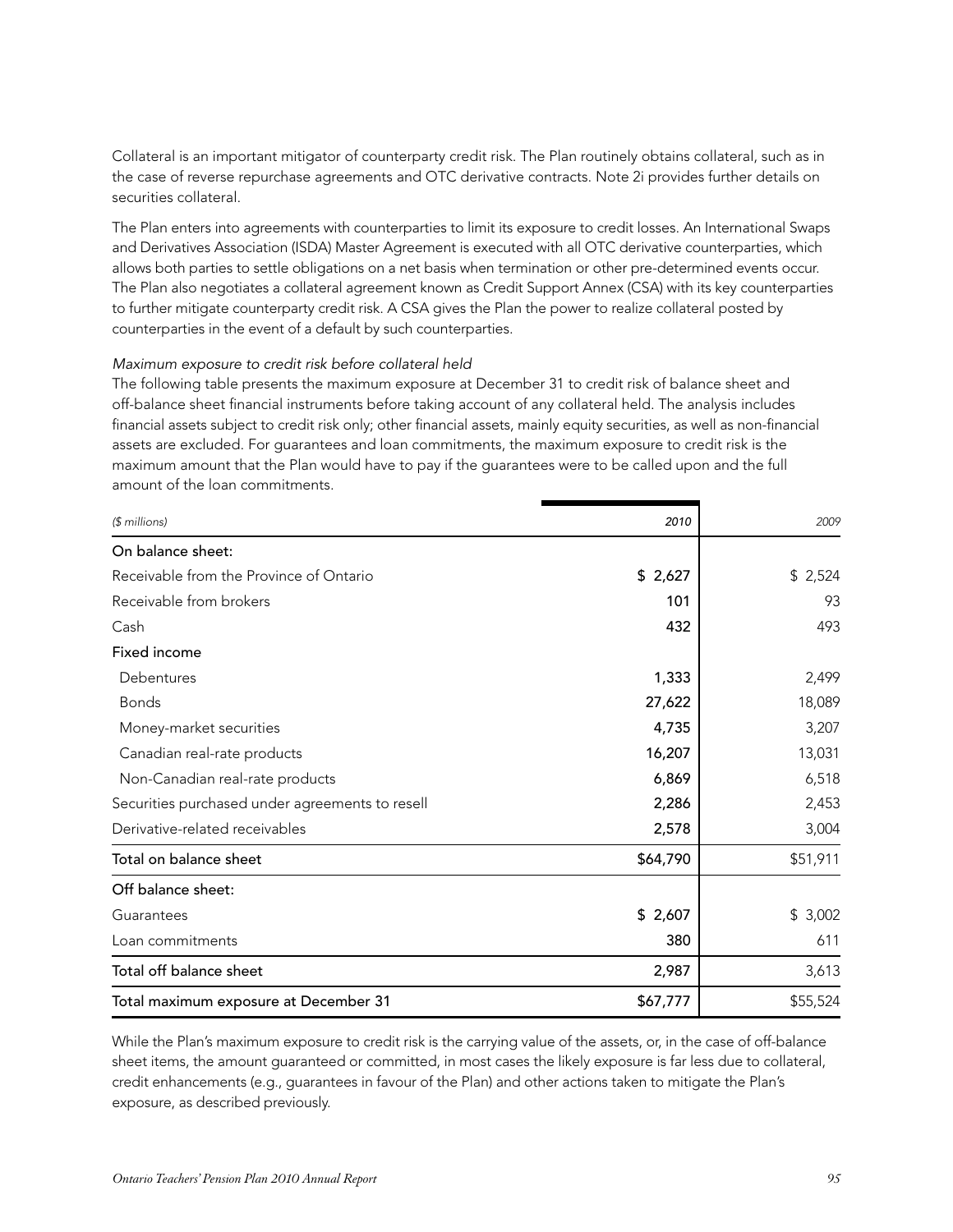Collateral is an important mitigator of counterparty credit risk. The Plan routinely obtains collateral, such as in the case of reverse repurchase agreements and OTC derivative contracts. Note 2i provides further details on securities collateral.

The Plan enters into agreements with counterparties to limit its exposure to credit losses. An International Swaps and Derivatives Association (ISDA) Master Agreement is executed with all OTC derivative counterparties, which allows both parties to settle obligations on a net basis when termination or other pre-determined events occur. The Plan also negotiates a collateral agreement known as Credit Support Annex (CSA) with its key counterparties to further mitigate counterparty credit risk. A CSA gives the Plan the power to realize collateral posted by counterparties in the event of a default by such counterparties.

*Maximum exposure to credit risk before collateral held*

The following table presents the maximum exposure at December 31 to credit risk of balance sheet and off-balance sheet financial instruments before taking account of any collateral held. The analysis includes financial assets subject to credit risk only; other financial assets, mainly equity securities, as well as non-financial assets are excluded. For guarantees and loan commitments, the maximum exposure to credit risk is the maximum amount that the Plan would have to pay if the guarantees were to be called upon and the full amount of the loan commitments.

| *($ millions)* | *2010* | *2009* |
|---|---|---|
| On balance sheet: | | |
| Receivable from the Province of Ontario | $ 2,627 | $ 2,524 |
| Receivable from brokers | 101 | 93 |
| Cash | 432 | 493 |
| Fixed income | | |
| Debentures | 1,333 | 2,499 |
| Bonds | 27,622 | 18,089 |
| Money-market securities | 4,735 | 3,207 |
| Canadian real-rate products | 16,207 | 13,031 |
| Non-Canadian real-rate products | 6,869 | 6,518 |
| Securities purchased under agreements to resell | 2,286 | 2,453 |
| Derivative-related receivables | 2,578 | 3,004 |
| Total on balance sheet | $64,790 | $51,911 |
| Off balance sheet: | | |
| Guarantees | $ 2,607 | $ 3,002 |
| Loan commitments | 380 | 611 |
| Total off balance sheet | 2,987 | 3,613 |
| Total maximum exposure at December 31 | $67,777 | $55,524 |

While the Plan's maximum exposure to credit risk is the carrying value of the assets, or, in the case of off-balance sheet items, the amount guaranteed or committed, in most cases the likely exposure is far less due to collateral, credit enhancements (e.g., guarantees in favour of the Plan) and other actions taken to mitigate the Plan's exposure, as described previously.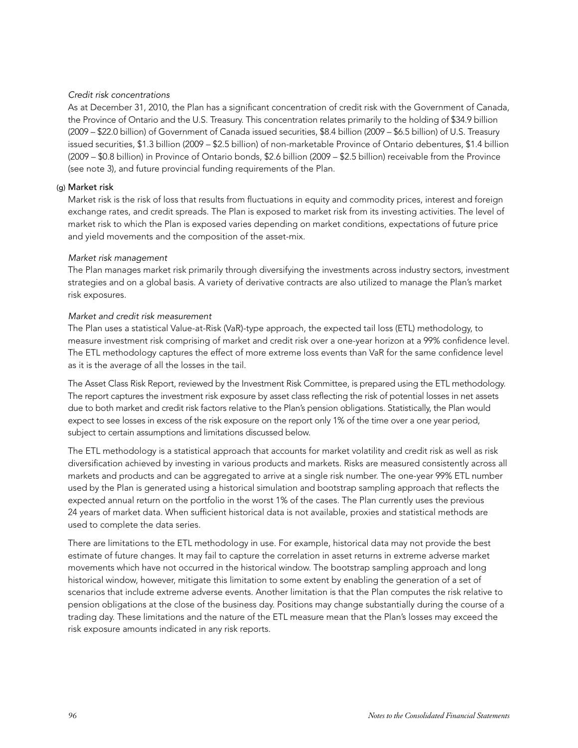*Credit risk concentrations*

As at December 31, 2010, the Plan has a significant concentration of credit risk with the Government of Canada, the Province of Ontario and the U.S. Treasury. This concentration relates primarily to the holding of $34.9 billion (2009 – $22.0 billion) of Government of Canada issued securities, $8.4 billion (2009 – $6.5 billion) of U.S. Treasury issued securities, $1.3 billion (2009 – $2.5 billion) of non-marketable Province of Ontario debentures, $1.4 billion (2009 – $0.8 billion) in Province of Ontario bonds, $2.6 billion (2009 – $2.5 billion) receivable from the Province (see note 3), and future provincial funding requirements of the Plan.

### (g) Market risk

Market risk is the risk of loss that results from fluctuations in equity and commodity prices, interest and foreign exchange rates, and credit spreads. The Plan is exposed to market risk from its investing activities. The level of market risk to which the Plan is exposed varies depending on market conditions, expectations of future price and yield movements and the composition of the asset-mix.

*Market risk management*

The Plan manages market risk primarily through diversifying the investments across industry sectors, investment strategies and on a global basis. A variety of derivative contracts are also utilized to manage the Plan's market risk exposures.

*Market and credit risk measurement*

The Plan uses a statistical Value-at-Risk (VaR)-type approach, the expected tail loss (ETL) methodology, to measure investment risk comprising of market and credit risk over a one-year horizon at a 99% confidence level. The ETL methodology captures the effect of more extreme loss events than VaR for the same confidence level as it is the average of all the losses in the tail.

The Asset Class Risk Report, reviewed by the Investment Risk Committee, is prepared using the ETL methodology. The report captures the investment risk exposure by asset class reflecting the risk of potential losses in net assets due to both market and credit risk factors relative to the Plan's pension obligations. Statistically, the Plan would expect to see losses in excess of the risk exposure on the report only 1% of the time over a one year period, subject to certain assumptions and limitations discussed below.

The ETL methodology is a statistical approach that accounts for market volatility and credit risk as well as risk diversification achieved by investing in various products and markets. Risks are measured consistently across all markets and products and can be aggregated to arrive at a single risk number. The one-year 99% ETL number used by the Plan is generated using a historical simulation and bootstrap sampling approach that reflects the expected annual return on the portfolio in the worst 1% of the cases. The Plan currently uses the previous 24 years of market data. When sufficient historical data is not available, proxies and statistical methods are used to complete the data series.

There are limitations to the ETL methodology in use. For example, historical data may not provide the best estimate of future changes. It may fail to capture the correlation in asset returns in extreme adverse market movements which have not occurred in the historical window. The bootstrap sampling approach and long historical window, however, mitigate this limitation to some extent by enabling the generation of a set of scenarios that include extreme adverse events. Another limitation is that the Plan computes the risk relative to pension obligations at the close of the business day. Positions may change substantially during the course of a trading day. These limitations and the nature of the ETL measure mean that the Plan's losses may exceed the risk exposure amounts indicated in any risk reports.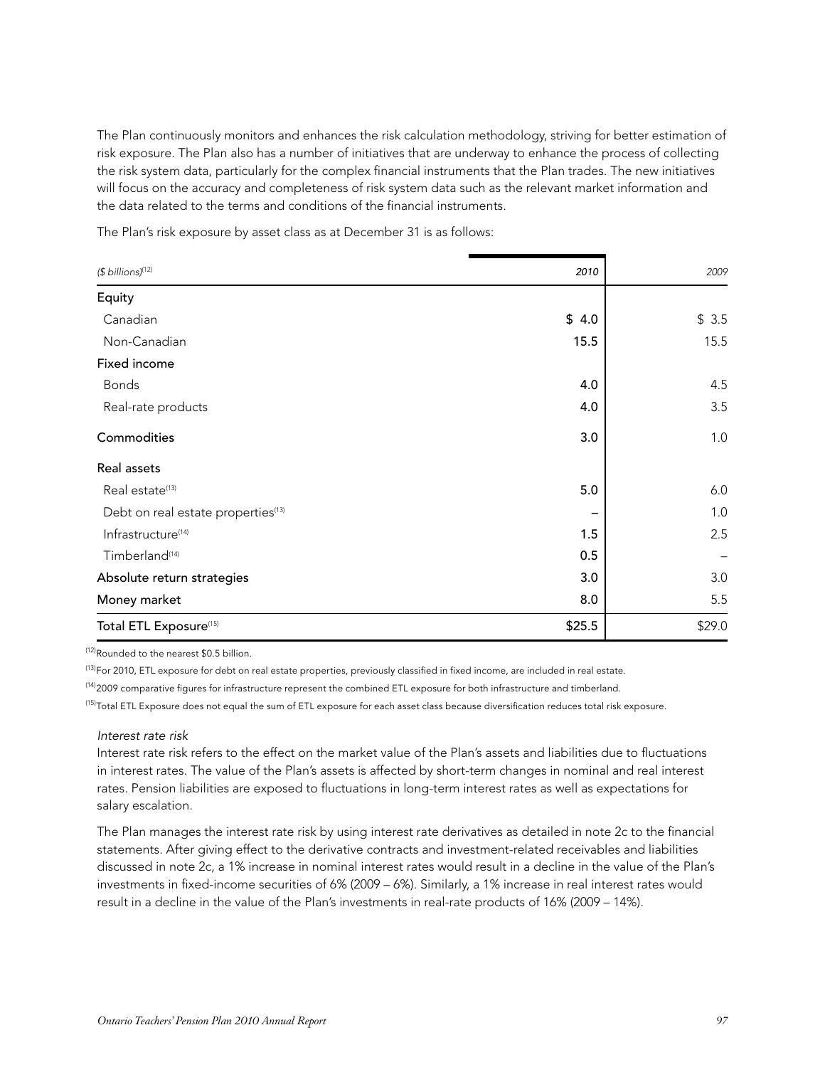The Plan continuously monitors and enhances the risk calculation methodology, striving for better estimation of risk exposure. The Plan also has a number of initiatives that are underway to enhance the process of collecting the risk system data, particularly for the complex financial instruments that the Plan trades. The new initiatives will focus on the accuracy and completeness of risk system data such as the relevant market information and the data related to the terms and conditions of the financial instruments.

The Plan's risk exposure by asset class as at December 31 is as follows:

| *($ billions)*[12] | *2010* | *2009* |
|---|---|---|
| Equity | | |
| Canadian | **$ 4.0** | $ 3.5 |
| Non-Canadian | **15.5** | 15.5 |
| Fixed income | | |
| Bonds | **4.0** | 4.5 |
| Real-rate products | **4.0** | 3.5 |
| Commodities | **3.0** | 1.0 |
| Real assets | | |
| Real estate[13] | **5.0** | 6.0 |
| Debt on real estate properties[13] | **–** | 1.0 |
| Infrastructure[14] | **1.5** | 2.5 |
| Timberland[14] | **0.5** | – |
| Absolute return strategies | **3.0** | 3.0 |
| Money market | **8.0** | 5.5 |
| Total ETL Exposure[15] | **$25.5** | $29.0 |

[12] Rounded to the nearest $0.5 billion.

[13] For 2010, ETL exposure for debt on real estate properties, previously classified in fixed income, are included in real estate.

[14] 2009 comparative figures for infrastructure represent the combined ETL exposure for both infrastructure and timberland.

[15] Total ETL Exposure does not equal the sum of ETL exposure for each asset class because diversification reduces total risk exposure.

*Interest rate risk*

Interest rate risk refers to the effect on the market value of the Plan's assets and liabilities due to fluctuations in interest rates. The value of the Plan's assets is affected by short-term changes in nominal and real interest rates. Pension liabilities are exposed to fluctuations in long-term interest rates as well as expectations for salary escalation.

The Plan manages the interest rate risk by using interest rate derivatives as detailed in note 2c to the financial statements. After giving effect to the derivative contracts and investment-related receivables and liabilities discussed in note 2c, a 1% increase in nominal interest rates would result in a decline in the value of the Plan's investments in fixed-income securities of 6% (2009 – 6%). Similarly, a 1% increase in real interest rates would result in a decline in the value of the Plan's investments in real-rate products of 16% (2009 – 14%).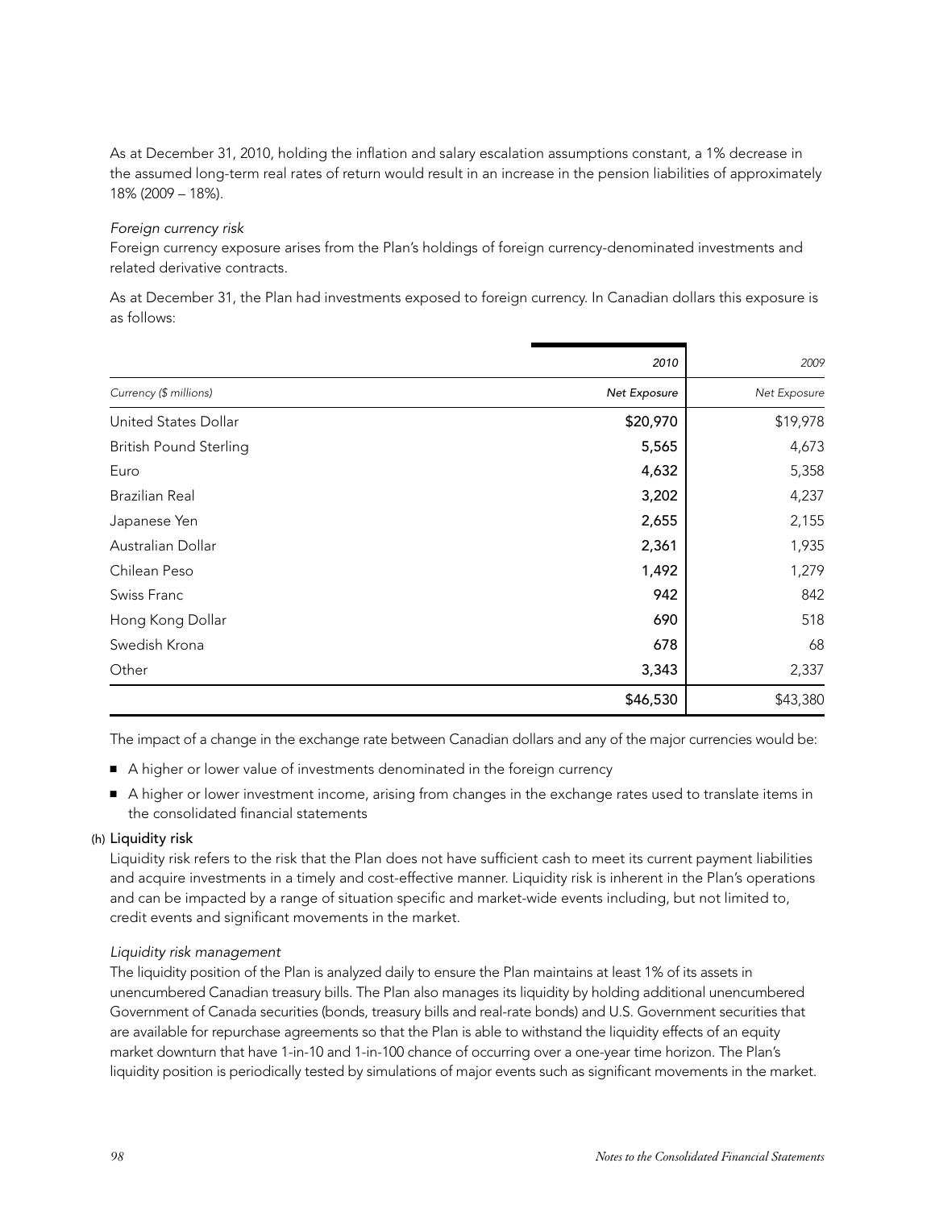As at December 31, 2010, holding the inflation and salary escalation assumptions constant, a 1% decrease in the assumed long-term real rates of return would result in an increase in the pension liabilities of approximately 18% (2009 – 18%).

*Foreign currency risk*

Foreign currency exposure arises from the Plan's holdings of foreign currency-denominated investments and related derivative contracts.

As at December 31, the Plan had investments exposed to foreign currency. In Canadian dollars this exposure is as follows:

| | *2010* | *2009* |
|---|---|---|
| *Currency ($ millions)* | *Net Exposure* | *Net Exposure* |
| United States Dollar | **$20,970** | $19,978 |
| British Pound Sterling | **5,565** | 4,673 |
| Euro | **4,632** | 5,358 |
| Brazilian Real | **3,202** | 4,237 |
| Japanese Yen | **2,655** | 2,155 |
| Australian Dollar | **2,361** | 1,935 |
| Chilean Peso | **1,492** | 1,279 |
| Swiss Franc | **942** | 842 |
| Hong Kong Dollar | **690** | 518 |
| Swedish Krona | **678** | 68 |
| Other | **3,343** | 2,337 |
| | **$46,530** | $43,380 |

The impact of a change in the exchange rate between Canadian dollars and any of the major currencies would be:

- A higher or lower value of investments denominated in the foreign currency
- A higher or lower investment income, arising from changes in the exchange rates used to translate items in the consolidated financial statements

### (h) Liquidity risk

Liquidity risk refers to the risk that the Plan does not have sufficient cash to meet its current payment liabilities and acquire investments in a timely and cost-effective manner. Liquidity risk is inherent in the Plan's operations and can be impacted by a range of situation specific and market-wide events including, but not limited to, credit events and significant movements in the market.

*Liquidity risk management*

The liquidity position of the Plan is analyzed daily to ensure the Plan maintains at least 1% of its assets in unencumbered Canadian treasury bills. The Plan also manages its liquidity by holding additional unencumbered Government of Canada securities (bonds, treasury bills and real-rate bonds) and U.S. Government securities that are available for repurchase agreements so that the Plan is able to withstand the liquidity effects of an equity market downturn that have 1-in-10 and 1-in-100 chance of occurring over a one-year time horizon. The Plan's liquidity position is periodically tested by simulations of major events such as significant movements in the market.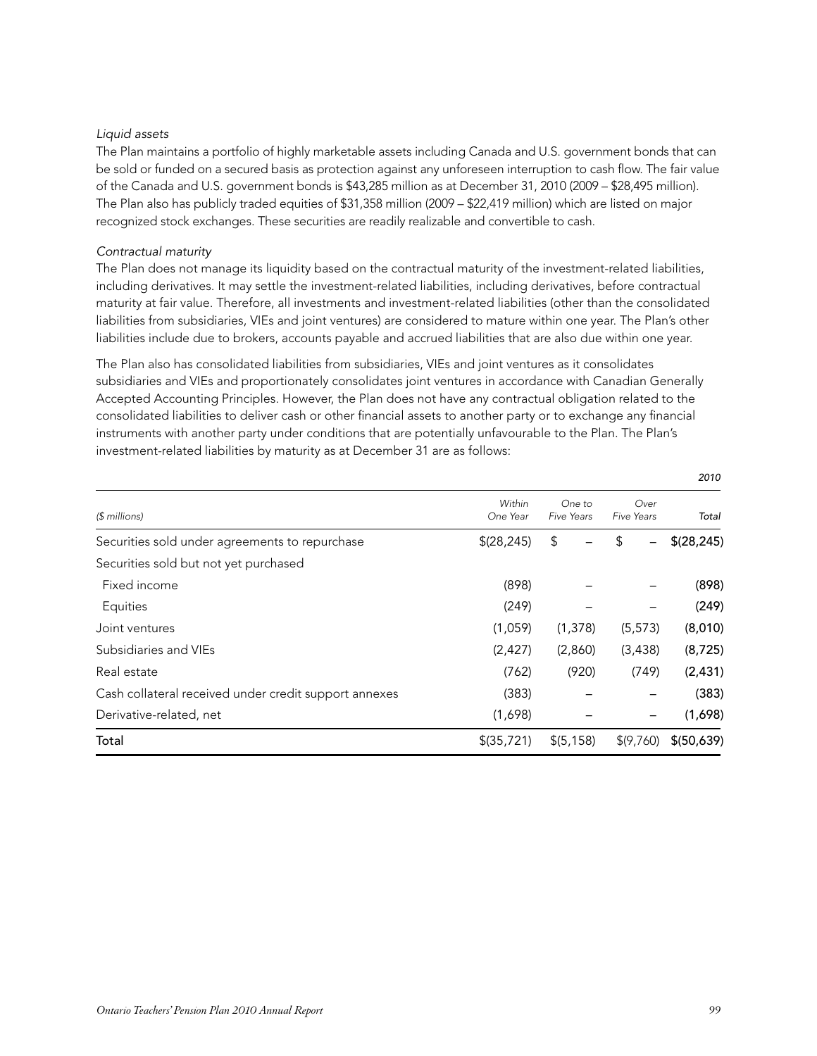*Liquid assets*

The Plan maintains a portfolio of highly marketable assets including Canada and U.S. government bonds that can be sold or funded on a secured basis as protection against any unforeseen interruption to cash flow. The fair value of the Canada and U.S. government bonds is $43,285 million as at December 31, 2010 (2009 – $28,495 million). The Plan also has publicly traded equities of $31,358 million (2009 – $22,419 million) which are listed on major recognized stock exchanges. These securities are readily realizable and convertible to cash.

*Contractual maturity*

The Plan does not manage its liquidity based on the contractual maturity of the investment-related liabilities, including derivatives. It may settle the investment-related liabilities, including derivatives, before contractual maturity at fair value. Therefore, all investments and investment-related liabilities (other than the consolidated liabilities from subsidiaries, VIEs and joint ventures) are considered to mature within one year. The Plan's other liabilities include due to brokers, accounts payable and accrued liabilities that are also due within one year.

The Plan also has consolidated liabilities from subsidiaries, VIEs and joint ventures as it consolidates subsidiaries and VIEs and proportionately consolidates joint ventures in accordance with Canadian Generally Accepted Accounting Principles. However, the Plan does not have any contractual obligation related to the consolidated liabilities to deliver cash or other financial assets to another party or to exchange any financial instruments with another party under conditions that are potentially unfavourable to the Plan. The Plan's investment-related liabilities by maturity as at December 31 are as follows:

| | | | | *2010* |
|---|---|---|---|---|
| *($ millions)* | *Within One Year* | *One to Five Years* | *Over Five Years* | *Total* |
| Securities sold under agreements to repurchase | $(28,245) | $ – | $ – | $(28,245) |
| Securities sold but not yet purchased | | | | |
| Fixed income | (898) | – | – | (898) |
| Equities | (249) | – | – | (249) |
| Joint ventures | (1,059) | (1,378) | (5,573) | (8,010) |
| Subsidiaries and VIEs | (2,427) | (2,860) | (3,438) | (8,725) |
| Real estate | (762) | (920) | (749) | (2,431) |
| Cash collateral received under credit support annexes | (383) | – | – | (383) |
| Derivative-related, net | (1,698) | – | – | (1,698) |
| **Total** | $(35,721) | $(5,158) | $(9,760) | $(50,639) |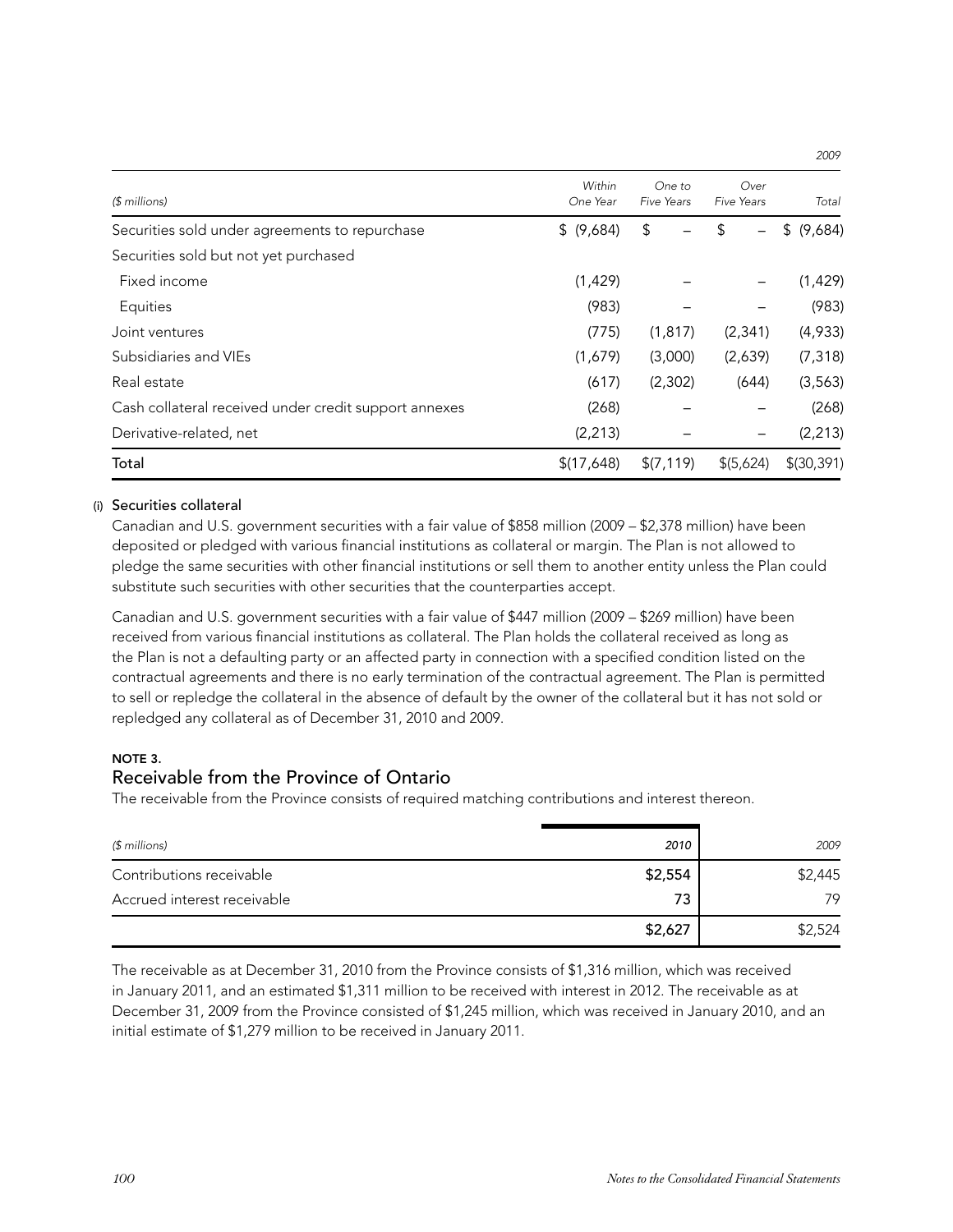| ($ millions) | Within One Year | One to Five Years | Over Five Years | Total |
|---|---|---|---|---|
| | | | | 2009 |
| Securities sold under agreements to repurchase | $ (9,684) | $ – | $ – | $ (9,684) |
| Securities sold but not yet purchased | | | | |
| Fixed income | (1,429) | – | – | (1,429) |
| Equities | (983) | – | – | (983) |
| Joint ventures | (775) | (1,817) | (2,341) | (4,933) |
| Subsidiaries and VIEs | (1,679) | (3,000) | (2,639) | (7,318) |
| Real estate | (617) | (2,302) | (644) | (3,563) |
| Cash collateral received under credit support annexes | (268) | – | – | (268) |
| Derivative-related, net | (2,213) | – | – | (2,213) |
| **Total** | $(17,648) | $(7,119) | $(5,624) | $(30,391) |

(i) **Securities collateral**

Canadian and U.S. government securities with a fair value of $858 million (2009 – $2,378 million) have been deposited or pledged with various financial institutions as collateral or margin. The Plan is not allowed to pledge the same securities with other financial institutions or sell them to another entity unless the Plan could substitute such securities with other securities that the counterparties accept.

Canadian and U.S. government securities with a fair value of $447 million (2009 – $269 million) have been received from various financial institutions as collateral. The Plan holds the collateral received as long as the Plan is not a defaulting party or an affected party in connection with a specified condition listed on the contractual agreements and there is no early termination of the contractual agreement. The Plan is permitted to sell or repledge the collateral in the absence of default by the owner of the collateral but it has not sold or repledged any collateral as of December 31, 2010 and 2009.

**NOTE 3.**

## Receivable from the Province of Ontario

The receivable from the Province consists of required matching contributions and interest thereon.

| ($ millions) | 2010 | 2009 |
|---|---|---|
| Contributions receivable | $2,554 | $2,445 |
| Accrued interest receivable | 73 | 79 |
| | $2,627 | $2,524 |

The receivable as at December 31, 2010 from the Province consists of $1,316 million, which was received in January 2011, and an estimated $1,311 million to be received with interest in 2012. The receivable as at December 31, 2009 from the Province consisted of $1,245 million, which was received in January 2010, and an initial estimate of $1,279 million to be received in January 2011.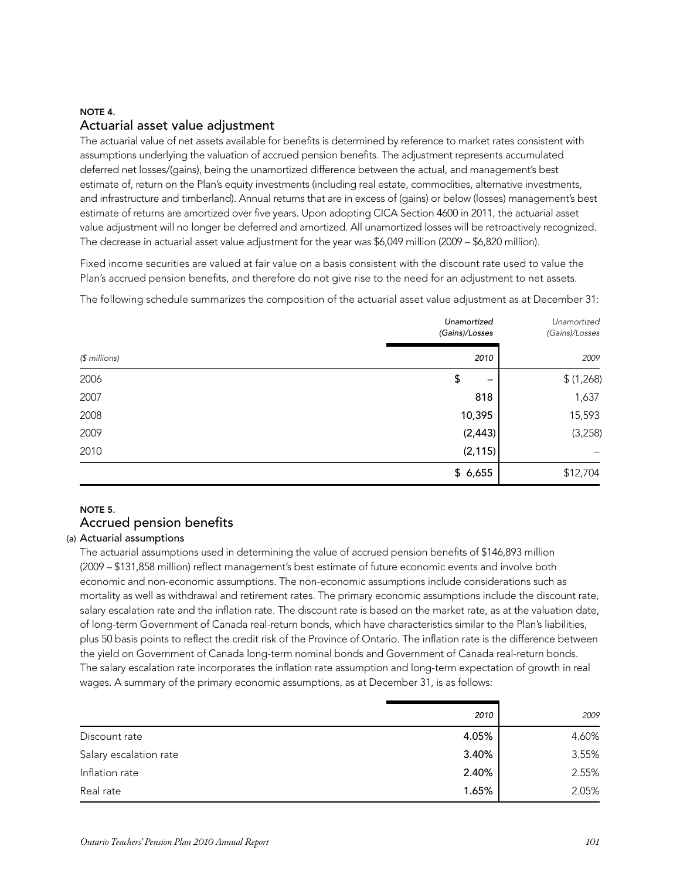**NOTE 4.**
## Actuarial asset value adjustment

The actuarial value of net assets available for benefits is determined by reference to market rates consistent with assumptions underlying the valuation of accrued pension benefits. The adjustment represents accumulated deferred net losses/(gains), being the unamortized difference between the actual, and management's best estimate of, return on the Plan's equity investments (including real estate, commodities, alternative investments, and infrastructure and timberland). Annual returns that are in excess of (gains) or below (losses) management's best estimate of returns are amortized over five years. Upon adopting CICA Section 4600 in 2011, the actuarial asset value adjustment will no longer be deferred and amortized. All unamortized losses will be retroactively recognized. The decrease in actuarial asset value adjustment for the year was $6,049 million (2009 – $6,820 million).

Fixed income securities are valued at fair value on a basis consistent with the discount rate used to value the Plan's accrued pension benefits, and therefore do not give rise to the need for an adjustment to net assets.

The following schedule summarizes the composition of the actuarial asset value adjustment as at December 31:

| | *Unamortized (Gains)/Losses* | *Unamortized (Gains)/Losses* |
|---|---|---|
| *($ millions)* | *2010* | *2009* |
| 2006 | $ – | $ (1,268) |
| 2007 | 818 | 1,637 |
| 2008 | 10,395 | 15,593 |
| 2009 | (2,443) | (3,258) |
| 2010 | (2,115) | – |
| | $ 6,655 | $12,704 |

**NOTE 5.**
## Accrued pension benefits

### (a) Actuarial assumptions

The actuarial assumptions used in determining the value of accrued pension benefits of $146,893 million (2009 – $131,858 million) reflect management's best estimate of future economic events and involve both economic and non-economic assumptions. The non-economic assumptions include considerations such as mortality as well as withdrawal and retirement rates. The primary economic assumptions include the discount rate, salary escalation rate and the inflation rate. The discount rate is based on the market rate, as at the valuation date, of long-term Government of Canada real-return bonds, which have characteristics similar to the Plan's liabilities, plus 50 basis points to reflect the credit risk of the Province of Ontario. The inflation rate is the difference between the yield on Government of Canada long-term nominal bonds and Government of Canada real-return bonds. The salary escalation rate incorporates the inflation rate assumption and long-term expectation of growth in real wages. A summary of the primary economic assumptions, as at December 31, is as follows:

| | *2010* | *2009* |
|---|---|---|
| Discount rate | 4.05% | 4.60% |
| Salary escalation rate | 3.40% | 3.55% |
| Inflation rate | 2.40% | 2.55% |
| Real rate | 1.65% | 2.05% |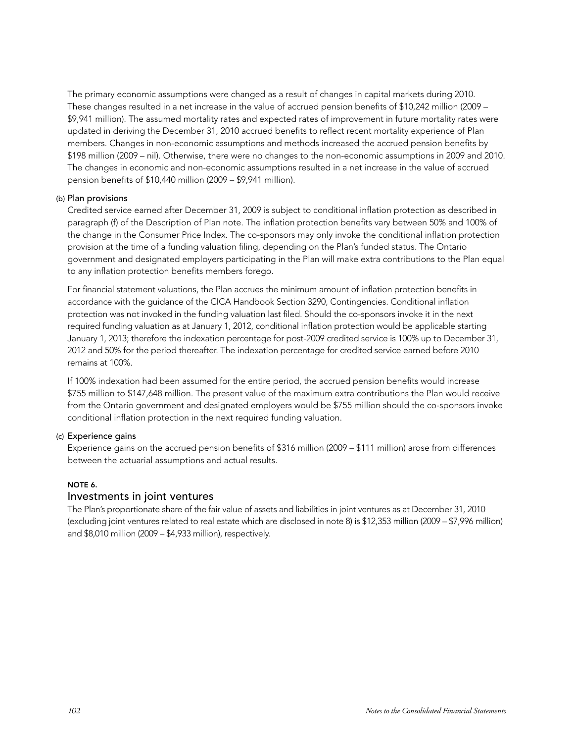The primary economic assumptions were changed as a result of changes in capital markets during 2010. These changes resulted in a net increase in the value of accrued pension benefits of $10,242 million (2009 – $9,941 million). The assumed mortality rates and expected rates of improvement in future mortality rates were updated in deriving the December 31, 2010 accrued benefits to reflect recent mortality experience of Plan members. Changes in non-economic assumptions and methods increased the accrued pension benefits by $198 million (2009 – nil). Otherwise, there were no changes to the non-economic assumptions in 2009 and 2010. The changes in economic and non-economic assumptions resulted in a net increase in the value of accrued pension benefits of $10,440 million (2009 – $9,941 million).

(b) Plan provisions

Credited service earned after December 31, 2009 is subject to conditional inflation protection as described in paragraph (f) of the Description of Plan note. The inflation protection benefits vary between 50% and 100% of the change in the Consumer Price Index. The co-sponsors may only invoke the conditional inflation protection provision at the time of a funding valuation filing, depending on the Plan's funded status. The Ontario government and designated employers participating in the Plan will make extra contributions to the Plan equal to any inflation protection benefits members forego.

For financial statement valuations, the Plan accrues the minimum amount of inflation protection benefits in accordance with the guidance of the CICA Handbook Section 3290, Contingencies. Conditional inflation protection was not invoked in the funding valuation last filed. Should the co-sponsors invoke it in the next required funding valuation as at January 1, 2012, conditional inflation protection would be applicable starting January 1, 2013; therefore the indexation percentage for post-2009 credited service is 100% up to December 31, 2012 and 50% for the period thereafter. The indexation percentage for credited service earned before 2010 remains at 100%.

If 100% indexation had been assumed for the entire period, the accrued pension benefits would increase $755 million to $147,648 million. The present value of the maximum extra contributions the Plan would receive from the Ontario government and designated employers would be $755 million should the co-sponsors invoke conditional inflation protection in the next required funding valuation.

(c) Experience gains

Experience gains on the accrued pension benefits of $316 million (2009 – $111 million) arose from differences between the actuarial assumptions and actual results.

**NOTE 6.**

## Investments in joint ventures

The Plan's proportionate share of the fair value of assets and liabilities in joint ventures as at December 31, 2010 (excluding joint ventures related to real estate which are disclosed in note 8) is $12,353 million (2009 – $7,996 million) and $8,010 million (2009 – $4,933 million), respectively.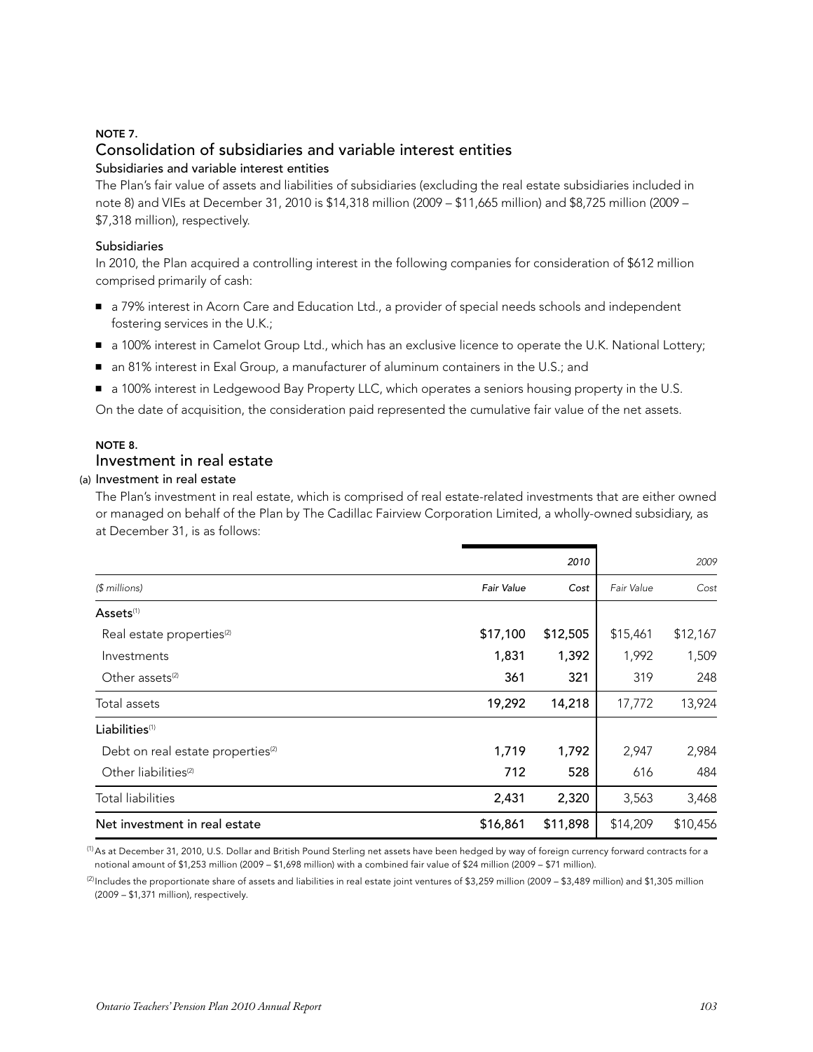**NOTE 7.**

## Consolidation of subsidiaries and variable interest entities

### Subsidiaries and variable interest entities

The Plan's fair value of assets and liabilities of subsidiaries (excluding the real estate subsidiaries included in note 8) and VIEs at December 31, 2010 is $14,318 million (2009 – $11,665 million) and $8,725 million (2009 – $7,318 million), respectively.

### Subsidiaries

In 2010, the Plan acquired a controlling interest in the following companies for consideration of $612 million comprised primarily of cash:

- a 79% interest in Acorn Care and Education Ltd., a provider of special needs schools and independent fostering services in the U.K.;
- a 100% interest in Camelot Group Ltd., which has an exclusive licence to operate the U.K. National Lottery;
- an 81% interest in Exal Group, a manufacturer of aluminum containers in the U.S.; and
- a 100% interest in Ledgewood Bay Property LLC, which operates a seniors housing property in the U.S.

On the date of acquisition, the consideration paid represented the cumulative fair value of the net assets.

**NOTE 8.**

## Investment in real estate

### (a) Investment in real estate

The Plan's investment in real estate, which is comprised of real estate-related investments that are either owned or managed on behalf of the Plan by The Cadillac Fairview Corporation Limited, a wholly-owned subsidiary, as at December 31, is as follows:

| | | *2010* | | *2009* |
|---|---|---|---|---|
| *($ millions)* | *Fair Value* | *Cost* | *Fair Value* | *Cost* |
| **Assets**[1] | | | | |
| Real estate properties[2] | **$17,100** | **$12,505** | $15,461 | $12,167 |
| Investments | **1,831** | **1,392** | 1,992 | 1,509 |
| Other assets[2] | **361** | **321** | 319 | 248 |
| Total assets | **19,292** | **14,218** | 17,772 | 13,924 |
| **Liabilities**[1] | | | | |
| Debt on real estate properties[2] | **1,719** | **1,792** | 2,947 | 2,984 |
| Other liabilities[2] | **712** | **528** | 616 | 484 |
| Total liabilities | **2,431** | **2,320** | 3,563 | 3,468 |
| Net investment in real estate | **$16,861** | **$11,898** | $14,209 | $10,456 |

[1] As at December 31, 2010, U.S. Dollar and British Pound Sterling net assets have been hedged by way of foreign currency forward contracts for a notional amount of $1,253 million (2009 – $1,698 million) with a combined fair value of $24 million (2009 – $71 million).

[2] Includes the proportionate share of assets and liabilities in real estate joint ventures of $3,259 million (2009 – $3,489 million) and $1,305 million (2009 – $1,371 million), respectively.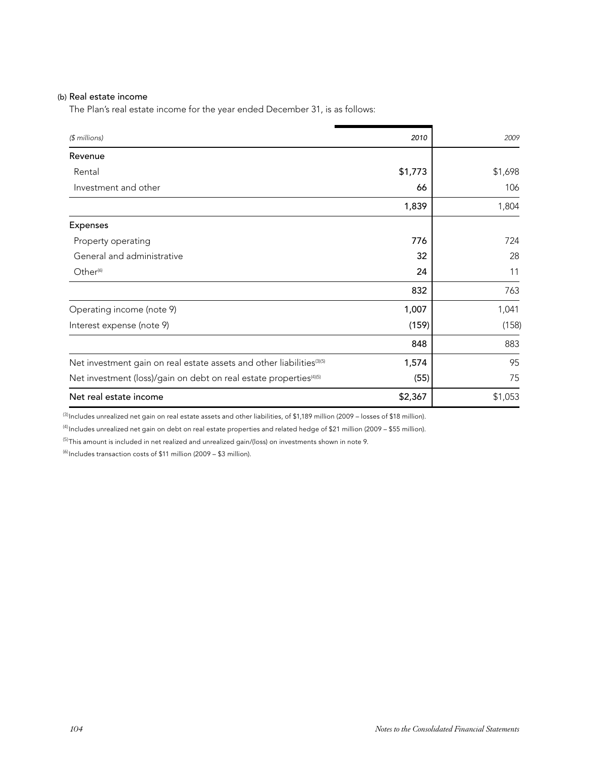(b) Real estate income

The Plan's real estate income for the year ended December 31, is as follows:

| *($ millions)* | *2010* | *2009* |
|---|---|---|
| Revenue | | |
| Rental | $1,773 | $1,698 |
| Investment and other | 66 | 106 |
| | 1,839 | 1,804 |
| Expenses | | |
| Property operating | 776 | 724 |
| General and administrative | 32 | 28 |
| Other[6] | 24 | 11 |
| | 832 | 763 |
| Operating income (note 9) | 1,007 | 1,041 |
| Interest expense (note 9) | (159) | (158) |
| | 848 | 883 |
| Net investment gain on real estate assets and other liabilities[3][5] | 1,574 | 95 |
| Net investment (loss)/gain on debt on real estate properties[4][5] | (55) | 75 |
| Net real estate income | $2,367 | $1,053 |

[3] Includes unrealized net gain on real estate assets and other liabilities, of $1,189 million (2009 – losses of $18 million).

[4] Includes unrealized net gain on debt on real estate properties and related hedge of $21 million (2009 – $55 million).

[5] This amount is included in net realized and unrealized gain/(loss) on investments shown in note 9.

[6] Includes transaction costs of $11 million (2009 – $3 million).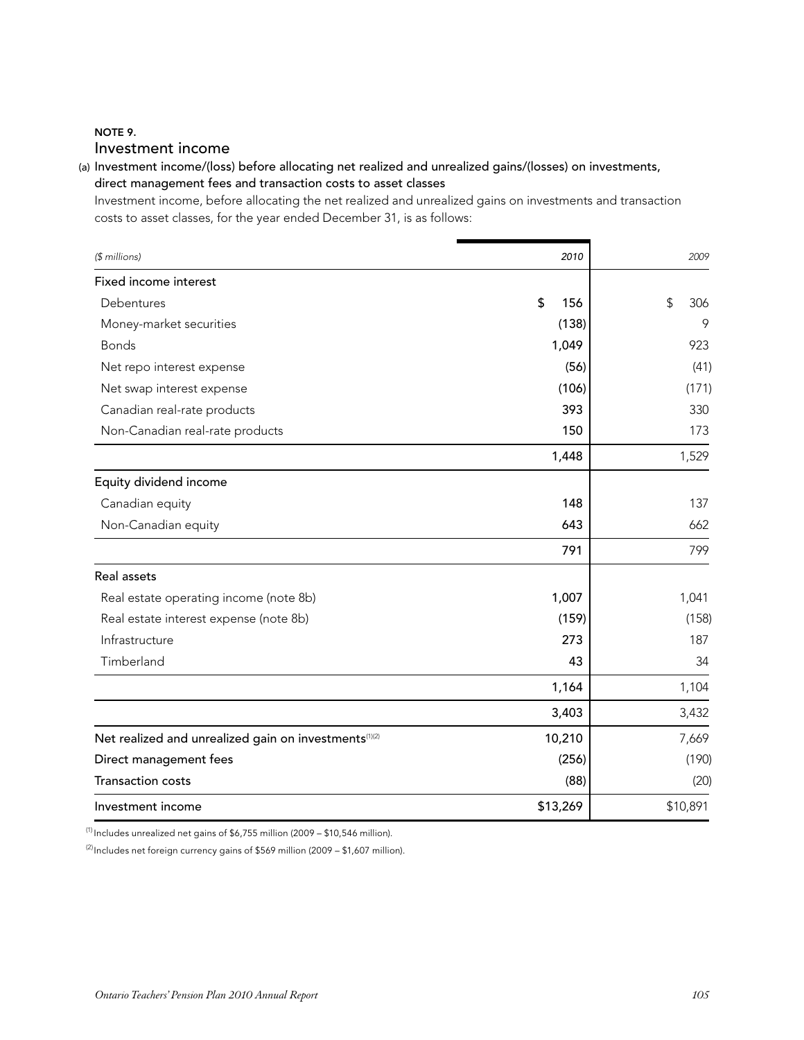**NOTE 9.**

## Investment income

### (a) Investment income/(loss) before allocating net realized and unrealized gains/(losses) on investments, direct management fees and transaction costs to asset classes

Investment income, before allocating the net realized and unrealized gains on investments and transaction costs to asset classes, for the year ended December 31, is as follows:

| *($ millions)* | *2010* | *2009* |
|---|---|---|
| **Fixed income interest** | | |
| Debentures | $ 156 | $ 306 |
| Money-market securities | (138) | 9 |
| Bonds | 1,049 | 923 |
| Net repo interest expense | (56) | (41) |
| Net swap interest expense | (106) | (171) |
| Canadian real-rate products | 393 | 330 |
| Non-Canadian real-rate products | 150 | 173 |
| | 1,448 | 1,529 |
| **Equity dividend income** | | |
| Canadian equity | 148 | 137 |
| Non-Canadian equity | 643 | 662 |
| | 791 | 799 |
| **Real assets** | | |
| Real estate operating income (note 8b) | 1,007 | 1,041 |
| Real estate interest expense (note 8b) | (159) | (158) |
| Infrastructure | 273 | 187 |
| Timberland | 43 | 34 |
| | 1,164 | 1,104 |
| | 3,403 | 3,432 |
| Net realized and unrealized gain on investments[1][2] | 10,210 | 7,669 |
| Direct management fees | (256) | (190) |
| Transaction costs | (88) | (20) |
| Investment income | $13,269 | $10,891 |

[1] Includes unrealized net gains of $6,755 million (2009 – $10,546 million).

[2] Includes net foreign currency gains of $569 million (2009 – $1,607 million).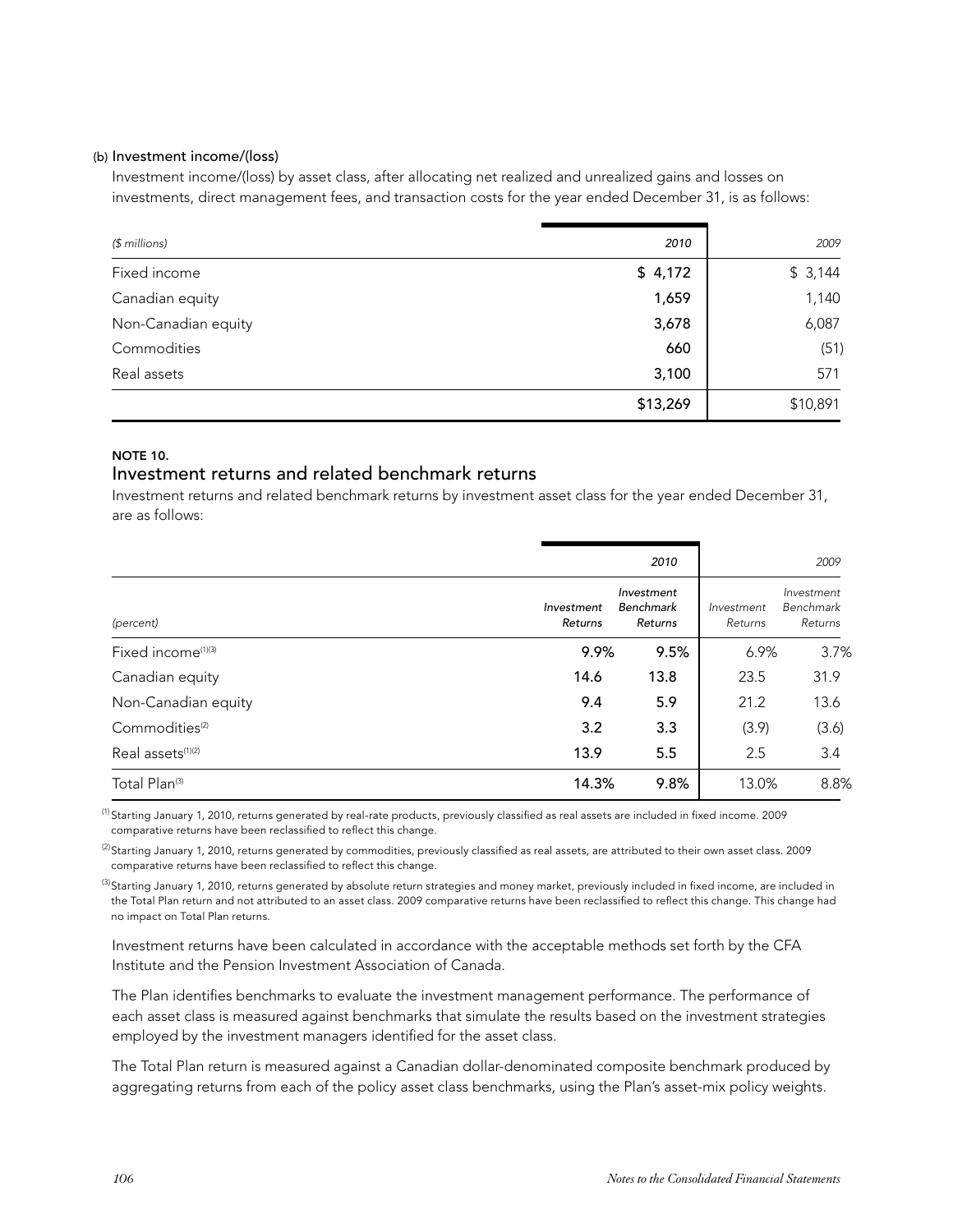(b) Investment income/(loss)

Investment income/(loss) by asset class, after allocating net realized and unrealized gains and losses on investments, direct management fees, and transaction costs for the year ended December 31, is as follows:

| *($ millions)* | *2010* | *2009* |
|---|---|---|
| Fixed income | $ 4,172 | $ 3,144 |
| Canadian equity | 1,659 | 1,140 |
| Non-Canadian equity | 3,678 | 6,087 |
| Commodities | 660 | (51) |
| Real assets | 3,100 | 571 |
| | $13,269 | $10,891 |

**NOTE 10.**

## Investment returns and related benchmark returns

Investment returns and related benchmark returns by investment asset class for the year ended December 31, are as follows:

| | *2010* | | *2009* | |
|---|---|---|---|---|
| *(percent)* | *Investment Returns* | *Investment Benchmark Returns* | *Investment Returns* | *Investment Benchmark Returns* |
| Fixed income[(1)(3)] | 9.9% | 9.5% | 6.9% | 3.7% |
| Canadian equity | 14.6 | 13.8 | 23.5 | 31.9 |
| Non-Canadian equity | 9.4 | 5.9 | 21.2 | 13.6 |
| Commodities[(2)] | 3.2 | 3.3 | (3.9) | (3.6) |
| Real assets[(1)(2)] | 13.9 | 5.5 | 2.5 | 3.4 |
| Total Plan[(3)] | 14.3% | 9.8% | 13.0% | 8.8% |

[(1)] Starting January 1, 2010, returns generated by real-rate products, previously classified as real assets are included in fixed income. 2009 comparative returns have been reclassified to reflect this change.

[(2)] Starting January 1, 2010, returns generated by commodities, previously classified as real assets, are attributed to their own asset class. 2009 comparative returns have been reclassified to reflect this change.

[(3)] Starting January 1, 2010, returns generated by absolute return strategies and money market, previously included in fixed income, are included in the Total Plan return and not attributed to an asset class. 2009 comparative returns have been reclassified to reflect this change. This change had no impact on Total Plan returns.

Investment returns have been calculated in accordance with the acceptable methods set forth by the CFA Institute and the Pension Investment Association of Canada.

The Plan identifies benchmarks to evaluate the investment management performance. The performance of each asset class is measured against benchmarks that simulate the results based on the investment strategies employed by the investment managers identified for the asset class.

The Total Plan return is measured against a Canadian dollar-denominated composite benchmark produced by aggregating returns from each of the policy asset class benchmarks, using the Plan's asset-mix policy weights.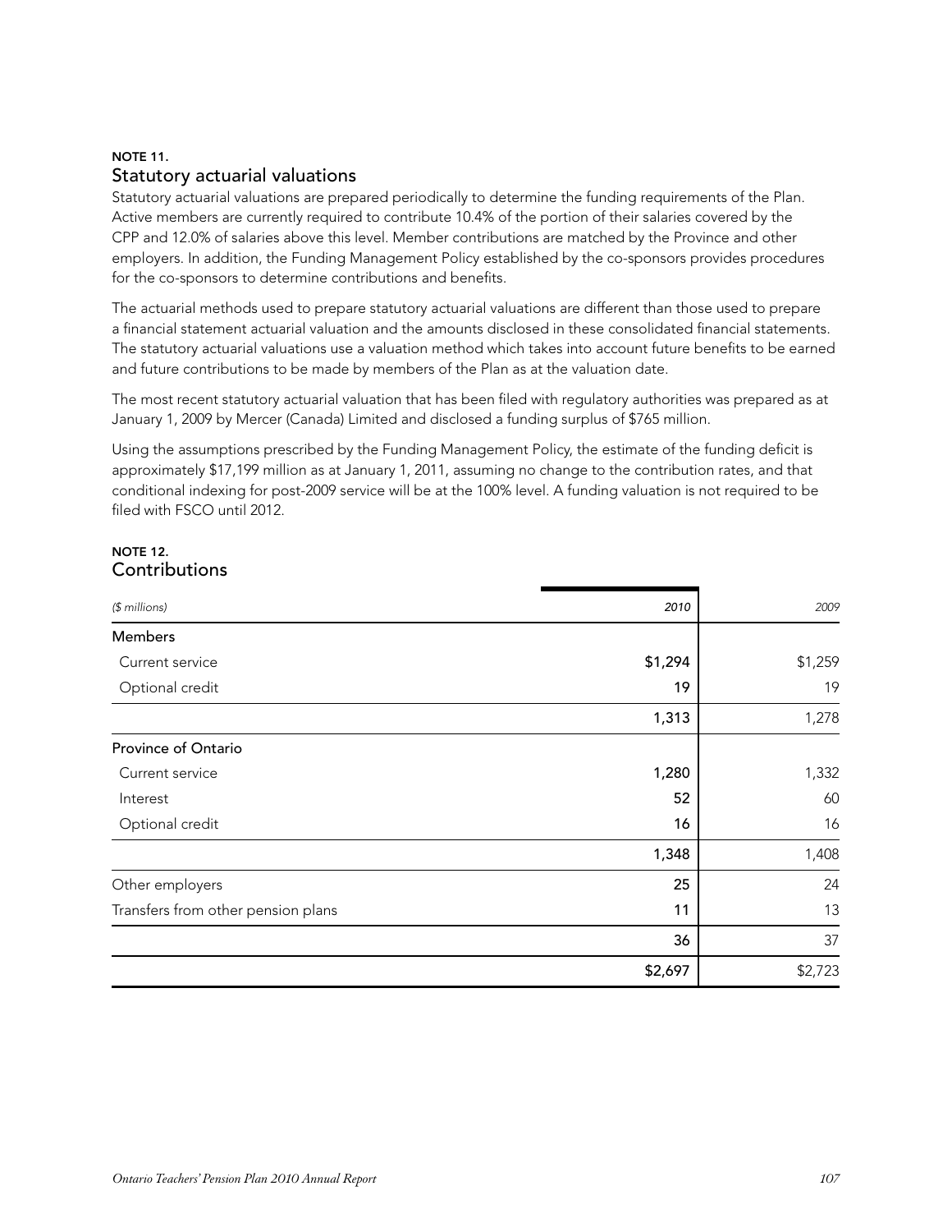## NOTE 11.

## Statutory actuarial valuations

Statutory actuarial valuations are prepared periodically to determine the funding requirements of the Plan. Active members are currently required to contribute 10.4% of the portion of their salaries covered by the CPP and 12.0% of salaries above this level. Member contributions are matched by the Province and other employers. In addition, the Funding Management Policy established by the co-sponsors provides procedures for the co-sponsors to determine contributions and benefits.

The actuarial methods used to prepare statutory actuarial valuations are different than those used to prepare a financial statement actuarial valuation and the amounts disclosed in these consolidated financial statements. The statutory actuarial valuations use a valuation method which takes into account future benefits to be earned and future contributions to be made by members of the Plan as at the valuation date.

The most recent statutory actuarial valuation that has been filed with regulatory authorities was prepared as at January 1, 2009 by Mercer (Canada) Limited and disclosed a funding surplus of $765 million.

Using the assumptions prescribed by the Funding Management Policy, the estimate of the funding deficit is approximately $17,199 million as at January 1, 2011, assuming no change to the contribution rates, and that conditional indexing for post-2009 service will be at the 100% level. A funding valuation is not required to be filed with FSCO until 2012.

## NOTE 12.

## Contributions

| *($ millions)* | *2010* | *2009* |
|---|---|---|
| Members | | |
| Current service | $1,294 | $1,259 |
| Optional credit | 19 | 19 |
| | 1,313 | 1,278 |
| Province of Ontario | | |
| Current service | 1,280 | 1,332 |
| Interest | 52 | 60 |
| Optional credit | 16 | 16 |
| | 1,348 | 1,408 |
| Other employers | 25 | 24 |
| Transfers from other pension plans | 11 | 13 |
| | 36 | 37 |
| | $2,697 | $2,723 |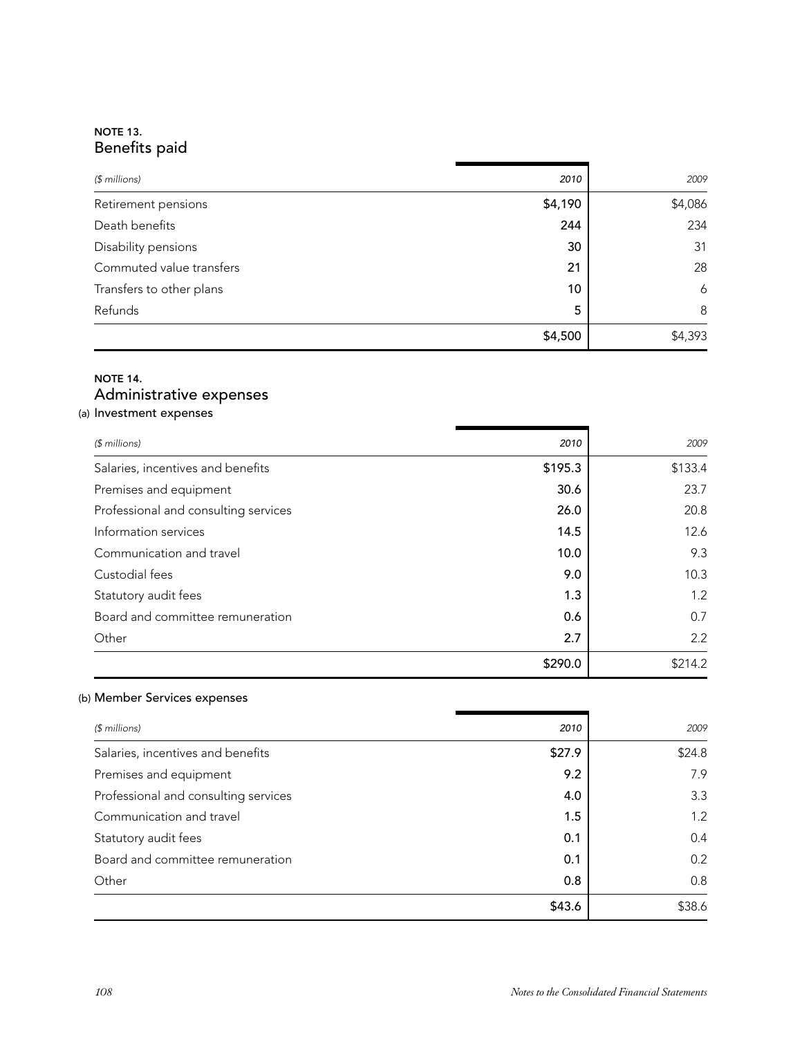**NOTE 13.**
## Benefits paid

| *($ millions)* | *2010* | *2009* |
|---|---|---|
| Retirement pensions | **$4,190** | $4,086 |
| Death benefits | **244** | 234 |
| Disability pensions | **30** | 31 |
| Commuted value transfers | **21** | 28 |
| Transfers to other plans | **10** | 6 |
| Refunds | **5** | 8 |
| | **$4,500** | $4,393 |

**NOTE 14.**
## Administrative expenses

### (a) Investment expenses

| *($ millions)* | *2010* | *2009* |
|---|---|---|
| Salaries, incentives and benefits | **$195.3** | $133.4 |
| Premises and equipment | **30.6** | 23.7 |
| Professional and consulting services | **26.0** | 20.8 |
| Information services | **14.5** | 12.6 |
| Communication and travel | **10.0** | 9.3 |
| Custodial fees | **9.0** | 10.3 |
| Statutory audit fees | **1.3** | 1.2 |
| Board and committee remuneration | **0.6** | 0.7 |
| Other | **2.7** | 2.2 |
| | **$290.0** | $214.2 |

### (b) Member Services expenses

| *($ millions)* | *2010* | *2009* |
|---|---|---|
| Salaries, incentives and benefits | **$27.9** | $24.8 |
| Premises and equipment | **9.2** | 7.9 |
| Professional and consulting services | **4.0** | 3.3 |
| Communication and travel | **1.5** | 1.2 |
| Statutory audit fees | **0.1** | 0.4 |
| Board and committee remuneration | **0.1** | 0.2 |
| Other | **0.8** | 0.8 |
| | **$43.6** | $38.6 |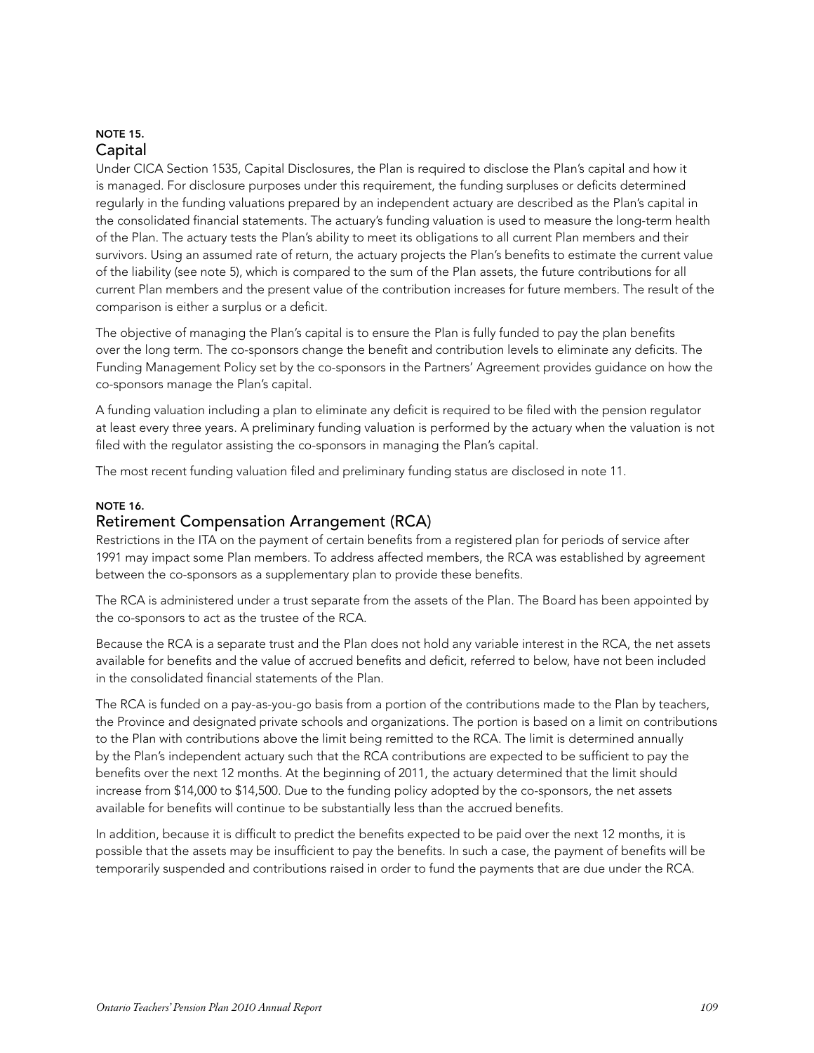## NOTE 15.
## Capital

Under CICA Section 1535, Capital Disclosures, the Plan is required to disclose the Plan's capital and how it is managed. For disclosure purposes under this requirement, the funding surpluses or deficits determined regularly in the funding valuations prepared by an independent actuary are described as the Plan's capital in the consolidated financial statements. The actuary's funding valuation is used to measure the long-term health of the Plan. The actuary tests the Plan's ability to meet its obligations to all current Plan members and their survivors. Using an assumed rate of return, the actuary projects the Plan's benefits to estimate the current value of the liability (see note 5), which is compared to the sum of the Plan assets, the future contributions for all current Plan members and the present value of the contribution increases for future members. The result of the comparison is either a surplus or a deficit.

The objective of managing the Plan's capital is to ensure the Plan is fully funded to pay the plan benefits over the long term. The co-sponsors change the benefit and contribution levels to eliminate any deficits. The Funding Management Policy set by the co-sponsors in the Partners' Agreement provides guidance on how the co-sponsors manage the Plan's capital.

A funding valuation including a plan to eliminate any deficit is required to be filed with the pension regulator at least every three years. A preliminary funding valuation is performed by the actuary when the valuation is not filed with the regulator assisting the co-sponsors in managing the Plan's capital.

The most recent funding valuation filed and preliminary funding status are disclosed in note 11.

## NOTE 16.
## Retirement Compensation Arrangement (RCA)

Restrictions in the ITA on the payment of certain benefits from a registered plan for periods of service after 1991 may impact some Plan members. To address affected members, the RCA was established by agreement between the co-sponsors as a supplementary plan to provide these benefits.

The RCA is administered under a trust separate from the assets of the Plan. The Board has been appointed by the co-sponsors to act as the trustee of the RCA.

Because the RCA is a separate trust and the Plan does not hold any variable interest in the RCA, the net assets available for benefits and the value of accrued benefits and deficit, referred to below, have not been included in the consolidated financial statements of the Plan.

The RCA is funded on a pay-as-you-go basis from a portion of the contributions made to the Plan by teachers, the Province and designated private schools and organizations. The portion is based on a limit on contributions to the Plan with contributions above the limit being remitted to the RCA. The limit is determined annually by the Plan's independent actuary such that the RCA contributions are expected to be sufficient to pay the benefits over the next 12 months. At the beginning of 2011, the actuary determined that the limit should increase from $14,000 to $14,500. Due to the funding policy adopted by the co-sponsors, the net assets available for benefits will continue to be substantially less than the accrued benefits.

In addition, because it is difficult to predict the benefits expected to be paid over the next 12 months, it is possible that the assets may be insufficient to pay the benefits. In such a case, the payment of benefits will be temporarily suspended and contributions raised in order to fund the payments that are due under the RCA.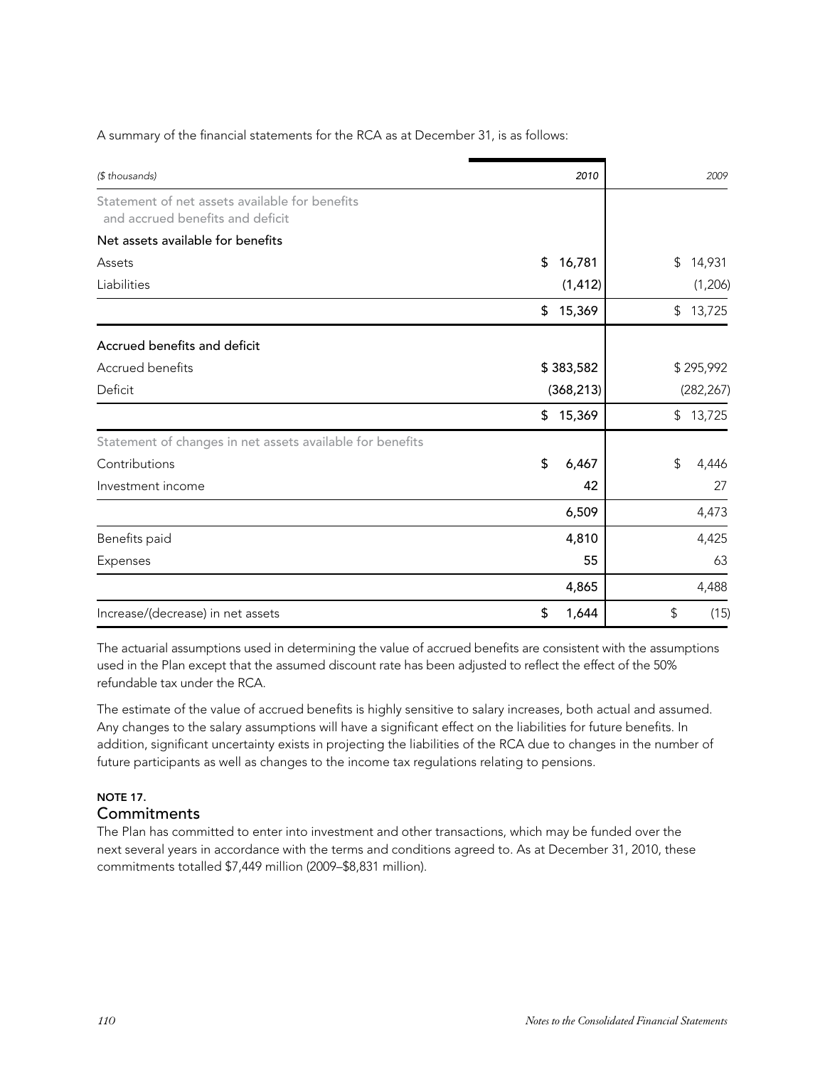A summary of the financial statements for the RCA as at December 31, is as follows:

| *($ thousands)* | *2010* | *2009* |
|---|---|---|
| Statement of net assets available for benefits and accrued benefits and deficit | | |
| **Net assets available for benefits** | | |
| Assets | $ 16,781 | $ 14,931 |
| Liabilities | (1,412) | (1,206) |
| | $ 15,369 | $ 13,725 |
| **Accrued benefits and deficit** | | |
| Accrued benefits | $ 383,582 | $ 295,992 |
| Deficit | (368,213) | (282,267) |
| | $ 15,369 | $ 13,725 |
| Statement of changes in net assets available for benefits | | |
| Contributions | $ 6,467 | $ 4,446 |
| Investment income | 42 | 27 |
| | 6,509 | 4,473 |
| Benefits paid | 4,810 | 4,425 |
| Expenses | 55 | 63 |
| | 4,865 | 4,488 |
| Increase/(decrease) in net assets | $ 1,644 | $ (15) |

The actuarial assumptions used in determining the value of accrued benefits are consistent with the assumptions used in the Plan except that the assumed discount rate has been adjusted to reflect the effect of the 50% refundable tax under the RCA.

The estimate of the value of accrued benefits is highly sensitive to salary increases, both actual and assumed. Any changes to the salary assumptions will have a significant effect on the liabilities for future benefits. In addition, significant uncertainty exists in projecting the liabilities of the RCA due to changes in the number of future participants as well as changes to the income tax regulations relating to pensions.

**NOTE 17.**

## Commitments

The Plan has committed to enter into investment and other transactions, which may be funded over the next several years in accordance with the terms and conditions agreed to. As at December 31, 2010, these commitments totalled $7,449 million (2009–$8,831 million).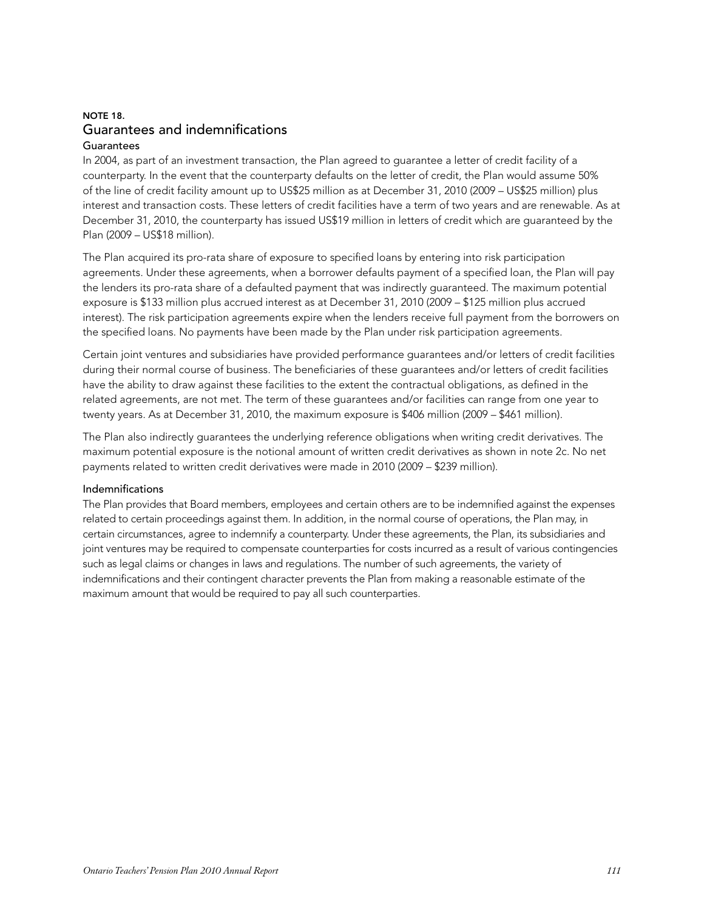## NOTE 18.
## Guarantees and indemnifications

### Guarantees

In 2004, as part of an investment transaction, the Plan agreed to guarantee a letter of credit facility of a counterparty. In the event that the counterparty defaults on the letter of credit, the Plan would assume 50% of the line of credit facility amount up to US$25 million as at December 31, 2010 (2009 – US$25 million) plus interest and transaction costs. These letters of credit facilities have a term of two years and are renewable. As at December 31, 2010, the counterparty has issued US$19 million in letters of credit which are guaranteed by the Plan (2009 – US$18 million).

The Plan acquired its pro-rata share of exposure to specified loans by entering into risk participation agreements. Under these agreements, when a borrower defaults payment of a specified loan, the Plan will pay the lenders its pro-rata share of a defaulted payment that was indirectly guaranteed. The maximum potential exposure is $133 million plus accrued interest as at December 31, 2010 (2009 – $125 million plus accrued interest). The risk participation agreements expire when the lenders receive full payment from the borrowers on the specified loans. No payments have been made by the Plan under risk participation agreements.

Certain joint ventures and subsidiaries have provided performance guarantees and/or letters of credit facilities during their normal course of business. The beneficiaries of these guarantees and/or letters of credit facilities have the ability to draw against these facilities to the extent the contractual obligations, as defined in the related agreements, are not met. The term of these guarantees and/or facilities can range from one year to twenty years. As at December 31, 2010, the maximum exposure is $406 million (2009 – $461 million).

The Plan also indirectly guarantees the underlying reference obligations when writing credit derivatives. The maximum potential exposure is the notional amount of written credit derivatives as shown in note 2c. No net payments related to written credit derivatives were made in 2010 (2009 – $239 million).

### Indemnifications

The Plan provides that Board members, employees and certain others are to be indemnified against the expenses related to certain proceedings against them. In addition, in the normal course of operations, the Plan may, in certain circumstances, agree to indemnify a counterparty. Under these agreements, the Plan, its subsidiaries and joint ventures may be required to compensate counterparties for costs incurred as a result of various contingencies such as legal claims or changes in laws and regulations. The number of such agreements, the variety of indemnifications and their contingent character prevents the Plan from making a reasonable estimate of the maximum amount that would be required to pay all such counterparties.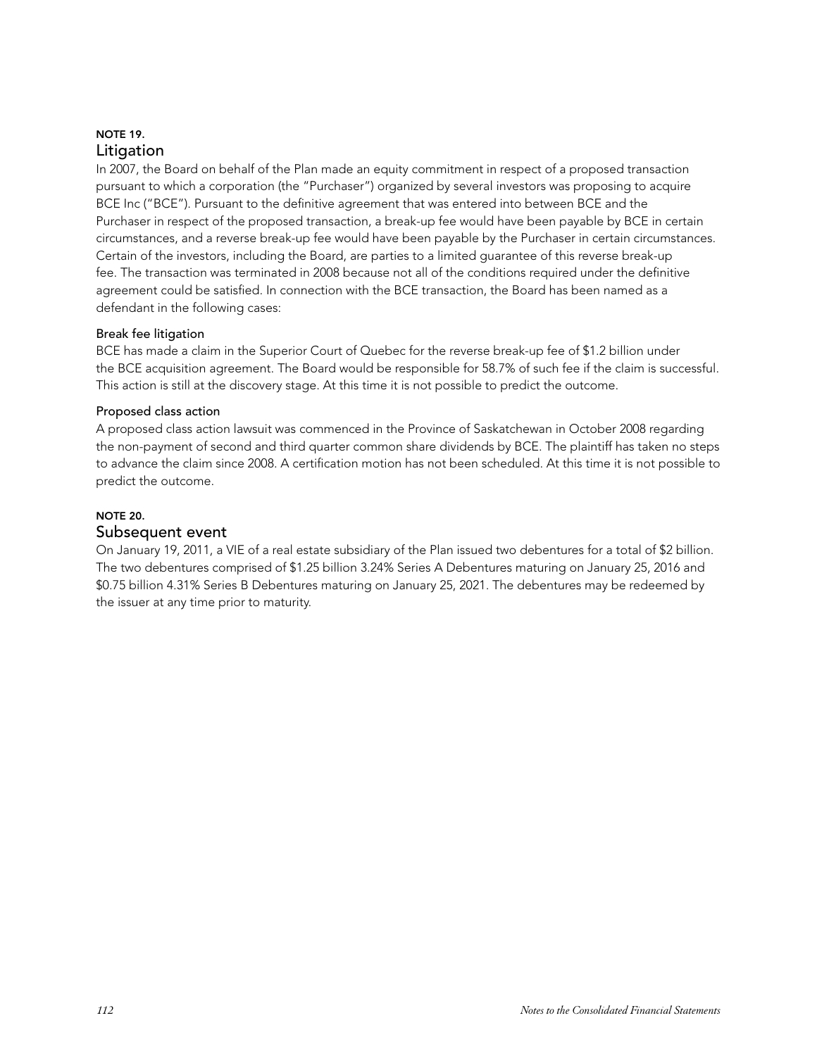## NOTE 19.
## Litigation

In 2007, the Board on behalf of the Plan made an equity commitment in respect of a proposed transaction pursuant to which a corporation (the "Purchaser") organized by several investors was proposing to acquire BCE Inc ("BCE"). Pursuant to the definitive agreement that was entered into between BCE and the Purchaser in respect of the proposed transaction, a break-up fee would have been payable by BCE in certain circumstances, and a reverse break-up fee would have been payable by the Purchaser in certain circumstances. Certain of the investors, including the Board, are parties to a limited guarantee of this reverse break-up fee. The transaction was terminated in 2008 because not all of the conditions required under the definitive agreement could be satisfied. In connection with the BCE transaction, the Board has been named as a defendant in the following cases:

### Break fee litigation

BCE has made a claim in the Superior Court of Quebec for the reverse break-up fee of $1.2 billion under the BCE acquisition agreement. The Board would be responsible for 58.7% of such fee if the claim is successful. This action is still at the discovery stage. At this time it is not possible to predict the outcome.

### Proposed class action

A proposed class action lawsuit was commenced in the Province of Saskatchewan in October 2008 regarding the non-payment of second and third quarter common share dividends by BCE. The plaintiff has taken no steps to advance the claim since 2008. A certification motion has not been scheduled. At this time it is not possible to predict the outcome.

## NOTE 20.
## Subsequent event

On January 19, 2011, a VIE of a real estate subsidiary of the Plan issued two debentures for a total of $2 billion. The two debentures comprised of $1.25 billion 3.24% Series A Debentures maturing on January 25, 2016 and $0.75 billion 4.31% Series B Debentures maturing on January 25, 2021. The debentures may be redeemed by the issuer at any time prior to maturity.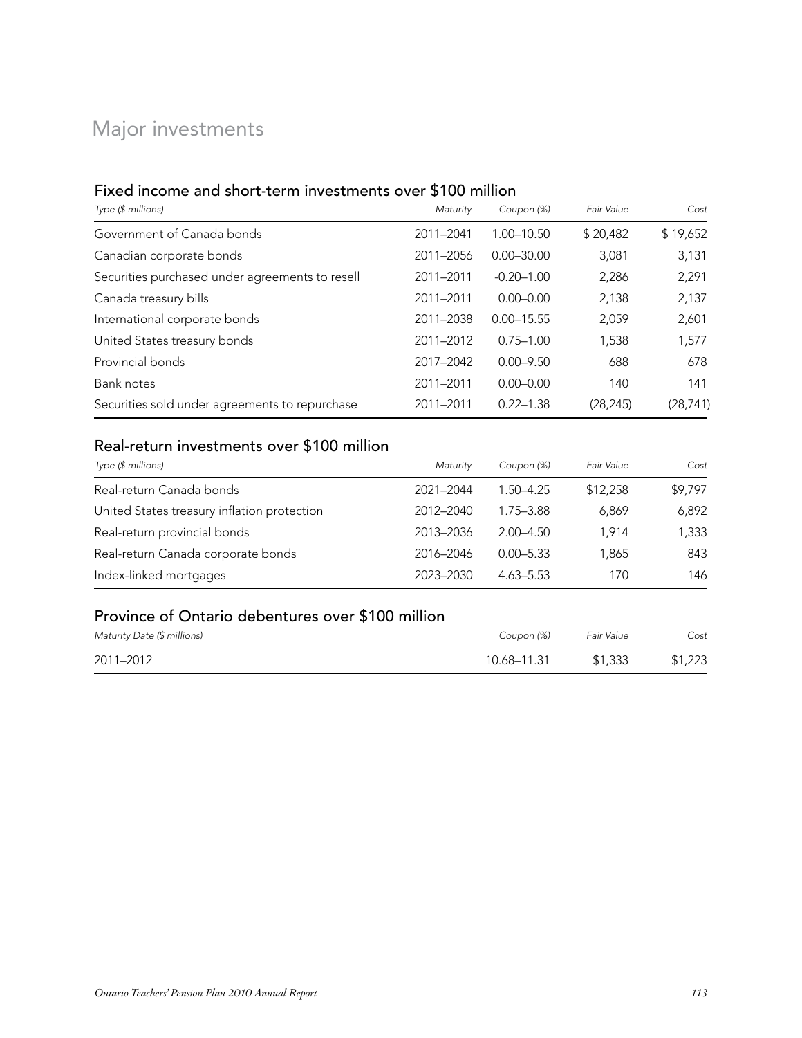# Major investments

## Fixed income and short-term investments over $100 million

| *Type ($ millions)* | *Maturity* | *Coupon (%)* | *Fair Value* | *Cost* |
|---|---|---|---|---|
| Government of Canada bonds | 2011–2041 | 1.00–10.50 | $ 20,482 | $ 19,652 |
| Canadian corporate bonds | 2011–2056 | 0.00–30.00 | 3,081 | 3,131 |
| Securities purchased under agreements to resell | 2011–2011 | -0.20–1.00 | 2,286 | 2,291 |
| Canada treasury bills | 2011–2011 | 0.00–0.00 | 2,138 | 2,137 |
| International corporate bonds | 2011–2038 | 0.00–15.55 | 2,059 | 2,601 |
| United States treasury bonds | 2011–2012 | 0.75–1.00 | 1,538 | 1,577 |
| Provincial bonds | 2017–2042 | 0.00–9.50 | 688 | 678 |
| Bank notes | 2011–2011 | 0.00–0.00 | 140 | 141 |
| Securities sold under agreements to repurchase | 2011–2011 | 0.22–1.38 | (28,245) | (28,741) |

## Real-return investments over $100 million

| *Type ($ millions)* | *Maturity* | *Coupon (%)* | *Fair Value* | *Cost* |
|---|---|---|---|---|
| Real-return Canada bonds | 2021–2044 | 1.50–4.25 | $12,258 | $9,797 |
| United States treasury inflation protection | 2012–2040 | 1.75–3.88 | 6,869 | 6,892 |
| Real-return provincial bonds | 2013–2036 | 2.00–4.50 | 1,914 | 1,333 |
| Real-return Canada corporate bonds | 2016–2046 | 0.00–5.33 | 1,865 | 843 |
| Index-linked mortgages | 2023–2030 | 4.63–5.53 | 170 | 146 |

## Province of Ontario debentures over $100 million

| *Maturity Date ($ millions)* | *Coupon (%)* | *Fair Value* | *Cost* |
|---|---|---|---|
| 2011–2012 | 10.68–11.31 | $1,333 | $1,223 |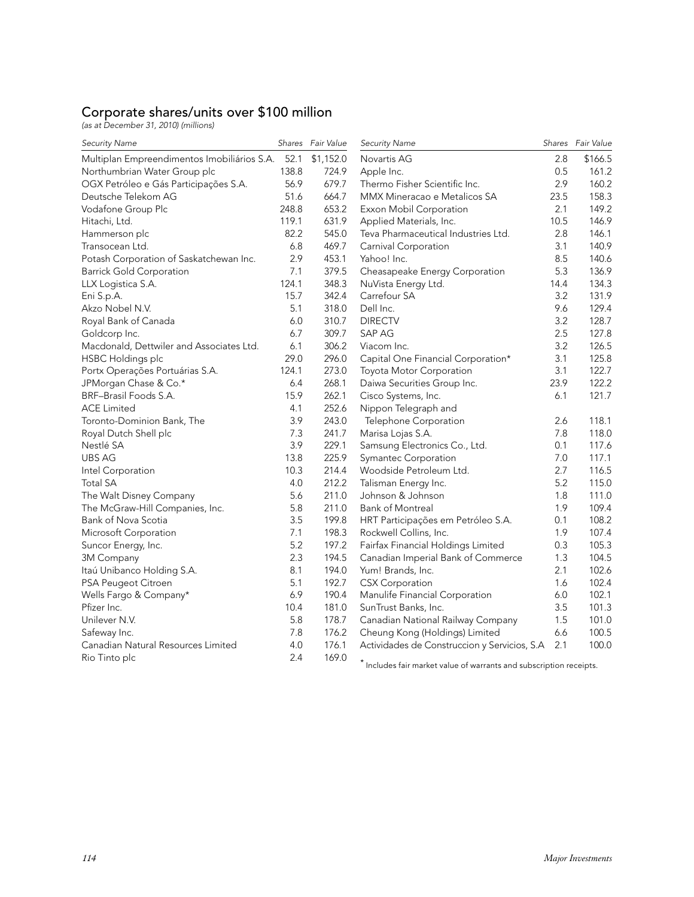## Corporate shares/units over $100 million

*(as at December 31, 2010) (millions)*

| Security Name | Shares | Fair Value |
|---|---|---|
| Multiplan Empreendimentos Imobiliários S.A. | 52.1 | $1,152.0 |
| Northumbrian Water Group plc | 138.8 | 724.9 |
| OGX Petróleo e Gás Participações S.A. | 56.9 | 679.7 |
| Deutsche Telekom AG | 51.6 | 664.7 |
| Vodafone Group Plc | 248.8 | 653.2 |
| Hitachi, Ltd. | 119.1 | 631.9 |
| Hammerson plc | 82.2 | 545.0 |
| Transocean Ltd. | 6.8 | 469.7 |
| Potash Corporation of Saskatchewan Inc. | 2.9 | 453.1 |
| Barrick Gold Corporation | 7.1 | 379.5 |
| LLX Logistica S.A. | 124.1 | 348.3 |
| Eni S.p.A. | 15.7 | 342.4 |
| Akzo Nobel N.V. | 5.1 | 318.0 |
| Royal Bank of Canada | 6.0 | 310.7 |
| Goldcorp Inc. | 6.7 | 309.7 |
| Macdonald, Dettwiler and Associates Ltd. | 6.1 | 306.2 |
| HSBC Holdings plc | 29.0 | 296.0 |
| Portx Operações Portuárias S.A. | 124.1 | 273.0 |
| JPMorgan Chase & Co.* | 6.4 | 268.1 |
| BRF–Brasil Foods S.A. | 15.9 | 262.1 |
| ACE Limited | 4.1 | 252.6 |
| Toronto-Dominion Bank, The | 3.9 | 243.0 |
| Royal Dutch Shell plc | 7.3 | 241.7 |
| Nestlé SA | 3.9 | 229.1 |
| UBS AG | 13.8 | 225.9 |
| Intel Corporation | 10.3 | 214.4 |
| Total SA | 4.0 | 212.2 |
| The Walt Disney Company | 5.6 | 211.0 |
| The McGraw-Hill Companies, Inc. | 5.8 | 211.0 |
| Bank of Nova Scotia | 3.5 | 199.8 |
| Microsoft Corporation | 7.1 | 198.3 |
| Suncor Energy, Inc. | 5.2 | 197.2 |
| 3M Company | 2.3 | 194.5 |
| Itaú Unibanco Holding S.A. | 8.1 | 194.0 |
| PSA Peugeot Citroen | 5.1 | 192.7 |
| Wells Fargo & Company* | 6.9 | 190.4 |
| Pfizer Inc. | 10.4 | 181.0 |
| Unilever N.V. | 5.8 | 178.7 |
| Safeway Inc. | 7.8 | 176.2 |
| Canadian Natural Resources Limited | 4.0 | 176.1 |
| Rio Tinto plc | 2.4 | 169.0 |
| Novartis AG | 2.8 | $166.5 |
| Apple Inc. | 0.5 | 161.2 |
| Thermo Fisher Scientific Inc. | 2.9 | 160.2 |
| MMX Mineracao e Metalicos SA | 23.5 | 158.3 |
| Exxon Mobil Corporation | 2.1 | 149.2 |
| Applied Materials, Inc. | 10.5 | 146.9 |
| Teva Pharmaceutical Industries Ltd. | 2.8 | 146.1 |
| Carnival Corporation | 3.1 | 140.9 |
| Yahoo! Inc. | 8.5 | 140.6 |
| Cheasapeake Energy Corporation | 5.3 | 136.9 |
| NuVista Energy Ltd. | 14.4 | 134.3 |
| Carrefour SA | 3.2 | 131.9 |
| Dell Inc. | 9.6 | 129.4 |
| DIRECTV | 3.2 | 128.7 |
| SAP AG | 2.5 | 127.8 |
| Viacom Inc. | 3.2 | 126.5 |
| Capital One Financial Corporation* | 3.1 | 125.8 |
| Toyota Motor Corporation | 3.1 | 122.7 |
| Daiwa Securities Group Inc. | 23.9 | 122.2 |
| Cisco Systems, Inc. | 6.1 | 121.7 |
| Nippon Telegraph and Telephone Corporation | 2.6 | 118.1 |
| Marisa Lojas S.A. | 7.8 | 118.0 |
| Samsung Electronics Co., Ltd. | 0.1 | 117.6 |
| Symantec Corporation | 7.0 | 117.1 |
| Woodside Petroleum Ltd. | 2.7 | 116.5 |
| Talisman Energy Inc. | 5.2 | 115.0 |
| Johnson & Johnson | 1.8 | 111.0 |
| Bank of Montreal | 1.9 | 109.4 |
| HRT Participações em Petróleo S.A. | 0.1 | 108.2 |
| Rockwell Collins, Inc. | 1.9 | 107.4 |
| Fairfax Financial Holdings Limited | 0.3 | 105.3 |
| Canadian Imperial Bank of Commerce | 1.3 | 104.5 |
| Yum! Brands, Inc. | 2.1 | 102.6 |
| CSX Corporation | 1.6 | 102.4 |
| Manulife Financial Corporation | 6.0 | 102.1 |
| SunTrust Banks, Inc. | 3.5 | 101.3 |
| Canadian National Railway Company | 1.5 | 101.0 |
| Cheung Kong (Holdings) Limited | 6.6 | 100.5 |
| Actividades de Construccion y Servicios, S.A | 2.1 | 100.0 |

\* Includes fair market value of warrants and subscription receipts.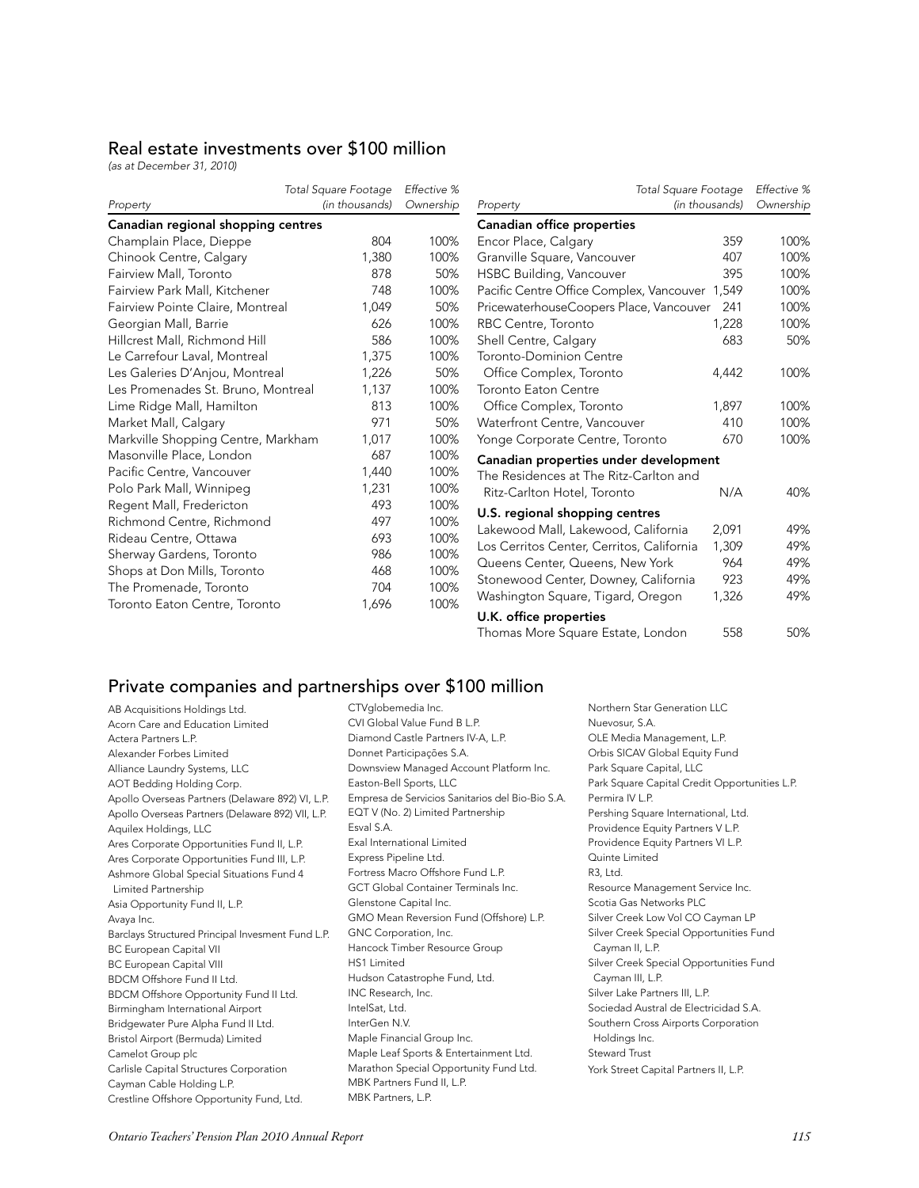## Real estate investments over $100 million

*(as at December 31, 2010)*

| Property | Total Square Footage (in thousands) | Effective % Ownership |
|---|---|---|
| **Canadian regional shopping centres** | | |
| Champlain Place, Dieppe | 804 | 100% |
| Chinook Centre, Calgary | 1,380 | 100% |
| Fairview Mall, Toronto | 878 | 50% |
| Fairview Park Mall, Kitchener | 748 | 100% |
| Fairview Pointe Claire, Montreal | 1,049 | 50% |
| Georgian Mall, Barrie | 626 | 100% |
| Hillcrest Mall, Richmond Hill | 586 | 100% |
| Le Carrefour Laval, Montreal | 1,375 | 100% |
| Les Galeries D'Anjou, Montreal | 1,226 | 50% |
| Les Promenades St. Bruno, Montreal | 1,137 | 100% |
| Lime Ridge Mall, Hamilton | 813 | 100% |
| Market Mall, Calgary | 971 | 50% |
| Markville Shopping Centre, Markham | 1,017 | 100% |
| Masonville Place, London | 687 | 100% |
| Pacific Centre, Vancouver | 1,440 | 100% |
| Polo Park Mall, Winnipeg | 1,231 | 100% |
| Regent Mall, Fredericton | 493 | 100% |
| Richmond Centre, Richmond | 497 | 100% |
| Rideau Centre, Ottawa | 693 | 100% |
| Sherway Gardens, Toronto | 986 | 100% |
| Shops at Don Mills, Toronto | 468 | 100% |
| The Promenade, Toronto | 704 | 100% |
| Toronto Eaton Centre, Toronto | 1,696 | 100% |
| **Canadian office properties** | | |
| Encor Place, Calgary | 359 | 100% |
| Granville Square, Vancouver | 407 | 100% |
| HSBC Building, Vancouver | 395 | 100% |
| Pacific Centre Office Complex, Vancouver | 1,549 | 100% |
| PricewaterhouseCoopers Place, Vancouver | 241 | 100% |
| RBC Centre, Toronto | 1,228 | 100% |
| Shell Centre, Calgary | 683 | 50% |
| Toronto-Dominion Centre Office Complex, Toronto | 4,442 | 100% |
| Toronto Eaton Centre Office Complex, Toronto | 1,897 | 100% |
| Waterfront Centre, Vancouver | 410 | 100% |
| Yonge Corporate Centre, Toronto | 670 | 100% |
| **Canadian properties under development** | | |
| The Residences at The Ritz-Carlton and Ritz-Carlton Hotel, Toronto | N/A | 40% |
| **U.S. regional shopping centres** | | |
| Lakewood Mall, Lakewood, California | 2,091 | 49% |
| Los Cerritos Center, Cerritos, California | 1,309 | 49% |
| Queens Center, Queens, New York | 964 | 49% |
| Stonewood Center, Downey, California | 923 | 49% |
| Washington Square, Tigard, Oregon | 1,326 | 49% |
| **U.K. office properties** | | |
| Thomas More Square Estate, London | 558 | 50% |

## Private companies and partnerships over $100 million

AB Acquisitions Holdings Ltd.
Acorn Care and Education Limited
Actera Partners L.P.
Alexander Forbes Limited
Alliance Laundry Systems, LLC
AOT Bedding Holding Corp.
Apollo Overseas Partners (Delaware 892) VI, L.P.
Apollo Overseas Partners (Delaware 892) VII, L.P.
Aquilex Holdings, LLC
Ares Corporate Opportunities Fund II, L.P.
Ares Corporate Opportunities Fund III, L.P.
Ashmore Global Special Situations Fund 4 Limited Partnership
Asia Opportunity Fund II, L.P.
Avaya Inc.
Barclays Structured Principal Invesment Fund L.P.
BC European Capital VII
BC European Capital VIII
BDCM Offshore Fund II Ltd.
BDCM Offshore Opportunity Fund II Ltd.
Birmingham International Airport
Bridgewater Pure Alpha Fund II Ltd.
Bristol Airport (Bermuda) Limited
Camelot Group plc
Carlisle Capital Structures Corporation
Cayman Cable Holding L.P.
Crestline Offshore Opportunity Fund, Ltd.
CTVglobemedia Inc.
CVI Global Value Fund B L.P.
Diamond Castle Partners IV-A, L.P.
Donnet Participações S.A.
Downsview Managed Account Platform Inc.
Easton-Bell Sports, LLC
Empresa de Servicios Sanitarios del Bio-Bio S.A.
EQT V (No. 2) Limited Partnership
Esval S.A.
Exal International Limited
Express Pipeline Ltd.
Fortress Macro Offshore Fund L.P.
GCT Global Container Terminals Inc.
Glenstone Capital Inc.
GMO Mean Reversion Fund (Offshore) L.P.
GNC Corporation, Inc.
Hancock Timber Resource Group
HS1 Limited
Hudson Catastrophe Fund, Ltd.
INC Research, Inc.
IntelSat, Ltd.
InterGen N.V.
Maple Financial Group Inc.
Maple Leaf Sports & Entertainment Ltd.
Marathon Special Opportunity Fund Ltd.
MBK Partners Fund II, L.P.
MBK Partners, L.P.
Northern Star Generation LLC
Nuevosur, S.A.
OLE Media Management, L.P.
Orbis SICAV Global Equity Fund
Park Square Capital, LLC
Park Square Capital Credit Opportunities L.P.
Permira IV L.P.
Pershing Square International, Ltd.
Providence Equity Partners V L.P.
Providence Equity Partners VI L.P.
Quinte Limited
R3, Ltd.
Resource Management Service Inc.
Scotia Gas Networks PLC
Silver Creek Low Vol CO Cayman LP
Silver Creek Special Opportunities Fund Cayman II, L.P.
Silver Creek Special Opportunities Fund Cayman III, L.P.
Silver Lake Partners III, L.P.
Sociedad Austral de Electricidad S.A.
Southern Cross Airports Corporation Holdings Inc.
Steward Trust
York Street Capital Partners II, L.P.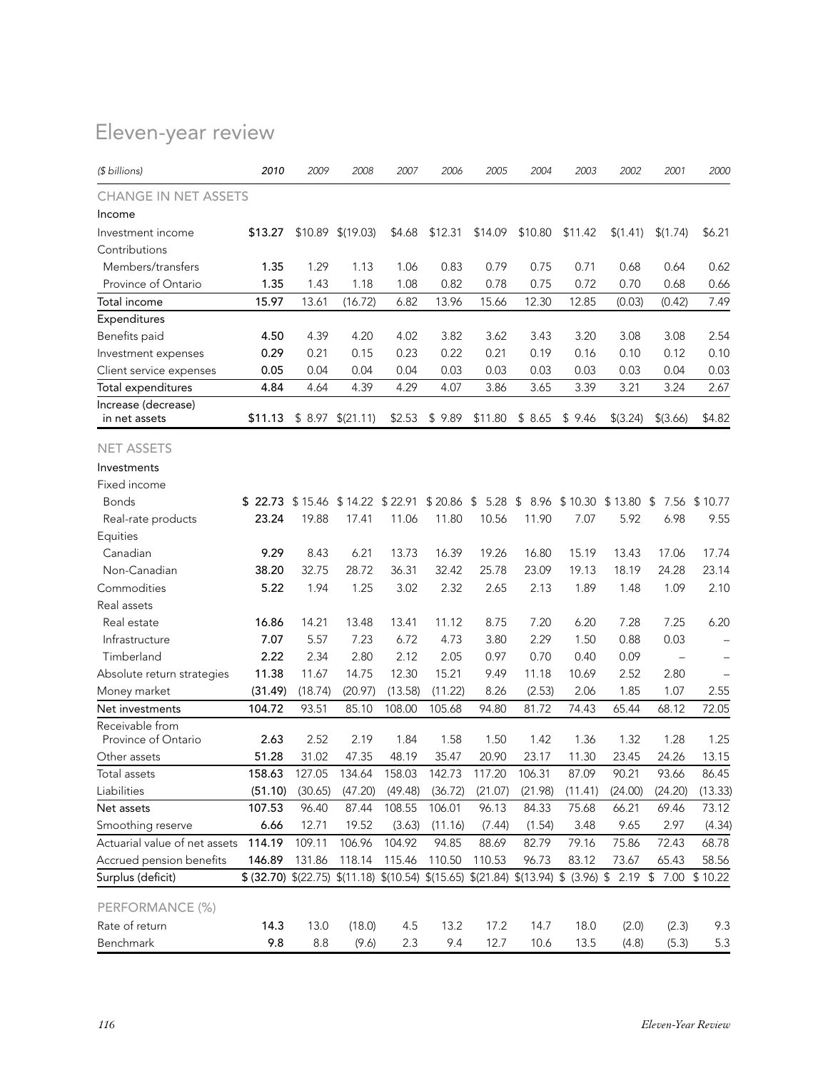# Eleven-year review

| ($ billions) | 2010 | 2009 | 2008 | 2007 | 2006 | 2005 | 2004 | 2003 | 2002 | 2001 | 2000 |
|---|---|---|---|---|---|---|---|---|---|---|---|
| **CHANGE IN NET ASSETS** | | | | | | | | | | | |
| Income | | | | | | | | | | | |
| Investment income | **$13.27** | $10.89 | $(19.03) | $4.68 | $12.31 | $14.09 | $10.80 | $11.42 | $(1.41) | $(1.74) | $6.21 |
| Contributions | | | | | | | | | | | |
| Members/transfers | **1.35** | 1.29 | 1.13 | 1.06 | 0.83 | 0.79 | 0.75 | 0.71 | 0.68 | 0.64 | 0.62 |
| Province of Ontario | **1.35** | 1.43 | 1.18 | 1.08 | 0.82 | 0.78 | 0.75 | 0.72 | 0.70 | 0.68 | 0.66 |
| Total income | **15.97** | 13.61 | (16.72) | 6.82 | 13.96 | 15.66 | 12.30 | 12.85 | (0.03) | (0.42) | 7.49 |
| Expenditures | | | | | | | | | | | |
| Benefits paid | **4.50** | 4.39 | 4.20 | 4.02 | 3.82 | 3.62 | 3.43 | 3.20 | 3.08 | 3.08 | 2.54 |
| Investment expenses | **0.29** | 0.21 | 0.15 | 0.23 | 0.22 | 0.21 | 0.19 | 0.16 | 0.10 | 0.12 | 0.10 |
| Client service expenses | **0.05** | 0.04 | 0.04 | 0.04 | 0.03 | 0.03 | 0.03 | 0.03 | 0.03 | 0.04 | 0.03 |
| Total expenditures | **4.84** | 4.64 | 4.39 | 4.29 | 4.07 | 3.86 | 3.65 | 3.39 | 3.21 | 3.24 | 2.67 |
| Increase (decrease) in net assets | **$11.13** | $ 8.97 | $(21.11) | $2.53 | $ 9.89 | $11.80 | $ 8.65 | $ 9.46 | $(3.24) | $(3.66) | $4.82 |
| **NET ASSETS** | | | | | | | | | | | |
| Investments | | | | | | | | | | | |
| Fixed income | | | | | | | | | | | |
| Bonds | **$ 22.73** | $ 15.46 | $ 14.22 | $ 22.91 | $ 20.86 | $ 5.28 | $ 8.96 | $ 10.30 | $ 13.80 | $ 7.56 | $ 10.77 |
| Real-rate products | **23.24** | 19.88 | 17.41 | 11.06 | 11.80 | 10.56 | 11.90 | 7.07 | 5.92 | 6.98 | 9.55 |
| Equities | | | | | | | | | | | |
| Canadian | **9.29** | 8.43 | 6.21 | 13.73 | 16.39 | 19.26 | 16.80 | 15.19 | 13.43 | 17.06 | 17.74 |
| Non-Canadian | **38.20** | 32.75 | 28.72 | 36.31 | 32.42 | 25.78 | 23.09 | 19.13 | 18.19 | 24.28 | 23.14 |
| Commodities | **5.22** | 1.94 | 1.25 | 3.02 | 2.32 | 2.65 | 2.13 | 1.89 | 1.48 | 1.09 | 2.10 |
| Real assets | | | | | | | | | | | |
| Real estate | **16.86** | 14.21 | 13.48 | 13.41 | 11.12 | 8.75 | 7.20 | 6.20 | 7.28 | 7.25 | 6.20 |
| Infrastructure | **7.07** | 5.57 | 7.23 | 6.72 | 4.73 | 3.80 | 2.29 | 1.50 | 0.88 | 0.03 | – |
| Timberland | **2.22** | 2.34 | 2.80 | 2.12 | 2.05 | 0.97 | 0.70 | 0.40 | 0.09 | – | – |
| Absolute return strategies | **11.38** | 11.67 | 14.75 | 12.30 | 15.21 | 9.49 | 11.18 | 10.69 | 2.52 | 2.80 | – |
| Money market | **(31.49)** | (18.74) | (20.97) | (13.58) | (11.22) | 8.26 | (2.53) | 2.06 | 1.85 | 1.07 | 2.55 |
| Net investments | **104.72** | 93.51 | 85.10 | 108.00 | 105.68 | 94.80 | 81.72 | 74.43 | 65.44 | 68.12 | 72.05 |
| Receivable from Province of Ontario | **2.63** | 2.52 | 2.19 | 1.84 | 1.58 | 1.50 | 1.42 | 1.36 | 1.32 | 1.28 | 1.25 |
| Other assets | **51.28** | 31.02 | 47.35 | 48.19 | 35.47 | 20.90 | 23.17 | 11.30 | 23.45 | 24.26 | 13.15 |
| Total assets | **158.63** | 127.05 | 134.64 | 158.03 | 142.73 | 117.20 | 106.31 | 87.09 | 90.21 | 93.66 | 86.45 |
| Liabilities | **(51.10)** | (30.65) | (47.20) | (49.48) | (36.72) | (21.07) | (21.98) | (11.41) | (24.00) | (24.20) | (13.33) |
| Net assets | **107.53** | 96.40 | 87.44 | 108.55 | 106.01 | 96.13 | 84.33 | 75.68 | 66.21 | 69.46 | 73.12 |
| Smoothing reserve | **6.66** | 12.71 | 19.52 | (3.63) | (11.16) | (7.44) | (1.54) | 3.48 | 9.65 | 2.97 | (4.34) |
| Actuarial value of net assets | **114.19** | 109.11 | 106.96 | 104.92 | 94.85 | 88.69 | 82.79 | 79.16 | 75.86 | 72.43 | 68.78 |
| Accrued pension benefits | **146.89** | 131.86 | 118.14 | 115.46 | 110.50 | 110.53 | 96.73 | 83.12 | 73.67 | 65.43 | 58.56 |
| Surplus (deficit) | **$ (32.70)** | $(22.75) | $(11.18) | $(10.54) | $(15.65) | $(21.84) | $(13.94) | $ (3.96) | $ 2.19 | $ 7.00 | $ 10.22 |
| **PERFORMANCE (%)** | | | | | | | | | | | |
| Rate of return | **14.3** | 13.0 | (18.0) | 4.5 | 13.2 | 17.2 | 14.7 | 18.0 | (2.0) | (2.3) | 9.3 |
| Benchmark | **9.8** | 8.8 | (9.6) | 2.3 | 9.4 | 12.7 | 10.6 | 13.5 | (4.8) | (5.3) | 5.3 |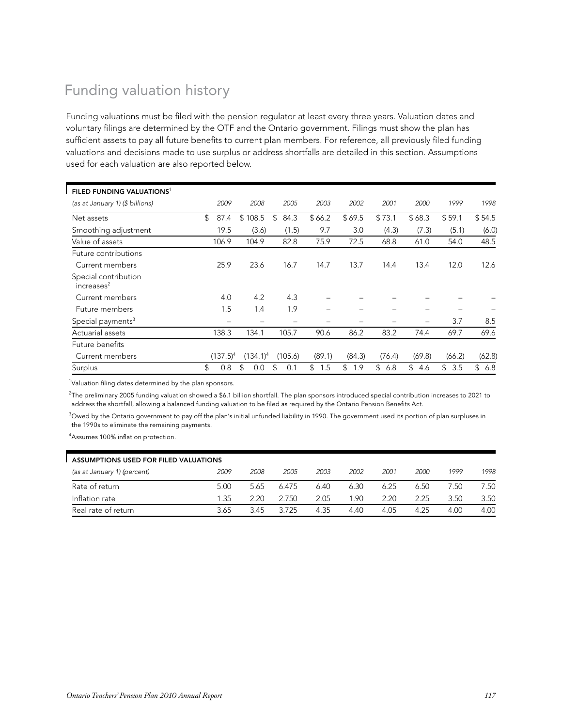# Funding valuation history

Funding valuations must be filed with the pension regulator at least every three years. Valuation dates and voluntary filings are determined by the OTF and the Ontario government. Filings must show the plan has sufficient assets to pay all future benefits to current plan members. For reference, all previously filed funding valuations and decisions made to use surplus or address shortfalls are detailed in this section. Assumptions used for each valuation are also reported below.

| **FILED FUNDING VALUATIONS**[1] | | | | | | | | | |
|---|---|---|---|---|---|---|---|---|---|
| *(as at January 1) ($ billions)* | *2009* | *2008* | *2005* | *2003* | *2002* | *2001* | *2000* | *1999* | *1998* |
| Net assets | $ 87.4 | $ 108.5 | $ 84.3 | $ 66.2 | $ 69.5 | $ 73.1 | $ 68.3 | $ 59.1 | $ 54.5 |
| Smoothing adjustment | 19.5 | (3.6) | (1.5) | 9.7 | 3.0 | (4.3) | (7.3) | (5.1) | (6.0) |
| Value of assets | 106.9 | 104.9 | 82.8 | 75.9 | 72.5 | 68.8 | 61.0 | 54.0 | 48.5 |
| Future contributions | | | | | | | | | |
| Current members | 25.9 | 23.6 | 16.7 | 14.7 | 13.7 | 14.4 | 13.4 | 12.0 | 12.6 |
| Special contribution increases[2] | | | | | | | | | |
| Current members | 4.0 | 4.2 | 4.3 | – | – | – | – | – | – |
| Future members | 1.5 | 1.4 | 1.9 | – | – | – | – | – | – |
| Special payments[3] | – | – | – | – | – | – | – | 3.7 | 8.5 |
| Actuarial assets | 138.3 | 134.1 | 105.7 | 90.6 | 86.2 | 83.2 | 74.4 | 69.7 | 69.6 |
| Future benefits | | | | | | | | | |
| Current members | (137.5)[4] | (134.1)[4] | (105.6) | (89.1) | (84.3) | (76.4) | (69.8) | (66.2) | (62.8) |
| Surplus | $ 0.8 | $ 0.0 | $ 0.1 | $ 1.5 | $ 1.9 | $ 6.8 | $ 4.6 | $ 3.5 | $ 6.8 |

[1]Valuation filing dates determined by the plan sponsors.

[2]The preliminary 2005 funding valuation showed a $6.1 billion shortfall. The plan sponsors introduced special contribution increases to 2021 to address the shortfall, allowing a balanced funding valuation to be filed as required by the Ontario Pension Benefits Act.

[3]Owed by the Ontario government to pay off the plan's initial unfunded liability in 1990. The government used its portion of plan surpluses in the 1990s to eliminate the remaining payments.

[4]Assumes 100% inflation protection.

| **ASSUMPTIONS USED FOR FILED VALUATIONS** | | | | | | | | | |
|---|---|---|---|---|---|---|---|---|---|
| *(as at January 1) (percent)* | *2009* | *2008* | *2005* | *2003* | *2002* | *2001* | *2000* | *1999* | *1998* |
| Rate of return | 5.00 | 5.65 | 6.475 | 6.40 | 6.30 | 6.25 | 6.50 | 7.50 | 7.50 |
| Inflation rate | 1.35 | 2.20 | 2.750 | 2.05 | 1.90 | 2.20 | 2.25 | 3.50 | 3.50 |
| Real rate of return | 3.65 | 3.45 | 3.725 | 4.35 | 4.40 | 4.05 | 4.25 | 4.00 | 4.00 |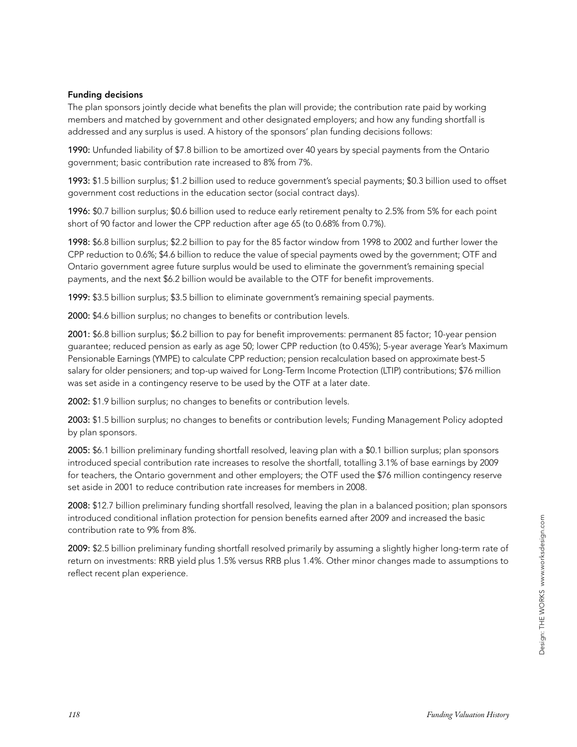**Funding decisions**

The plan sponsors jointly decide what benefits the plan will provide; the contribution rate paid by working members and matched by government and other designated employers; and how any funding shortfall is addressed and any surplus is used. A history of the sponsors' plan funding decisions follows:

**1990:** Unfunded liability of $7.8 billion to be amortized over 40 years by special payments from the Ontario government; basic contribution rate increased to 8% from 7%.

**1993:** $1.5 billion surplus; $1.2 billion used to reduce government's special payments; $0.3 billion used to offset government cost reductions in the education sector (social contract days).

**1996:** $0.7 billion surplus; $0.6 billion used to reduce early retirement penalty to 2.5% from 5% for each point short of 90 factor and lower the CPP reduction after age 65 (to 0.68% from 0.7%).

**1998:** $6.8 billion surplus; $2.2 billion to pay for the 85 factor window from 1998 to 2002 and further lower the CPP reduction to 0.6%; $4.6 billion to reduce the value of special payments owed by the government; OTF and Ontario government agree future surplus would be used to eliminate the government's remaining special payments, and the next $6.2 billion would be available to the OTF for benefit improvements.

**1999:** $3.5 billion surplus; $3.5 billion to eliminate government's remaining special payments.

**2000:** $4.6 billion surplus; no changes to benefits or contribution levels.

**2001:** $6.8 billion surplus; $6.2 billion to pay for benefit improvements: permanent 85 factor; 10-year pension guarantee; reduced pension as early as age 50; lower CPP reduction (to 0.45%); 5-year average Year's Maximum Pensionable Earnings (YMPE) to calculate CPP reduction; pension recalculation based on approximate best-5 salary for older pensioners; and top-up waived for Long-Term Income Protection (LTIP) contributions; $76 million was set aside in a contingency reserve to be used by the OTF at a later date.

**2002:** $1.9 billion surplus; no changes to benefits or contribution levels.

**2003:** $1.5 billion surplus; no changes to benefits or contribution levels; Funding Management Policy adopted by plan sponsors.

**2005:** $6.1 billion preliminary funding shortfall resolved, leaving plan with a $0.1 billion surplus; plan sponsors introduced special contribution rate increases to resolve the shortfall, totalling 3.1% of base earnings by 2009 for teachers, the Ontario government and other employers; the OTF used the $76 million contingency reserve set aside in 2001 to reduce contribution rate increases for members in 2008.

**2008:** $12.7 billion preliminary funding shortfall resolved, leaving the plan in a balanced position; plan sponsors introduced conditional inflation protection for pension benefits earned after 2009 and increased the basic contribution rate to 9% from 8%.

**2009:** $2.5 billion preliminary funding shortfall resolved primarily by assuming a slightly higher long-term rate of return on investments: RRB yield plus 1.5% versus RRB plus 1.4%. Other minor changes made to assumptions to reflect recent plan experience.

Design: THE WORKS www.worksdesign.com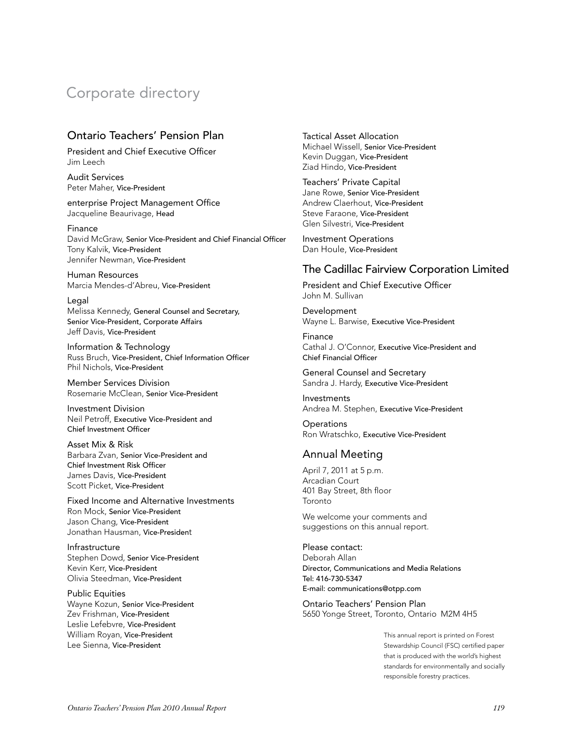# Corporate directory

## Ontario Teachers' Pension Plan

President and Chief Executive Officer
Jim Leech

Audit Services
Peter Maher, Vice-President

enterprise Project Management Office
Jacqueline Beaurivage, Head

Finance
David McGraw, Senior Vice-President and Chief Financial Officer
Tony Kalvik, Vice-President
Jennifer Newman, Vice-President

Human Resources
Marcia Mendes-d'Abreu, Vice-President

Legal
Melissa Kennedy, General Counsel and Secretary, Senior Vice-President, Corporate Affairs
Jeff Davis, Vice-President

Information & Technology
Russ Bruch, Vice-President, Chief Information Officer
Phil Nichols, Vice-President

Member Services Division
Rosemarie McClean, Senior Vice-President

Investment Division
Neil Petroff, Executive Vice-President and Chief Investment Officer

Asset Mix & Risk
Barbara Zvan, Senior Vice-President and Chief Investment Risk Officer
James Davis, Vice-President
Scott Picket, Vice-President

Fixed Income and Alternative Investments
Ron Mock, Senior Vice-President
Jason Chang, Vice-President
Jonathan Hausman, Vice-President

Infrastructure
Stephen Dowd, Senior Vice-President
Kevin Kerr, Vice-President
Olivia Steedman, Vice-President

Public Equities
Wayne Kozun, Senior Vice-President
Zev Frishman, Vice-President
Leslie Lefebvre, Vice-President
William Royan, Vice-President
Lee Sienna, Vice-President

Tactical Asset Allocation
Michael Wissell, Senior Vice-President
Kevin Duggan, Vice-President
Ziad Hindo, Vice-President

Teachers' Private Capital
Jane Rowe, Senior Vice-President
Andrew Claerhout, Vice-President
Steve Faraone, Vice-President
Glen Silvestri, Vice-President

Investment Operations
Dan Houle, Vice-President

## The Cadillac Fairview Corporation Limited

President and Chief Executive Officer
John M. Sullivan

Development
Wayne L. Barwise, Executive Vice-President

Finance
Cathal J. O'Connor, Executive Vice-President and Chief Financial Officer

General Counsel and Secretary
Sandra J. Hardy, Executive Vice-President

Investments
Andrea M. Stephen, Executive Vice-President

Operations
Ron Wratschko, Executive Vice-President

## Annual Meeting

April 7, 2011 at 5 p.m.
Arcadian Court
401 Bay Street, 8th floor
Toronto

We welcome your comments and suggestions on this annual report.

Please contact:
Deborah Allan
Director, Communications and Media Relations
Tel: 416-730-5347
E-mail: communications@otpp.com

Ontario Teachers' Pension Plan
5650 Yonge Street, Toronto, Ontario M2M 4H5

This annual report is printed on Forest Stewardship Council (FSC) certified paper that is produced with the world's highest standards for environmentally and socially responsible forestry practices.